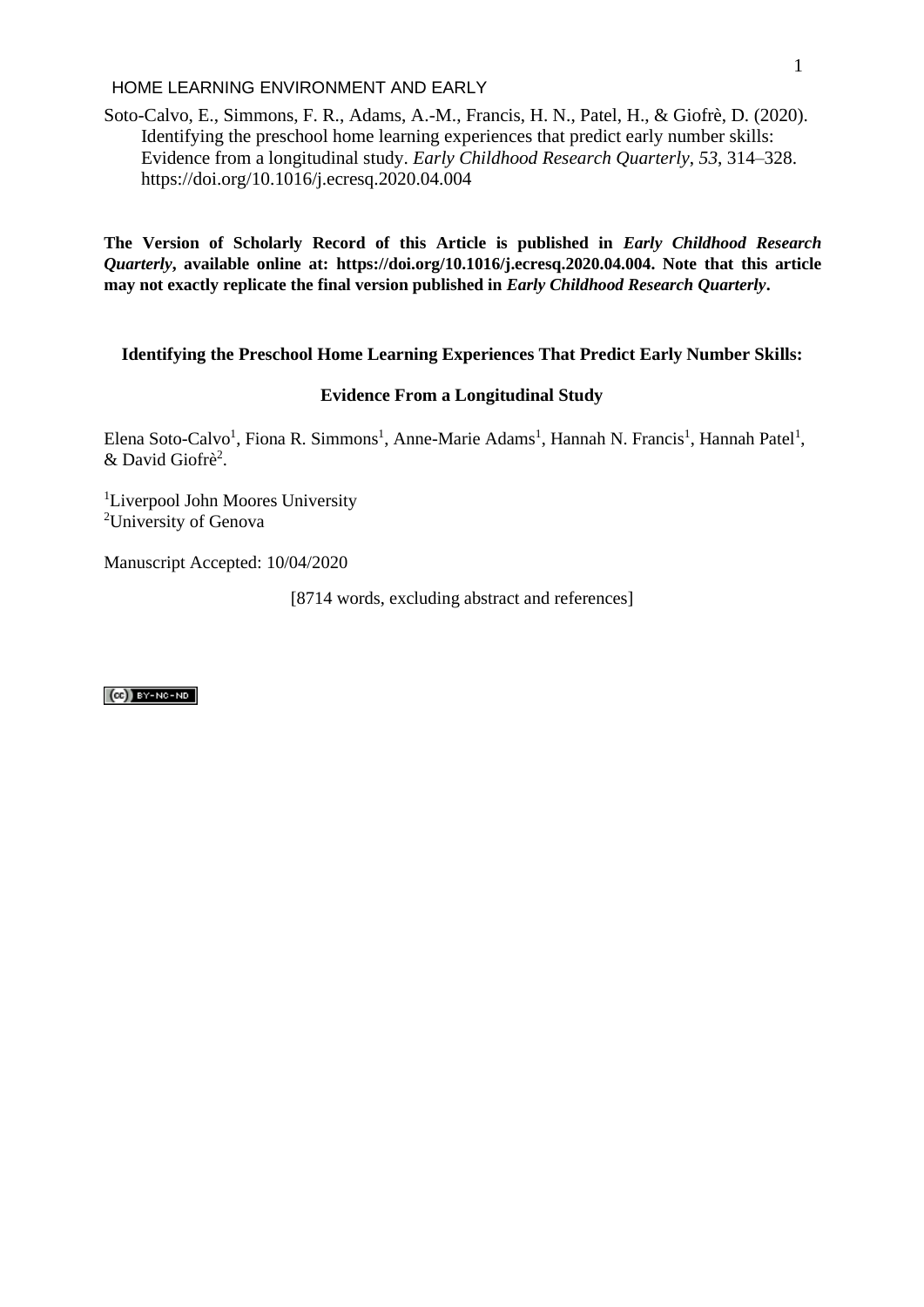Soto-Calvo, E., Simmons, F. R., Adams, A.-M., Francis, H. N., Patel, H., & Giofrè, D. (2020). Identifying the preschool home learning experiences that predict early number skills: Evidence from a longitudinal study. *Early Childhood Research Quarterly*, *53*, 314–328. https://doi.org/10.1016/j.ecresq.2020.04.004

**The Version of Scholarly Record of this Article is published in *Early Childhood Research Quarterly*, available online at: https://doi.org/10.1016/j.ecresq.2020.04.004. Note that this article may not exactly replicate the final version published in *Early Childhood Research Quarterly*.**

# Identifying the Preschool Home Learning Experiences That Predict Early Number Skills: Evidence From a Longitudinal Study

Elena Soto-Calvo[1], Fiona R. Simmons[1], Anne-Marie Adams[1], Hannah N. Francis[1], Hannah Patel[1], & David Giofrè[2].

[1]Liverpool John Moores University
[2]University of Genova

Manuscript Accepted: 10/04/2020

[8714 words, excluding abstract and references]

(cc) BY-NC-ND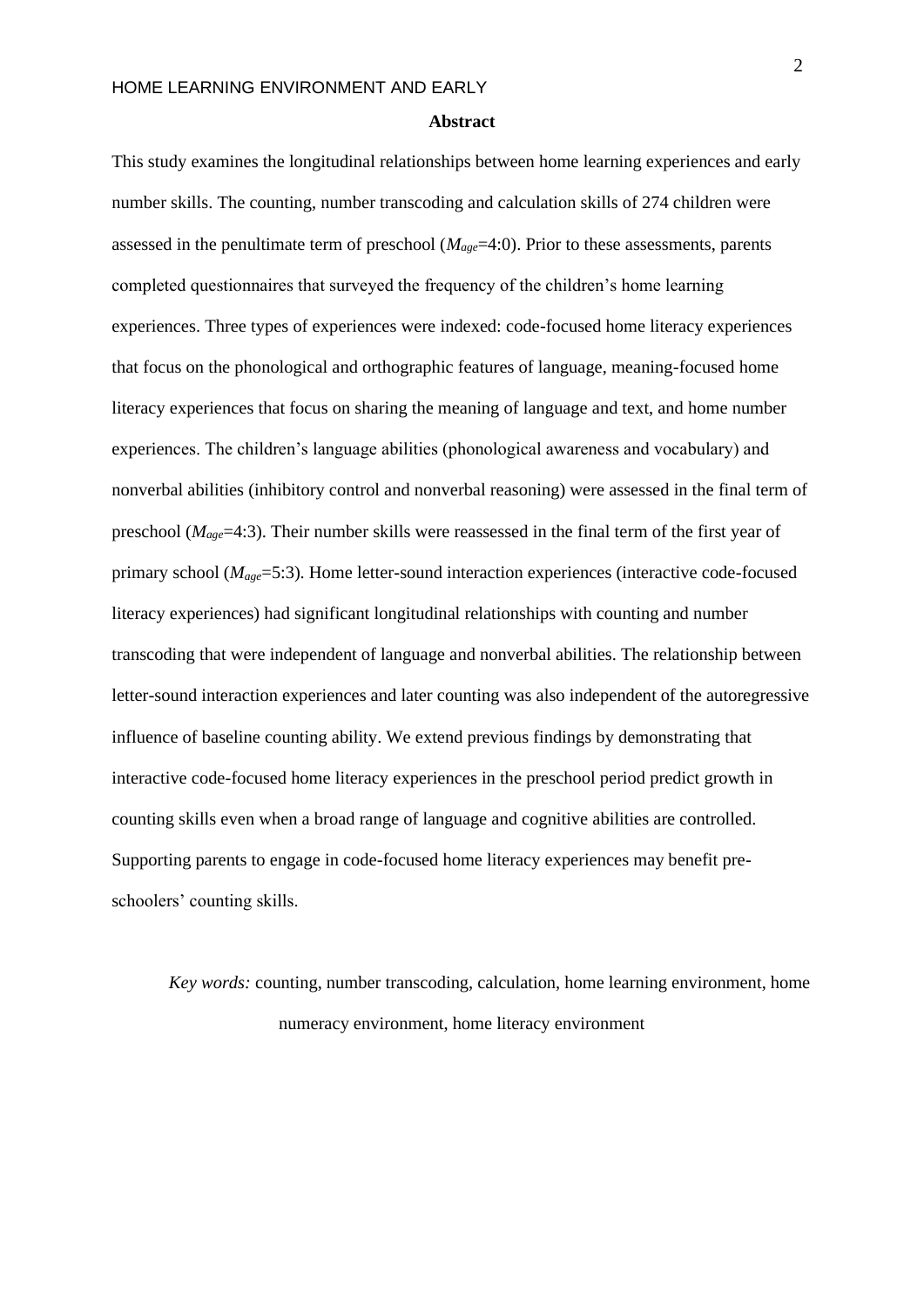## Abstract

This study examines the longitudinal relationships between home learning experiences and early number skills. The counting, number transcoding and calculation skills of 274 children were assessed in the penultimate term of preschool ($M_{age}$=4:0). Prior to these assessments, parents completed questionnaires that surveyed the frequency of the children's home learning experiences. Three types of experiences were indexed: code-focused home literacy experiences that focus on the phonological and orthographic features of language, meaning-focused home literacy experiences that focus on sharing the meaning of language and text, and home number experiences. The children's language abilities (phonological awareness and vocabulary) and nonverbal abilities (inhibitory control and nonverbal reasoning) were assessed in the final term of preschool ($M_{age}$=4:3). Their number skills were reassessed in the final term of the first year of primary school ($M_{age}$=5:3). Home letter-sound interaction experiences (interactive code-focused literacy experiences) had significant longitudinal relationships with counting and number transcoding that were independent of language and nonverbal abilities. The relationship between letter-sound interaction experiences and later counting was also independent of the autoregressive influence of baseline counting ability. We extend previous findings by demonstrating that interactive code-focused home literacy experiences in the preschool period predict growth in counting skills even when a broad range of language and cognitive abilities are controlled. Supporting parents to engage in code-focused home literacy experiences may benefit pre-schoolers' counting skills.

*Key words:* counting, number transcoding, calculation, home learning environment, home numeracy environment, home literacy environment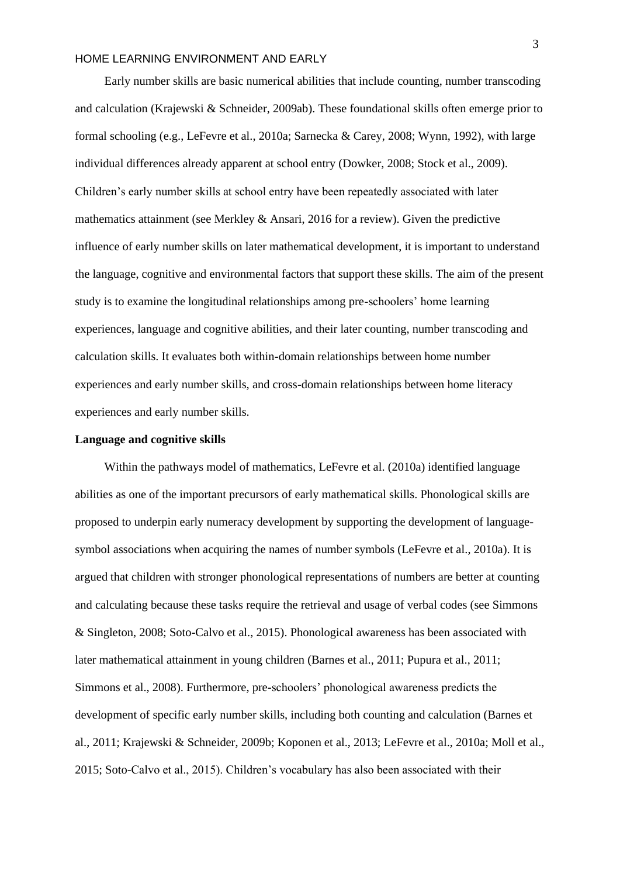Early number skills are basic numerical abilities that include counting, number transcoding and calculation (Krajewski & Schneider, 2009ab). These foundational skills often emerge prior to formal schooling (e.g., LeFevre et al., 2010a; Sarnecka & Carey, 2008; Wynn, 1992), with large individual differences already apparent at school entry (Dowker, 2008; Stock et al., 2009). Children's early number skills at school entry have been repeatedly associated with later mathematics attainment (see Merkley & Ansari, 2016 for a review). Given the predictive influence of early number skills on later mathematical development, it is important to understand the language, cognitive and environmental factors that support these skills. The aim of the present study is to examine the longitudinal relationships among pre-schoolers' home learning experiences, language and cognitive abilities, and their later counting, number transcoding and calculation skills. It evaluates both within-domain relationships between home number experiences and early number skills, and cross-domain relationships between home literacy experiences and early number skills.

**Language and cognitive skills**

Within the pathways model of mathematics, LeFevre et al. (2010a) identified language abilities as one of the important precursors of early mathematical skills. Phonological skills are proposed to underpin early numeracy development by supporting the development of language-symbol associations when acquiring the names of number symbols (LeFevre et al., 2010a). It is argued that children with stronger phonological representations of numbers are better at counting and calculating because these tasks require the retrieval and usage of verbal codes (see Simmons & Singleton, 2008; Soto-Calvo et al., 2015). Phonological awareness has been associated with later mathematical attainment in young children (Barnes et al., 2011; Pupura et al., 2011; Simmons et al., 2008). Furthermore, pre-schoolers' phonological awareness predicts the development of specific early number skills, including both counting and calculation (Barnes et al., 2011; Krajewski & Schneider, 2009b; Koponen et al., 2013; LeFevre et al., 2010a; Moll et al., 2015; Soto-Calvo et al., 2015). Children's vocabulary has also been associated with their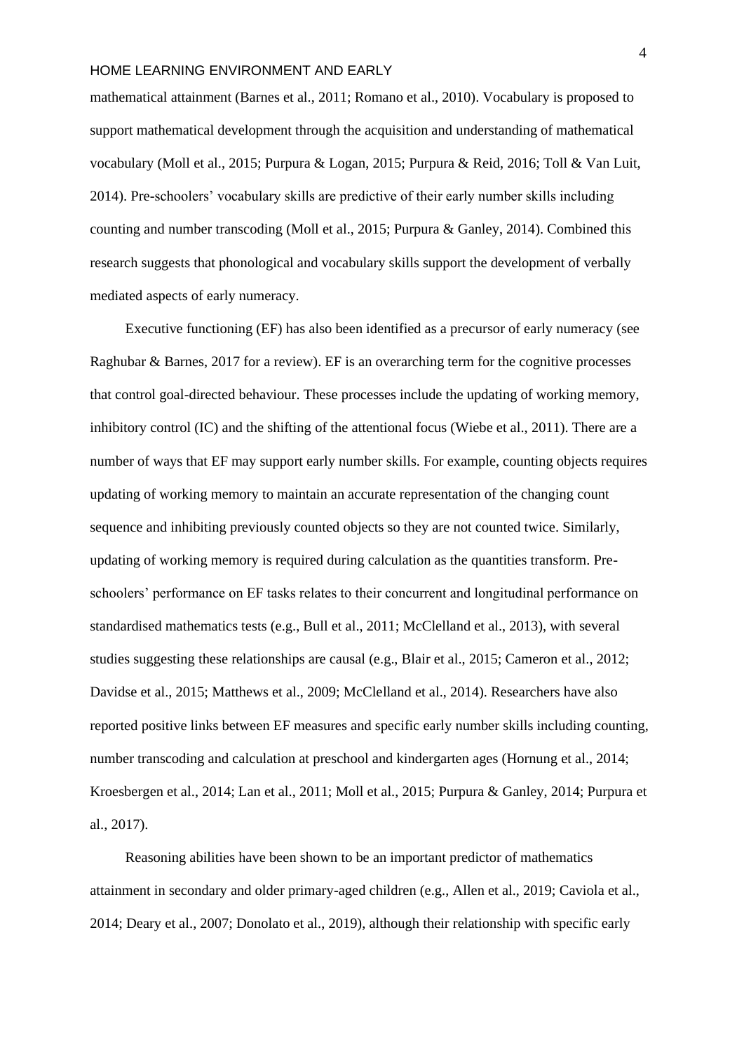mathematical attainment (Barnes et al., 2011; Romano et al., 2010). Vocabulary is proposed to support mathematical development through the acquisition and understanding of mathematical vocabulary (Moll et al., 2015; Purpura & Logan, 2015; Purpura & Reid, 2016; Toll & Van Luit, 2014). Pre-schoolers' vocabulary skills are predictive of their early number skills including counting and number transcoding (Moll et al., 2015; Purpura & Ganley, 2014). Combined this research suggests that phonological and vocabulary skills support the development of verbally mediated aspects of early numeracy.

Executive functioning (EF) has also been identified as a precursor of early numeracy (see Raghubar & Barnes, 2017 for a review). EF is an overarching term for the cognitive processes that control goal-directed behaviour. These processes include the updating of working memory, inhibitory control (IC) and the shifting of the attentional focus (Wiebe et al., 2011). There are a number of ways that EF may support early number skills. For example, counting objects requires updating of working memory to maintain an accurate representation of the changing count sequence and inhibiting previously counted objects so they are not counted twice. Similarly, updating of working memory is required during calculation as the quantities transform. Pre-schoolers' performance on EF tasks relates to their concurrent and longitudinal performance on standardised mathematics tests (e.g., Bull et al., 2011; McClelland et al., 2013), with several studies suggesting these relationships are causal (e.g., Blair et al., 2015; Cameron et al., 2012; Davidse et al., 2015; Matthews et al., 2009; McClelland et al., 2014). Researchers have also reported positive links between EF measures and specific early number skills including counting, number transcoding and calculation at preschool and kindergarten ages (Hornung et al., 2014; Kroesbergen et al., 2014; Lan et al., 2011; Moll et al., 2015; Purpura & Ganley, 2014; Purpura et al., 2017).

Reasoning abilities have been shown to be an important predictor of mathematics attainment in secondary and older primary-aged children (e.g., Allen et al., 2019; Caviola et al., 2014; Deary et al., 2007; Donolato et al., 2019), although their relationship with specific early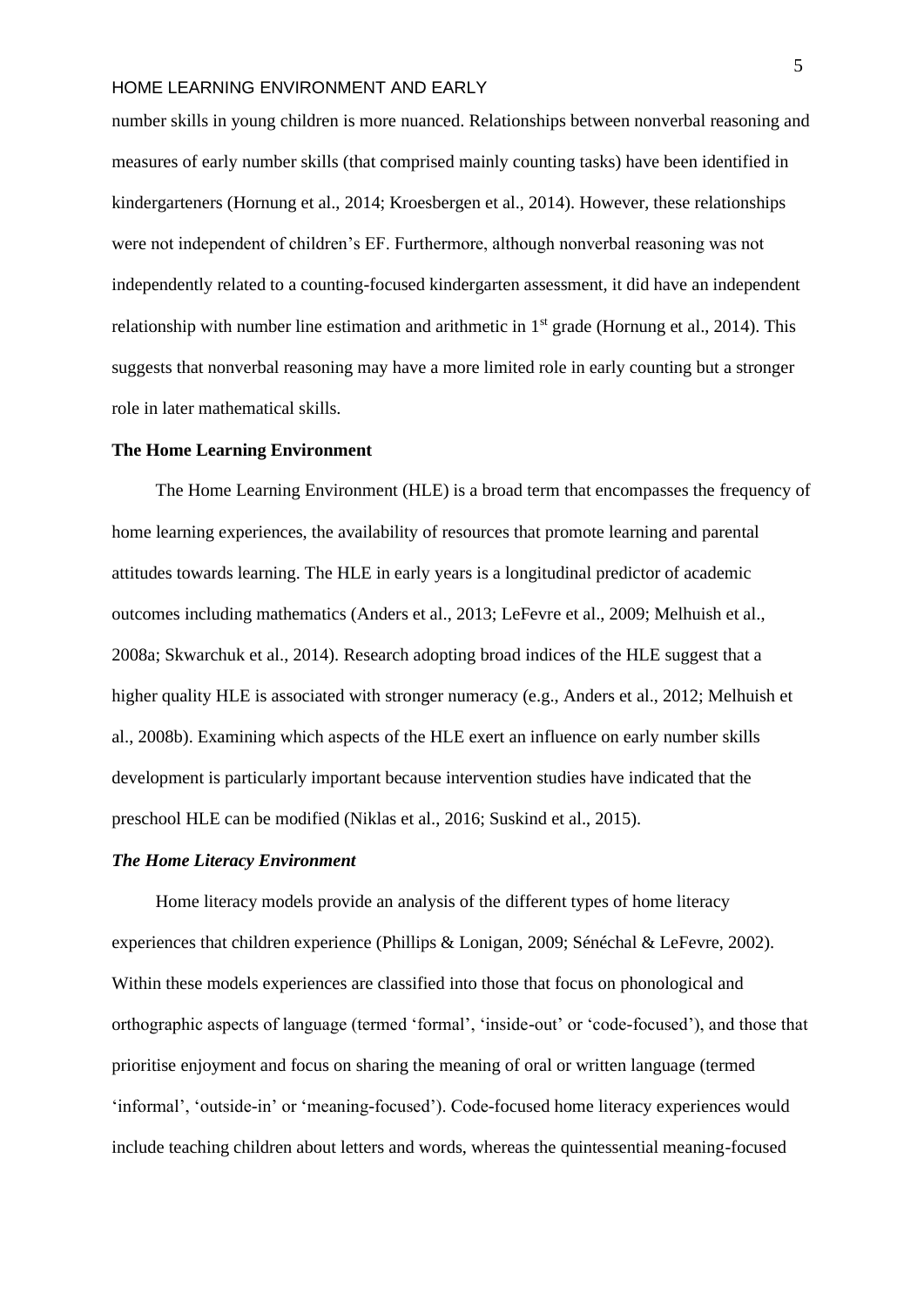number skills in young children is more nuanced. Relationships between nonverbal reasoning and measures of early number skills (that comprised mainly counting tasks) have been identified in kindergarteners (Hornung et al., 2014; Kroesbergen et al., 2014). However, these relationships were not independent of children's EF. Furthermore, although nonverbal reasoning was not independently related to a counting-focused kindergarten assessment, it did have an independent relationship with number line estimation and arithmetic in 1st grade (Hornung et al., 2014). This suggests that nonverbal reasoning may have a more limited role in early counting but a stronger role in later mathematical skills.

## The Home Learning Environment

The Home Learning Environment (HLE) is a broad term that encompasses the frequency of home learning experiences, the availability of resources that promote learning and parental attitudes towards learning. The HLE in early years is a longitudinal predictor of academic outcomes including mathematics (Anders et al., 2013; LeFevre et al., 2009; Melhuish et al., 2008a; Skwarchuk et al., 2014). Research adopting broad indices of the HLE suggest that a higher quality HLE is associated with stronger numeracy (e.g., Anders et al., 2012; Melhuish et al., 2008b). Examining which aspects of the HLE exert an influence on early number skills development is particularly important because intervention studies have indicated that the preschool HLE can be modified (Niklas et al., 2016; Suskind et al., 2015).

### *The Home Literacy Environment*

Home literacy models provide an analysis of the different types of home literacy experiences that children experience (Phillips & Lonigan, 2009; Sénéchal & LeFevre, 2002). Within these models experiences are classified into those that focus on phonological and orthographic aspects of language (termed 'formal', 'inside-out' or 'code-focused'), and those that prioritise enjoyment and focus on sharing the meaning of oral or written language (termed 'informal', 'outside-in' or 'meaning-focused'). Code-focused home literacy experiences would include teaching children about letters and words, whereas the quintessential meaning-focused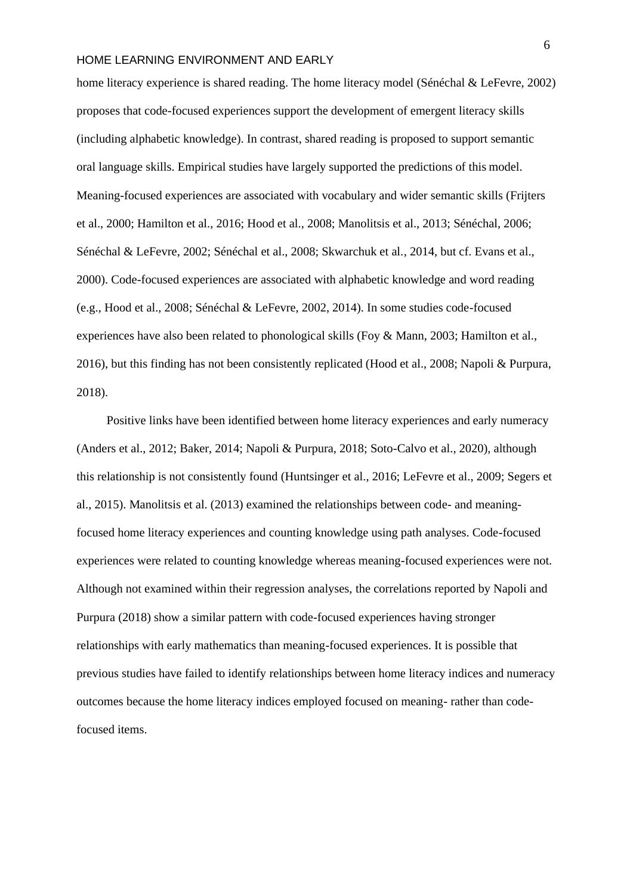home literacy experience is shared reading. The home literacy model (Sénéchal & LeFevre, 2002) proposes that code-focused experiences support the development of emergent literacy skills (including alphabetic knowledge). In contrast, shared reading is proposed to support semantic oral language skills. Empirical studies have largely supported the predictions of this model. Meaning-focused experiences are associated with vocabulary and wider semantic skills (Frijters et al., 2000; Hamilton et al., 2016; Hood et al., 2008; Manolitsis et al., 2013; Sénéchal, 2006; Sénéchal & LeFevre, 2002; Sénéchal et al., 2008; Skwarchuk et al., 2014, but cf. Evans et al., 2000). Code-focused experiences are associated with alphabetic knowledge and word reading (e.g., Hood et al., 2008; Sénéchal & LeFevre, 2002, 2014). In some studies code-focused experiences have also been related to phonological skills (Foy & Mann, 2003; Hamilton et al., 2016), but this finding has not been consistently replicated (Hood et al., 2008; Napoli & Purpura, 2018).

Positive links have been identified between home literacy experiences and early numeracy (Anders et al., 2012; Baker, 2014; Napoli & Purpura, 2018; Soto-Calvo et al., 2020), although this relationship is not consistently found (Huntsinger et al., 2016; LeFevre et al., 2009; Segers et al., 2015). Manolitsis et al. (2013) examined the relationships between code- and meaning-focused home literacy experiences and counting knowledge using path analyses. Code-focused experiences were related to counting knowledge whereas meaning-focused experiences were not. Although not examined within their regression analyses, the correlations reported by Napoli and Purpura (2018) show a similar pattern with code-focused experiences having stronger relationships with early mathematics than meaning-focused experiences. It is possible that previous studies have failed to identify relationships between home literacy indices and numeracy outcomes because the home literacy indices employed focused on meaning- rather than code-focused items.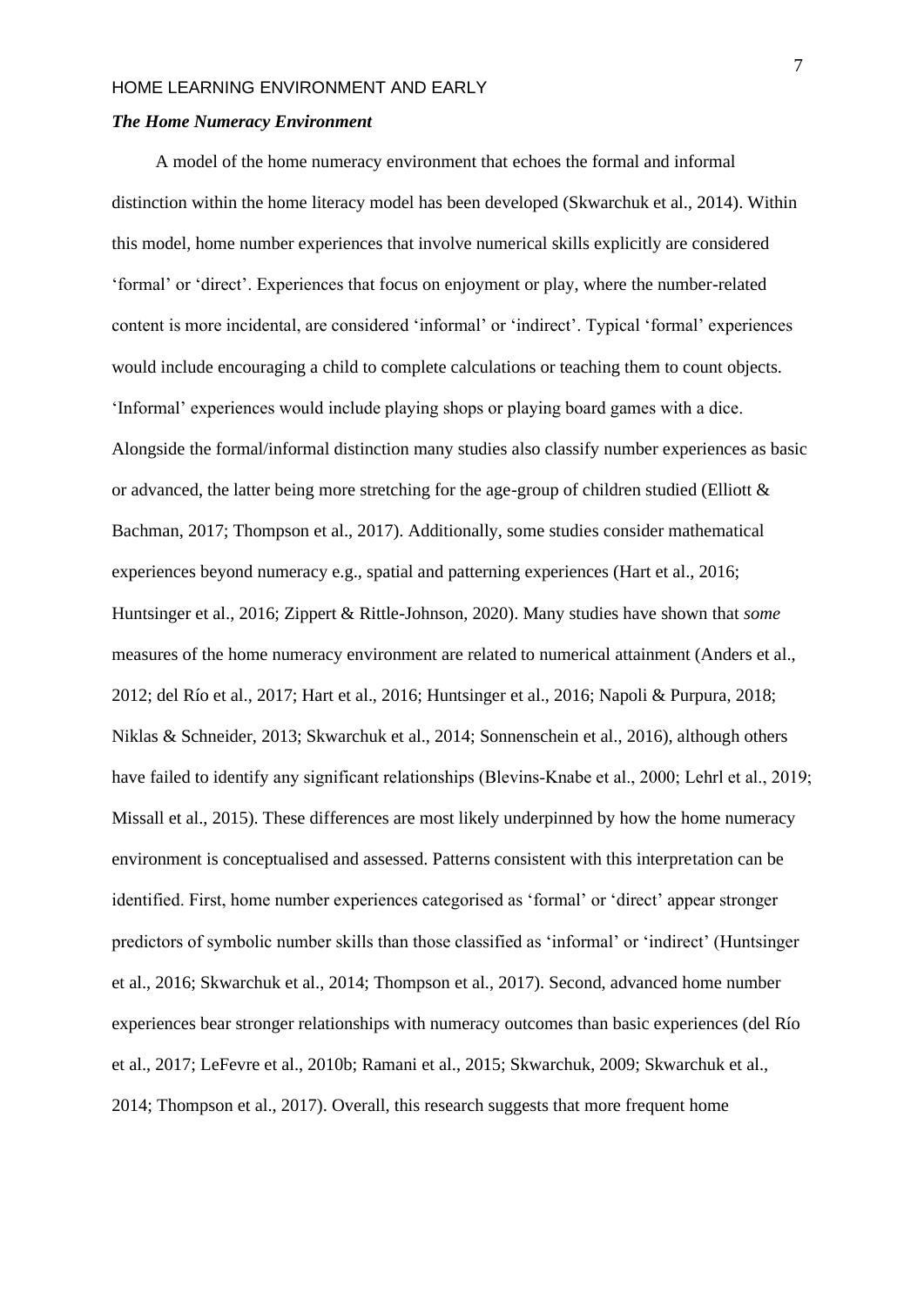### ***The Home Numeracy Environment***

A model of the home numeracy environment that echoes the formal and informal distinction within the home literacy model has been developed (Skwarchuk et al., 2014). Within this model, home number experiences that involve numerical skills explicitly are considered 'formal' or 'direct'. Experiences that focus on enjoyment or play, where the number-related content is more incidental, are considered 'informal' or 'indirect'. Typical 'formal' experiences would include encouraging a child to complete calculations or teaching them to count objects. 'Informal' experiences would include playing shops or playing board games with a dice. Alongside the formal/informal distinction many studies also classify number experiences as basic or advanced, the latter being more stretching for the age-group of children studied (Elliott & Bachman, 2017; Thompson et al., 2017). Additionally, some studies consider mathematical experiences beyond numeracy e.g., spatial and patterning experiences (Hart et al., 2016; Huntsinger et al., 2016; Zippert & Rittle-Johnson, 2020). Many studies have shown that *some* measures of the home numeracy environment are related to numerical attainment (Anders et al., 2012; del Río et al., 2017; Hart et al., 2016; Huntsinger et al., 2016; Napoli & Purpura, 2018; Niklas & Schneider, 2013; Skwarchuk et al., 2014; Sonnenschein et al., 2016), although others have failed to identify any significant relationships (Blevins-Knabe et al., 2000; Lehrl et al., 2019; Missall et al., 2015). These differences are most likely underpinned by how the home numeracy environment is conceptualised and assessed. Patterns consistent with this interpretation can be identified. First, home number experiences categorised as 'formal' or 'direct' appear stronger predictors of symbolic number skills than those classified as 'informal' or 'indirect' (Huntsinger et al., 2016; Skwarchuk et al., 2014; Thompson et al., 2017). Second, advanced home number experiences bear stronger relationships with numeracy outcomes than basic experiences (del Río et al., 2017; LeFevre et al., 2010b; Ramani et al., 2015; Skwarchuk, 2009; Skwarchuk et al., 2014; Thompson et al., 2017). Overall, this research suggests that more frequent home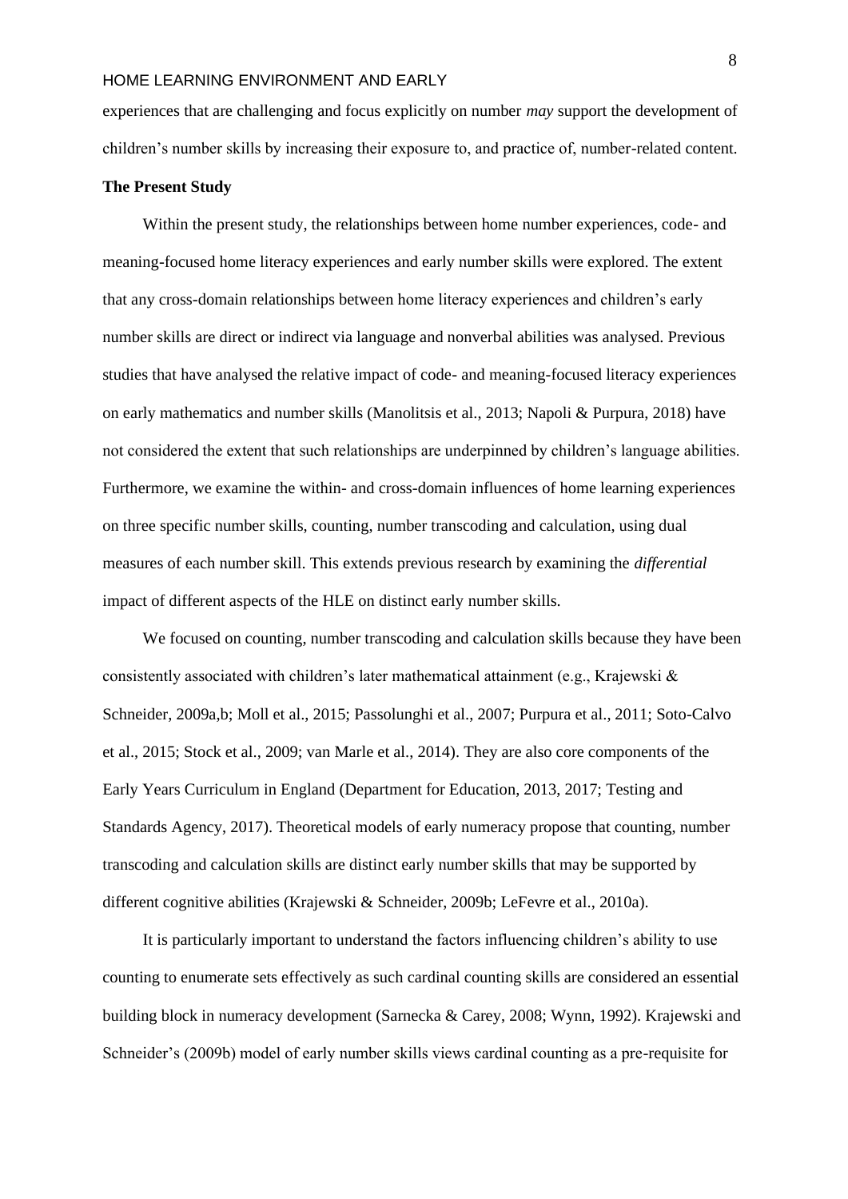experiences that are challenging and focus explicitly on number *may* support the development of children's number skills by increasing their exposure to, and practice of, number-related content.

**The Present Study**

Within the present study, the relationships between home number experiences, code- and meaning-focused home literacy experiences and early number skills were explored. The extent that any cross-domain relationships between home literacy experiences and children's early number skills are direct or indirect via language and nonverbal abilities was analysed. Previous studies that have analysed the relative impact of code- and meaning-focused literacy experiences on early mathematics and number skills (Manolitsis et al., 2013; Napoli & Purpura, 2018) have not considered the extent that such relationships are underpinned by children's language abilities. Furthermore, we examine the within- and cross-domain influences of home learning experiences on three specific number skills, counting, number transcoding and calculation, using dual measures of each number skill. This extends previous research by examining the ***differential*** impact of different aspects of the HLE on distinct early number skills.

We focused on counting, number transcoding and calculation skills because they have been consistently associated with children's later mathematical attainment (e.g., Krajewski & Schneider, 2009a,b; Moll et al., 2015; Passolunghi et al., 2007; Purpura et al., 2011; Soto-Calvo et al., 2015; Stock et al., 2009; van Marle et al., 2014). They are also core components of the Early Years Curriculum in England (Department for Education, 2013, 2017; Testing and Standards Agency, 2017). Theoretical models of early numeracy propose that counting, number transcoding and calculation skills are distinct early number skills that may be supported by different cognitive abilities (Krajewski & Schneider, 2009b; LeFevre et al., 2010a).

It is particularly important to understand the factors influencing children's ability to use counting to enumerate sets effectively as such cardinal counting skills are considered an essential building block in numeracy development (Sarnecka & Carey, 2008; Wynn, 1992). Krajewski and Schneider's (2009b) model of early number skills views cardinal counting as a pre-requisite for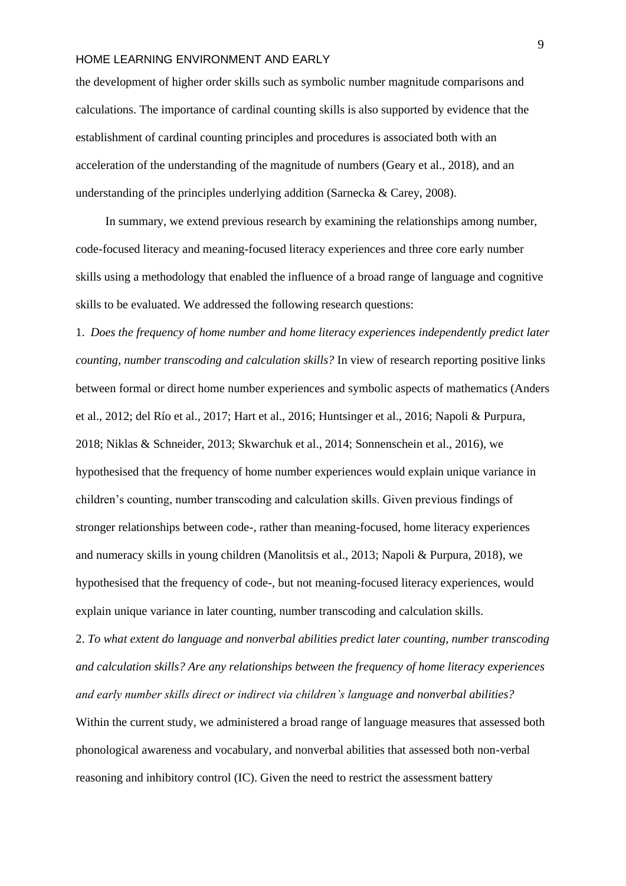the development of higher order skills such as symbolic number magnitude comparisons and calculations. The importance of cardinal counting skills is also supported by evidence that the establishment of cardinal counting principles and procedures is associated both with an acceleration of the understanding of the magnitude of numbers (Geary et al., 2018), and an understanding of the principles underlying addition (Sarnecka & Carey, 2008).

In summary, we extend previous research by examining the relationships among number, code-focused literacy and meaning-focused literacy experiences and three core early number skills using a methodology that enabled the influence of a broad range of language and cognitive skills to be evaluated. We addressed the following research questions:

1. *Does the frequency of home number and home literacy experiences independently predict later counting, number transcoding and calculation skills?* In view of research reporting positive links between formal or direct home number experiences and symbolic aspects of mathematics (Anders et al., 2012; del Río et al., 2017; Hart et al., 2016; Huntsinger et al., 2016; Napoli & Purpura, 2018; Niklas & Schneider, 2013; Skwarchuk et al., 2014; Sonnenschein et al., 2016), we hypothesised that the frequency of home number experiences would explain unique variance in children's counting, number transcoding and calculation skills. Given previous findings of stronger relationships between code-, rather than meaning-focused, home literacy experiences and numeracy skills in young children (Manolitsis et al., 2013; Napoli & Purpura, 2018), we hypothesised that the frequency of code-, but not meaning-focused literacy experiences, would explain unique variance in later counting, number transcoding and calculation skills.

2. *To what extent do language and nonverbal abilities predict later counting, number transcoding and calculation skills? Are any relationships between the frequency of home literacy experiences and early number skills direct or indirect via children's language and nonverbal abilities?* Within the current study, we administered a broad range of language measures that assessed both phonological awareness and vocabulary, and nonverbal abilities that assessed both non-verbal reasoning and inhibitory control (IC). Given the need to restrict the assessment battery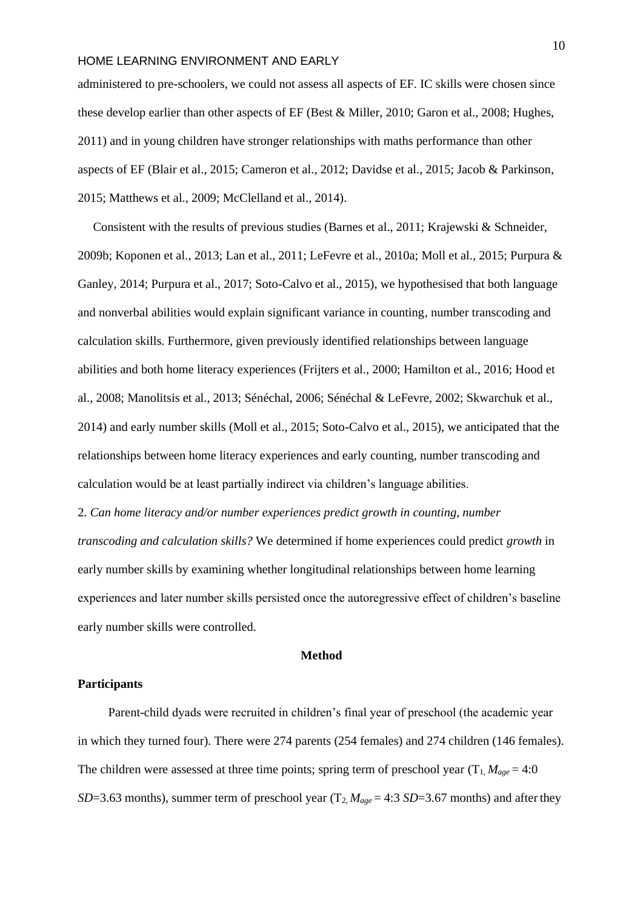administered to pre-schoolers, we could not assess all aspects of EF. IC skills were chosen since these develop earlier than other aspects of EF (Best & Miller, 2010; Garon et al., 2008; Hughes, 2011) and in young children have stronger relationships with maths performance than other aspects of EF (Blair et al., 2015; Cameron et al., 2012; Davidse et al., 2015; Jacob & Parkinson, 2015; Matthews et al., 2009; McClelland et al., 2014).

Consistent with the results of previous studies (Barnes et al., 2011; Krajewski & Schneider, 2009b; Koponen et al., 2013; Lan et al., 2011; LeFevre et al., 2010a; Moll et al., 2015; Purpura & Ganley, 2014; Purpura et al., 2017; Soto-Calvo et al., 2015), we hypothesised that both language and nonverbal abilities would explain significant variance in counting, number transcoding and calculation skills. Furthermore, given previously identified relationships between language abilities and both home literacy experiences (Frijters et al., 2000; Hamilton et al., 2016; Hood et al., 2008; Manolitsis et al., 2013; Sénéchal, 2006; Sénéchal & LeFevre, 2002; Skwarchuk et al., 2014) and early number skills (Moll et al., 2015; Soto-Calvo et al., 2015), we anticipated that the relationships between home literacy experiences and early counting, number transcoding and calculation would be at least partially indirect via children's language abilities.

2. *Can home literacy and/or number experiences predict growth in counting, number transcoding and calculation skills?* We determined if home experiences could predict *growth* in early number skills by examining whether longitudinal relationships between home learning experiences and later number skills persisted once the autoregressive effect of children's baseline early number skills were controlled.

## Method

### Participants

Parent-child dyads were recruited in children's final year of preschool (the academic year in which they turned four). There were 274 parents (254 females) and 274 children (146 females). The children were assessed at three time points; spring term of preschool year ($T_1$, $M_{age}$ = 4:0 *SD*=3.63 months), summer term of preschool year ($T_2$, $M_{age}$ = 4:3 *SD*=3.67 months) and after they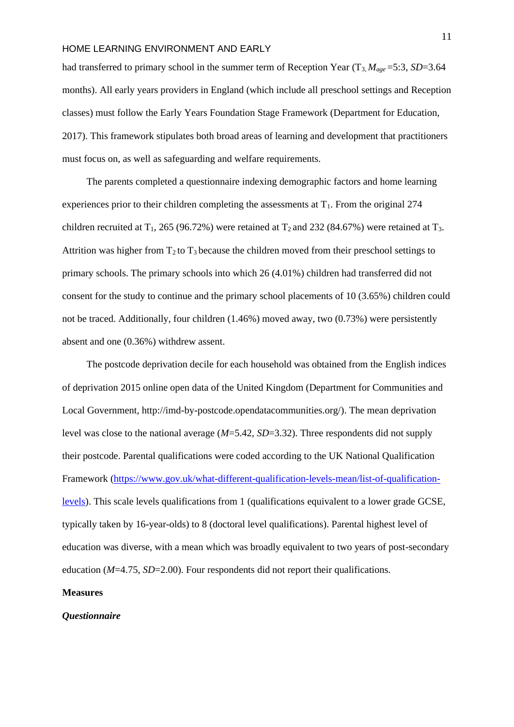had transferred to primary school in the summer term of Reception Year ($T_3$, $M_{age}$ =5:3, *SD*=3.64 months). All early years providers in England (which include all preschool settings and Reception classes) must follow the Early Years Foundation Stage Framework (Department for Education, 2017). This framework stipulates both broad areas of learning and development that practitioners must focus on, as well as safeguarding and welfare requirements.

The parents completed a questionnaire indexing demographic factors and home learning experiences prior to their children completing the assessments at $T_1$. From the original 274 children recruited at $T_1$, 265 (96.72%) were retained at $T_2$ and 232 (84.67%) were retained at $T_3$. Attrition was higher from $T_2$ to $T_3$ because the children moved from their preschool settings to primary schools. The primary schools into which 26 (4.01%) children had transferred did not consent for the study to continue and the primary school placements of 10 (3.65%) children could not be traced. Additionally, four children (1.46%) moved away, two (0.73%) were persistently absent and one (0.36%) withdrew assent.

The postcode deprivation decile for each household was obtained from the English indices of deprivation 2015 online open data of the United Kingdom (Department for Communities and Local Government, http://imd-by-postcode.opendatacommunities.org/). The mean deprivation level was close to the national average (*M*=5.42, *SD*=3.32). Three respondents did not supply their postcode. Parental qualifications were coded according to the UK National Qualification Framework (https://www.gov.uk/what-different-qualification-levels-mean/list-of-qualification-levels). This scale levels qualifications from 1 (qualifications equivalent to a lower grade GCSE, typically taken by 16-year-olds) to 8 (doctoral level qualifications). Parental highest level of education was diverse, with a mean which was broadly equivalent to two years of post-secondary education (*M*=4.75, *SD*=2.00). Four respondents did not report their qualifications.

## Measures

### *Questionnaire*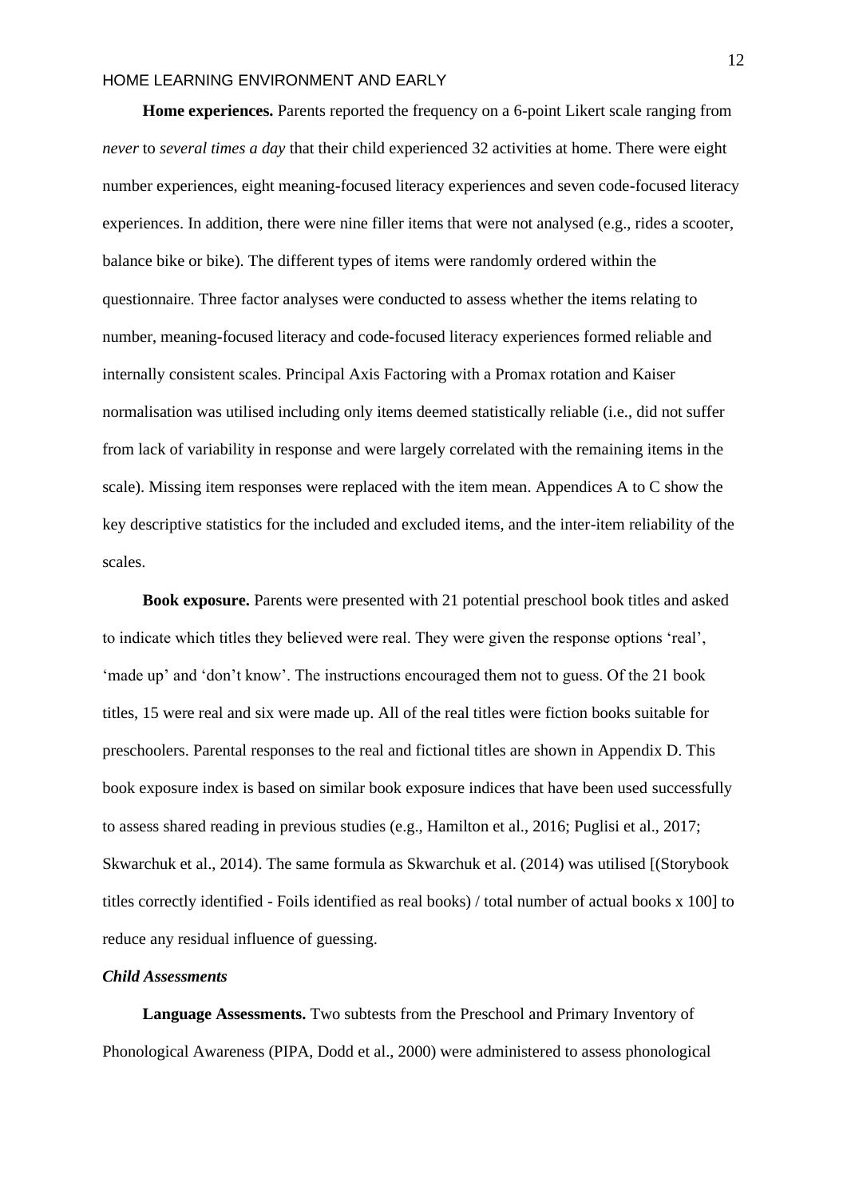**Home experiences.** Parents reported the frequency on a 6-point Likert scale ranging from *never* to *several times a day* that their child experienced 32 activities at home. There were eight number experiences, eight meaning-focused literacy experiences and seven code-focused literacy experiences. In addition, there were nine filler items that were not analysed (e.g., rides a scooter, balance bike or bike). The different types of items were randomly ordered within the questionnaire. Three factor analyses were conducted to assess whether the items relating to number, meaning-focused literacy and code-focused literacy experiences formed reliable and internally consistent scales. Principal Axis Factoring with a Promax rotation and Kaiser normalisation was utilised including only items deemed statistically reliable (i.e., did not suffer from lack of variability in response and were largely correlated with the remaining items in the scale). Missing item responses were replaced with the item mean. Appendices A to C show the key descriptive statistics for the included and excluded items, and the inter-item reliability of the scales.

**Book exposure.** Parents were presented with 21 potential preschool book titles and asked to indicate which titles they believed were real. They were given the response options 'real', 'made up' and 'don't know'. The instructions encouraged them not to guess. Of the 21 book titles, 15 were real and six were made up. All of the real titles were fiction books suitable for preschoolers. Parental responses to the real and fictional titles are shown in Appendix D. This book exposure index is based on similar book exposure indices that have been used successfully to assess shared reading in previous studies (e.g., Hamilton et al., 2016; Puglisi et al., 2017; Skwarchuk et al., 2014). The same formula as Skwarchuk et al. (2014) was utilised [(Storybook titles correctly identified - Foils identified as real books) / total number of actual books x 100] to reduce any residual influence of guessing.

### *Child Assessments*

**Language Assessments.** Two subtests from the Preschool and Primary Inventory of Phonological Awareness (PIPA, Dodd et al., 2000) were administered to assess phonological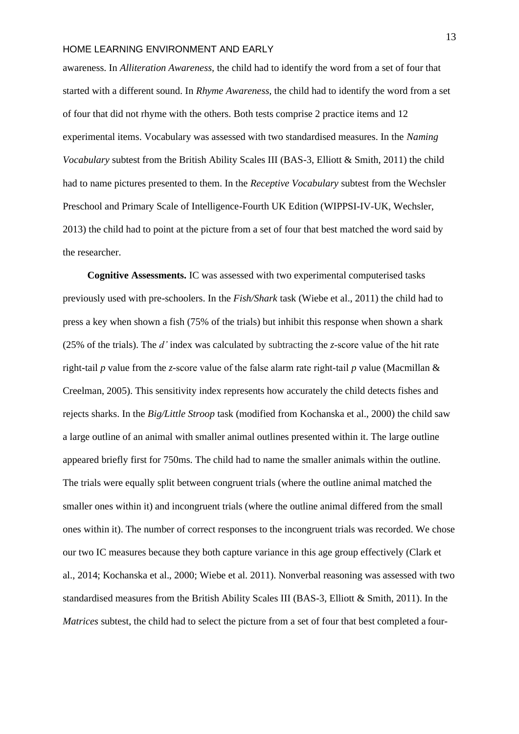awareness. In *Alliteration Awareness,* the child had to identify the word from a set of four that started with a different sound. In *Rhyme Awareness,* the child had to identify the word from a set of four that did not rhyme with the others. Both tests comprise 2 practice items and 12 experimental items. Vocabulary was assessed with two standardised measures. In the *Naming Vocabulary* subtest from the British Ability Scales III (BAS-3, Elliott & Smith, 2011) the child had to name pictures presented to them. In the *Receptive Vocabulary* subtest from the Wechsler Preschool and Primary Scale of Intelligence-Fourth UK Edition (WIPPSI-IV-UK, Wechsler, 2013) the child had to point at the picture from a set of four that best matched the word said by the researcher.

**Cognitive Assessments.** IC was assessed with two experimental computerised tasks previously used with pre-schoolers. In the *Fish/Shark* task (Wiebe et al., 2011) the child had to press a key when shown a fish (75% of the trials) but inhibit this response when shown a shark (25% of the trials). The *d'* index was calculated by subtracting the *z*-score value of the hit rate right-tail *p* value from the *z*-score value of the false alarm rate right-tail *p* value (Macmillan & Creelman, 2005). This sensitivity index represents how accurately the child detects fishes and rejects sharks. In the *Big/Little Stroop* task (modified from Kochanska et al., 2000) the child saw a large outline of an animal with smaller animal outlines presented within it. The large outline appeared briefly first for 750ms. The child had to name the smaller animals within the outline. The trials were equally split between congruent trials (where the outline animal matched the smaller ones within it) and incongruent trials (where the outline animal differed from the small ones within it). The number of correct responses to the incongruent trials was recorded. We chose our two IC measures because they both capture variance in this age group effectively (Clark et al., 2014; Kochanska et al., 2000; Wiebe et al. 2011). Nonverbal reasoning was assessed with two standardised measures from the British Ability Scales III (BAS-3, Elliott & Smith, 2011). In the *Matrices* subtest, the child had to select the picture from a set of four that best completed a four-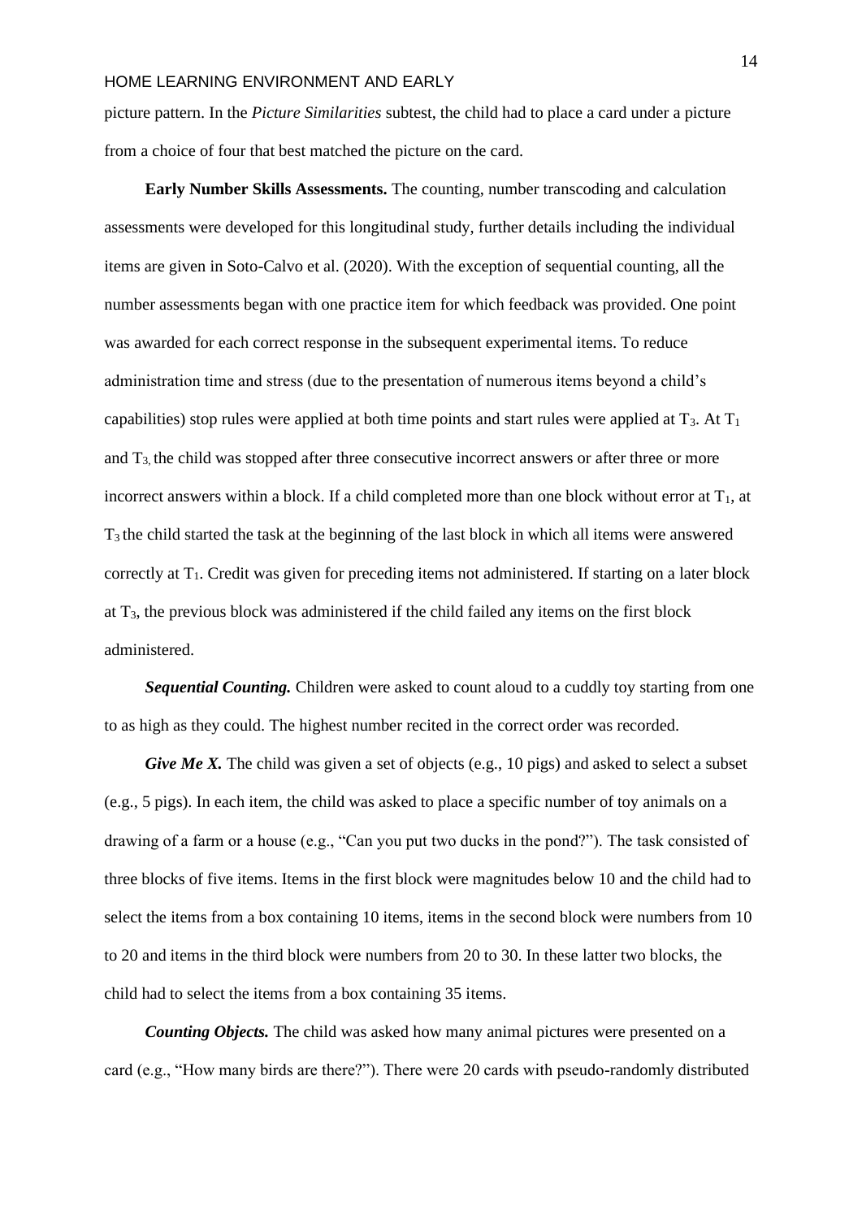picture pattern. In the *Picture Similarities* subtest, the child had to place a card under a picture from a choice of four that best matched the picture on the card.

**Early Number Skills Assessments.** The counting, number transcoding and calculation assessments were developed for this longitudinal study, further details including the individual items are given in Soto-Calvo et al. (2020). With the exception of sequential counting, all the number assessments began with one practice item for which feedback was provided. One point was awarded for each correct response in the subsequent experimental items. To reduce administration time and stress (due to the presentation of numerous items beyond a child's capabilities) stop rules were applied at both time points and start rules were applied at $T_3$. At $T_1$ and $T_3$, the child was stopped after three consecutive incorrect answers or after three or more incorrect answers within a block. If a child completed more than one block without error at $T_1$, at $T_3$ the child started the task at the beginning of the last block in which all items were answered correctly at $T_1$. Credit was given for preceding items not administered. If starting on a later block at $T_3$, the previous block was administered if the child failed any items on the first block administered.

***Sequential Counting.*** Children were asked to count aloud to a cuddly toy starting from one to as high as they could. The highest number recited in the correct order was recorded.

***Give Me X.*** The child was given a set of objects (e.g., 10 pigs) and asked to select a subset (e.g., 5 pigs). In each item, the child was asked to place a specific number of toy animals on a drawing of a farm or a house (e.g., "Can you put two ducks in the pond?"). The task consisted of three blocks of five items. Items in the first block were magnitudes below 10 and the child had to select the items from a box containing 10 items, items in the second block were numbers from 10 to 20 and items in the third block were numbers from 20 to 30. In these latter two blocks, the child had to select the items from a box containing 35 items.

***Counting Objects.*** The child was asked how many animal pictures were presented on a card (e.g., "How many birds are there?"). There were 20 cards with pseudo-randomly distributed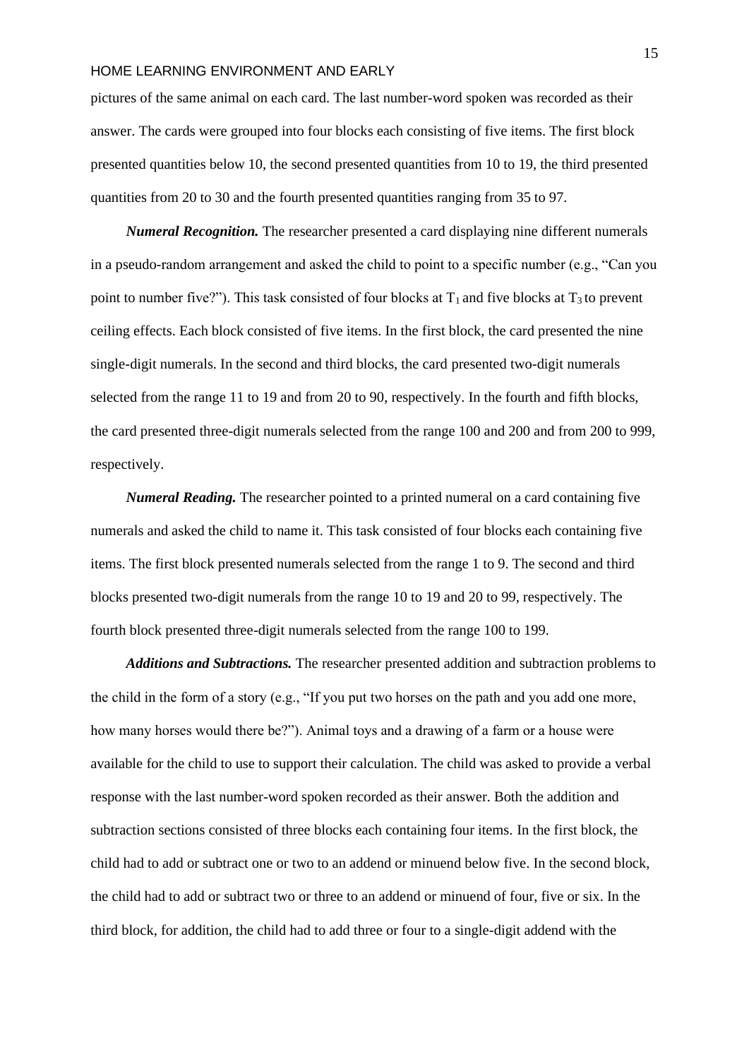pictures of the same animal on each card. The last number-word spoken was recorded as their answer. The cards were grouped into four blocks each consisting of five items. The first block presented quantities below 10, the second presented quantities from 10 to 19, the third presented quantities from 20 to 30 and the fourth presented quantities ranging from 35 to 97.

***Numeral Recognition.*** The researcher presented a card displaying nine different numerals in a pseudo-random arrangement and asked the child to point to a specific number (e.g., "Can you point to number five?"). This task consisted of four blocks at $T_1$ and five blocks at $T_3$ to prevent ceiling effects. Each block consisted of five items. In the first block, the card presented the nine single-digit numerals. In the second and third blocks, the card presented two-digit numerals selected from the range 11 to 19 and from 20 to 90, respectively. In the fourth and fifth blocks, the card presented three-digit numerals selected from the range 100 and 200 and from 200 to 999, respectively.

***Numeral Reading.*** The researcher pointed to a printed numeral on a card containing five numerals and asked the child to name it. This task consisted of four blocks each containing five items. The first block presented numerals selected from the range 1 to 9. The second and third blocks presented two-digit numerals from the range 10 to 19 and 20 to 99, respectively. The fourth block presented three-digit numerals selected from the range 100 to 199.

***Additions and Subtractions.*** The researcher presented addition and subtraction problems to the child in the form of a story (e.g., "If you put two horses on the path and you add one more, how many horses would there be?"). Animal toys and a drawing of a farm or a house were available for the child to use to support their calculation. The child was asked to provide a verbal response with the last number-word spoken recorded as their answer. Both the addition and subtraction sections consisted of three blocks each containing four items. In the first block, the child had to add or subtract one or two to an addend or minuend below five. In the second block, the child had to add or subtract two or three to an addend or minuend of four, five or six. In the third block, for addition, the child had to add three or four to a single-digit addend with the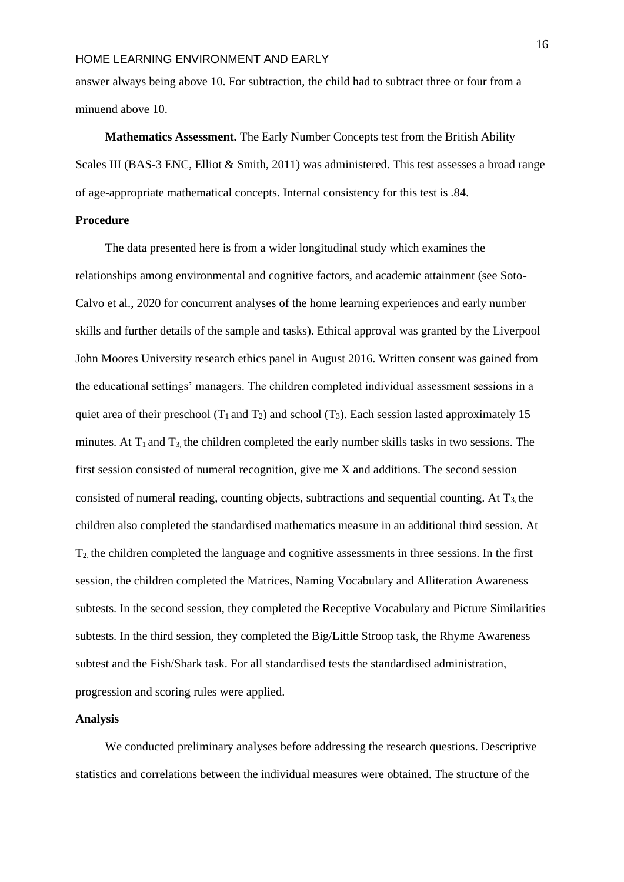answer always being above 10. For subtraction, the child had to subtract three or four from a minuend above 10.

**Mathematics Assessment.** The Early Number Concepts test from the British Ability Scales III (BAS-3 ENC, Elliot & Smith, 2011) was administered. This test assesses a broad range of age-appropriate mathematical concepts. Internal consistency for this test is .84.

## Procedure

The data presented here is from a wider longitudinal study which examines the relationships among environmental and cognitive factors, and academic attainment (see Soto-Calvo et al., 2020 for concurrent analyses of the home learning experiences and early number skills and further details of the sample and tasks). Ethical approval was granted by the Liverpool John Moores University research ethics panel in August 2016. Written consent was gained from the educational settings' managers. The children completed individual assessment sessions in a quiet area of their preschool ($T_1$ and $T_2$) and school ($T_3$). Each session lasted approximately 15 minutes. At $T_1$ and $T_3$, the children completed the early number skills tasks in two sessions. The first session consisted of numeral recognition, give me X and additions. The second session consisted of numeral reading, counting objects, subtractions and sequential counting. At $T_3$, the children also completed the standardised mathematics measure in an additional third session. At $T_2$, the children completed the language and cognitive assessments in three sessions. In the first session, the children completed the Matrices, Naming Vocabulary and Alliteration Awareness subtests. In the second session, they completed the Receptive Vocabulary and Picture Similarities subtests. In the third session, they completed the Big/Little Stroop task, the Rhyme Awareness subtest and the Fish/Shark task. For all standardised tests the standardised administration, progression and scoring rules were applied.

## Analysis

We conducted preliminary analyses before addressing the research questions. Descriptive statistics and correlations between the individual measures were obtained. The structure of the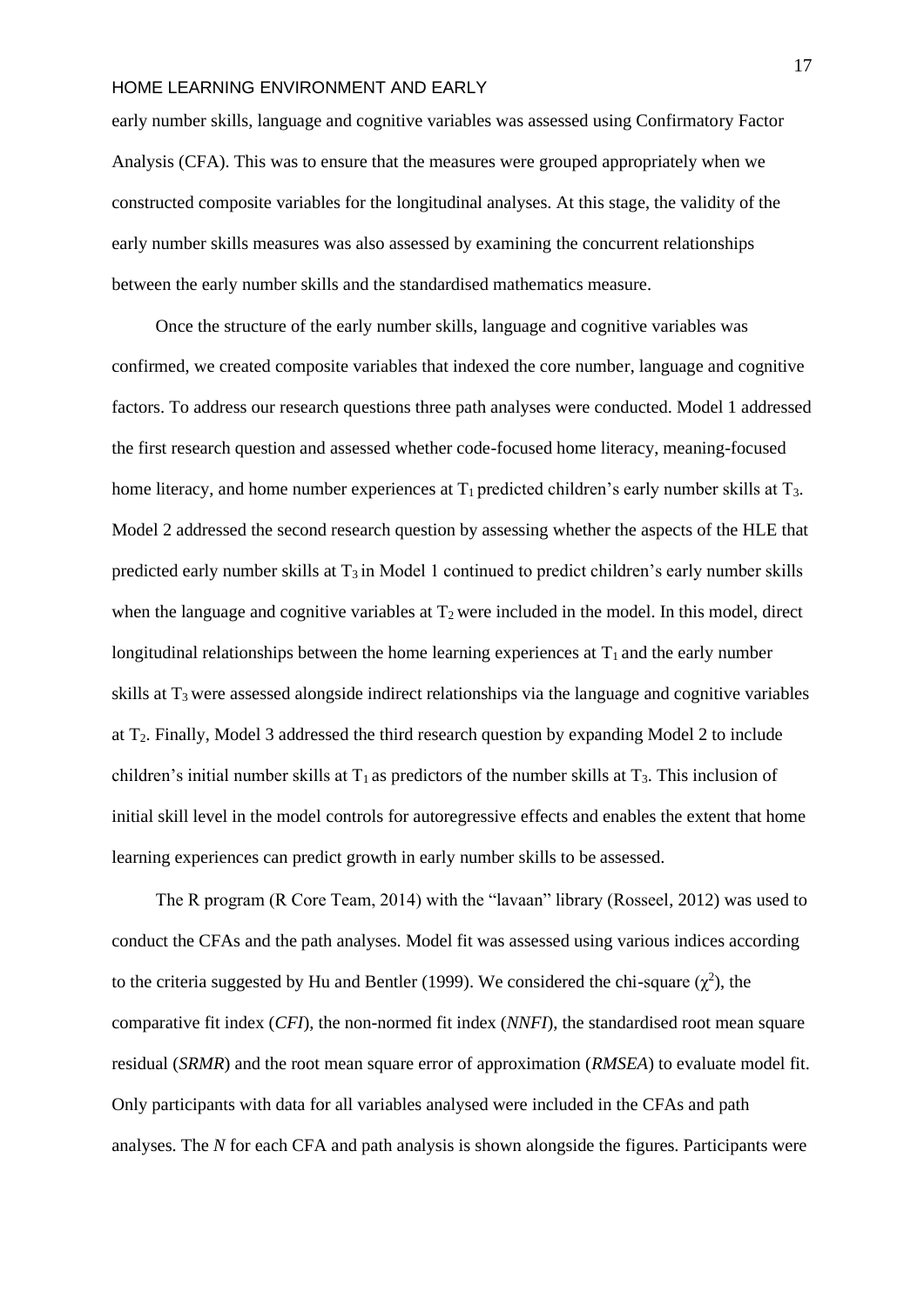early number skills, language and cognitive variables was assessed using Confirmatory Factor Analysis (CFA). This was to ensure that the measures were grouped appropriately when we constructed composite variables for the longitudinal analyses. At this stage, the validity of the early number skills measures was also assessed by examining the concurrent relationships between the early number skills and the standardised mathematics measure.

Once the structure of the early number skills, language and cognitive variables was confirmed, we created composite variables that indexed the core number, language and cognitive factors. To address our research questions three path analyses were conducted. Model 1 addressed the first research question and assessed whether code-focused home literacy, meaning-focused home literacy, and home number experiences at $T_1$ predicted children's early number skills at $T_3$. Model 2 addressed the second research question by assessing whether the aspects of the HLE that predicted early number skills at $T_3$ in Model 1 continued to predict children's early number skills when the language and cognitive variables at $T_2$ were included in the model. In this model, direct longitudinal relationships between the home learning experiences at $T_1$ and the early number skills at $T_3$ were assessed alongside indirect relationships via the language and cognitive variables at $T_2$. Finally, Model 3 addressed the third research question by expanding Model 2 to include children's initial number skills at $T_1$ as predictors of the number skills at $T_3$. This inclusion of initial skill level in the model controls for autoregressive effects and enables the extent that home learning experiences can predict growth in early number skills to be assessed.

The R program (R Core Team, 2014) with the "lavaan" library (Rosseel, 2012) was used to conduct the CFAs and the path analyses. Model fit was assessed using various indices according to the criteria suggested by Hu and Bentler (1999). We considered the chi-square ($\chi^2$), the comparative fit index (*CFI*), the non-normed fit index (*NNFI*), the standardised root mean square residual (*SRMR*) and the root mean square error of approximation (*RMSEA*) to evaluate model fit. Only participants with data for all variables analysed were included in the CFAs and path analyses. The *N* for each CFA and path analysis is shown alongside the figures. Participants were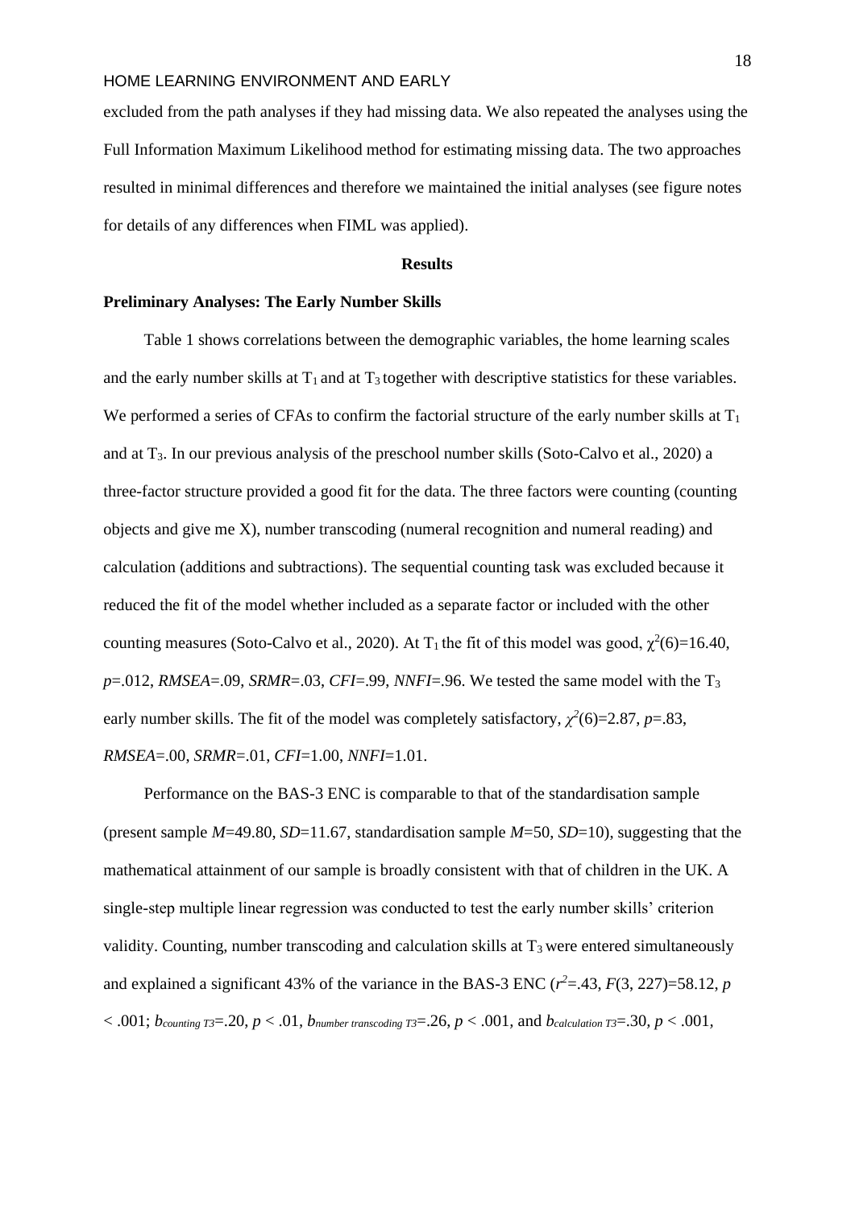excluded from the path analyses if they had missing data. We also repeated the analyses using the Full Information Maximum Likelihood method for estimating missing data. The two approaches resulted in minimal differences and therefore we maintained the initial analyses (see figure notes for details of any differences when FIML was applied).

## Results

### Preliminary Analyses: The Early Number Skills

Table 1 shows correlations between the demographic variables, the home learning scales and the early number skills at $T_1$ and at $T_3$ together with descriptive statistics for these variables. We performed a series of CFAs to confirm the factorial structure of the early number skills at $T_1$ and at $T_3$. In our previous analysis of the preschool number skills (Soto-Calvo et al., 2020) a three-factor structure provided a good fit for the data. The three factors were counting (counting objects and give me X), number transcoding (numeral recognition and numeral reading) and calculation (additions and subtractions). The sequential counting task was excluded because it reduced the fit of the model whether included as a separate factor or included with the other counting measures (Soto-Calvo et al., 2020). At $T_1$ the fit of this model was good, $\chi^2(6)=16.40$, $p=.012$, $RMSEA=.09$, $SRMR=.03$, $CFI=.99$, $NNFI=.96$. We tested the same model with the $T_3$ early number skills. The fit of the model was completely satisfactory, $\chi^2(6)=2.87$, $p=.83$, $RMSEA=.00$, $SRMR=.01$, $CFI=1.00$, $NNFI=1.01$.

Performance on the BAS-3 ENC is comparable to that of the standardisation sample (present sample $M=49.80$, $SD=11.67$, standardisation sample $M=50$, $SD=10$), suggesting that the mathematical attainment of our sample is broadly consistent with that of children in the UK. A single-step multiple linear regression was conducted to test the early number skills' criterion validity. Counting, number transcoding and calculation skills at $T_3$ were entered simultaneously and explained a significant 43% of the variance in the BAS-3 ENC ($r^2=.43$, $F(3, 227)=58.12$, $p < .001$; $b_{counting\ T3}=.20$, $p < .01$, $b_{number\ transcoding\ T3}=.26$, $p < .001$, and $b_{calculation\ T3}=.30$, $p < .001$,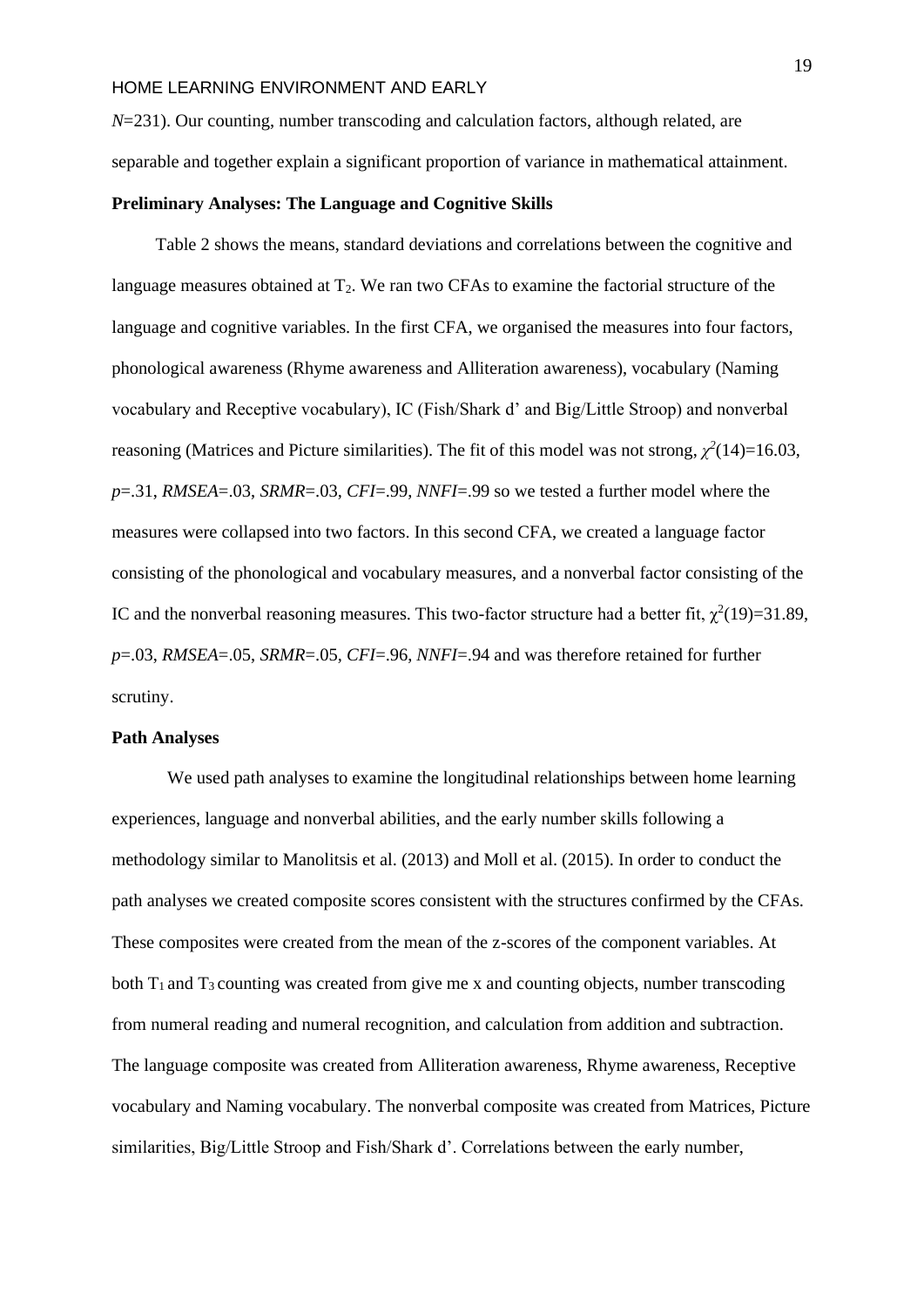*N*=231). Our counting, number transcoding and calculation factors, although related, are separable and together explain a significant proportion of variance in mathematical attainment.

**Preliminary Analyses: The Language and Cognitive Skills**

Table 2 shows the means, standard deviations and correlations between the cognitive and language measures obtained at $T_2$. We ran two CFAs to examine the factorial structure of the language and cognitive variables. In the first CFA, we organised the measures into four factors, phonological awareness (Rhyme awareness and Alliteration awareness), vocabulary (Naming vocabulary and Receptive vocabulary), IC (Fish/Shark d' and Big/Little Stroop) and nonverbal reasoning (Matrices and Picture similarities). The fit of this model was not strong, $\chi^2(14)=16.03$, $p=.31$, $RMSEA=.03$, $SRMR=.03$, $CFI=.99$, $NNFI=.99$ so we tested a further model where the measures were collapsed into two factors. In this second CFA, we created a language factor consisting of the phonological and vocabulary measures, and a nonverbal factor consisting of the IC and the nonverbal reasoning measures. This two-factor structure had a better fit, $\chi^2(19)=31.89$, $p=.03$, $RMSEA=.05$, $SRMR=.05$, $CFI=.96$, $NNFI=.94$ and was therefore retained for further scrutiny.

**Path Analyses**

We used path analyses to examine the longitudinal relationships between home learning experiences, language and nonverbal abilities, and the early number skills following a methodology similar to Manolitsis et al. (2013) and Moll et al. (2015). In order to conduct the path analyses we created composite scores consistent with the structures confirmed by the CFAs. These composites were created from the mean of the z-scores of the component variables. At both $T_1$ and $T_3$ counting was created from give me x and counting objects, number transcoding from numeral reading and numeral recognition, and calculation from addition and subtraction. The language composite was created from Alliteration awareness, Rhyme awareness, Receptive vocabulary and Naming vocabulary. The nonverbal composite was created from Matrices, Picture similarities, Big/Little Stroop and Fish/Shark d'. Correlations between the early number,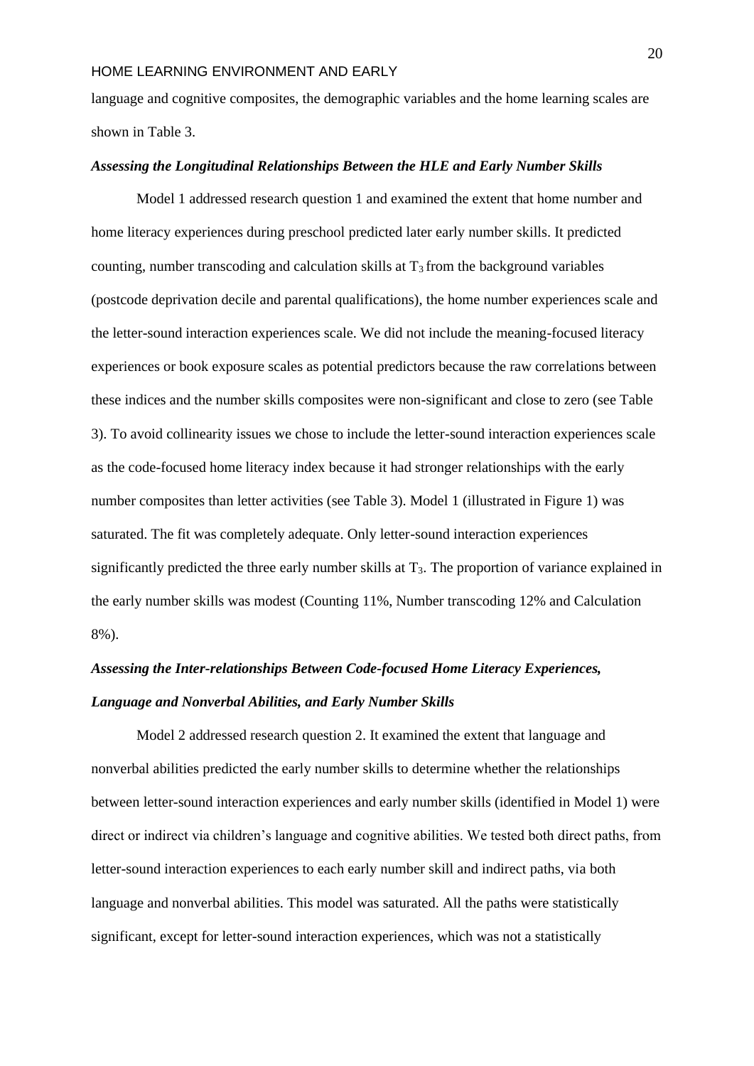language and cognitive composites, the demographic variables and the home learning scales are shown in Table 3.

### *Assessing the Longitudinal Relationships Between the HLE and Early Number Skills*

Model 1 addressed research question 1 and examined the extent that home number and home literacy experiences during preschool predicted later early number skills. It predicted counting, number transcoding and calculation skills at $T_3$ from the background variables (postcode deprivation decile and parental qualifications), the home number experiences scale and the letter-sound interaction experiences scale. We did not include the meaning-focused literacy experiences or book exposure scales as potential predictors because the raw correlations between these indices and the number skills composites were non-significant and close to zero (see Table 3). To avoid collinearity issues we chose to include the letter-sound interaction experiences scale as the code-focused home literacy index because it had stronger relationships with the early number composites than letter activities (see Table 3). Model 1 (illustrated in Figure 1) was saturated. The fit was completely adequate. Only letter-sound interaction experiences significantly predicted the three early number skills at $T_3$. The proportion of variance explained in the early number skills was modest (Counting 11%, Number transcoding 12% and Calculation 8%).

### *Assessing the Inter-relationships Between Code-focused Home Literacy Experiences, Language and Nonverbal Abilities, and Early Number Skills*

Model 2 addressed research question 2. It examined the extent that language and nonverbal abilities predicted the early number skills to determine whether the relationships between letter-sound interaction experiences and early number skills (identified in Model 1) were direct or indirect via children's language and cognitive abilities. We tested both direct paths, from letter-sound interaction experiences to each early number skill and indirect paths, via both language and nonverbal abilities. This model was saturated. All the paths were statistically significant, except for letter-sound interaction experiences, which was not a statistically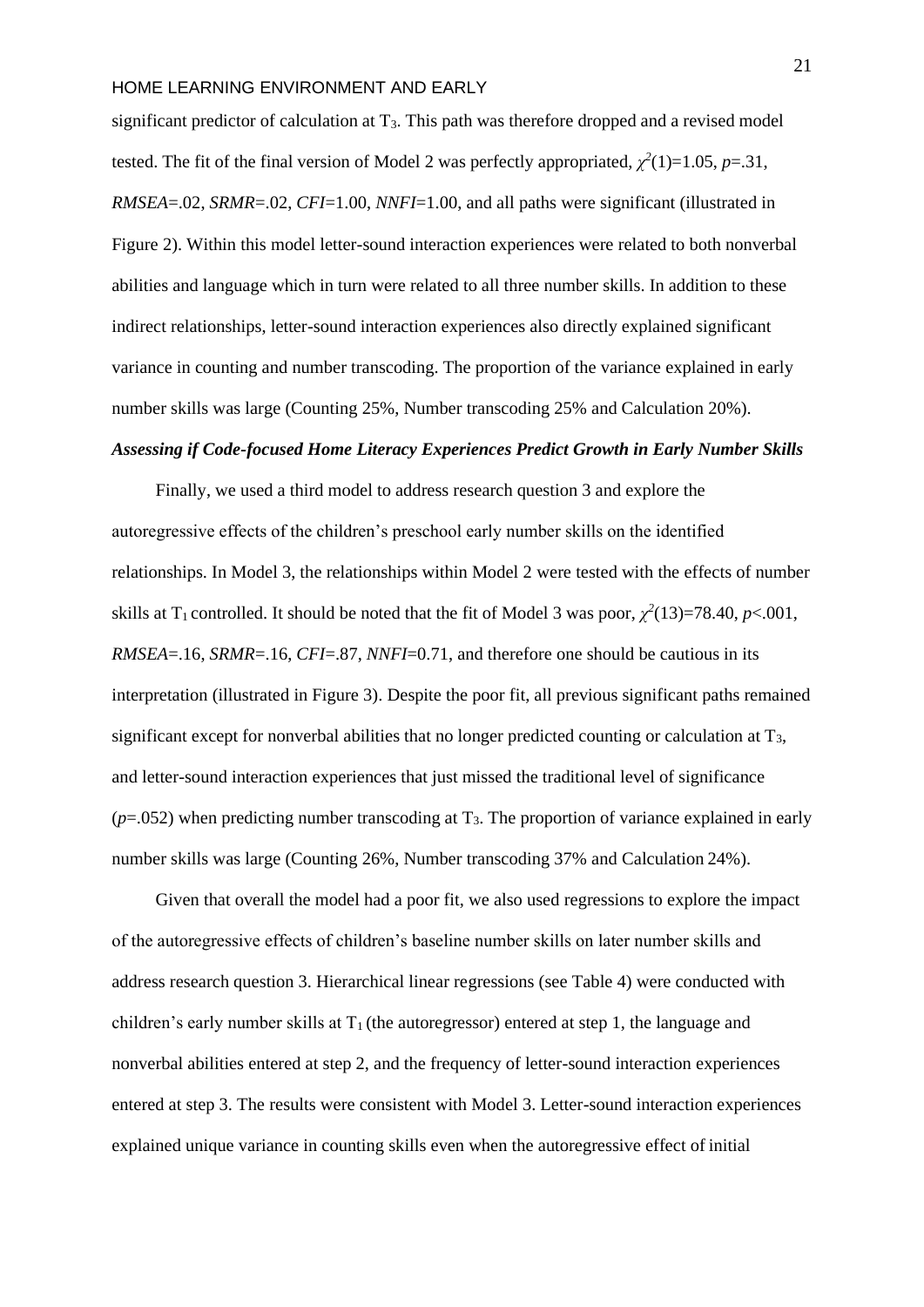significant predictor of calculation at $T_3$. This path was therefore dropped and a revised model tested. The fit of the final version of Model 2 was perfectly appropriated, $\chi^2(1)=1.05$, $p=.31$, *RMSEA*=.02, *SRMR*=.02, *CFI*=1.00, *NNFI*=1.00, and all paths were significant (illustrated in Figure 2). Within this model letter-sound interaction experiences were related to both nonverbal abilities and language which in turn were related to all three number skills. In addition to these indirect relationships, letter-sound interaction experiences also directly explained significant variance in counting and number transcoding. The proportion of the variance explained in early number skills was large (Counting 25%, Number transcoding 25% and Calculation 20%).

### *Assessing if Code-focused Home Literacy Experiences Predict Growth in Early Number Skills*

Finally, we used a third model to address research question 3 and explore the autoregressive effects of the children's preschool early number skills on the identified relationships. In Model 3, the relationships within Model 2 were tested with the effects of number skills at $T_1$ controlled. It should be noted that the fit of Model 3 was poor, $\chi^2(13)=78.40$, $p<.001$, *RMSEA*=.16, *SRMR*=.16, *CFI*=.87, *NNFI*=0.71, and therefore one should be cautious in its interpretation (illustrated in Figure 3). Despite the poor fit, all previous significant paths remained significant except for nonverbal abilities that no longer predicted counting or calculation at $T_3$, and letter-sound interaction experiences that just missed the traditional level of significance ($p=.052$) when predicting number transcoding at $T_3$. The proportion of variance explained in early number skills was large (Counting 26%, Number transcoding 37% and Calculation 24%).

Given that overall the model had a poor fit, we also used regressions to explore the impact of the autoregressive effects of children's baseline number skills on later number skills and address research question 3. Hierarchical linear regressions (see Table 4) were conducted with children's early number skills at $T_1$ (the autoregressor) entered at step 1, the language and nonverbal abilities entered at step 2, and the frequency of letter-sound interaction experiences entered at step 3. The results were consistent with Model 3. Letter-sound interaction experiences explained unique variance in counting skills even when the autoregressive effect of initial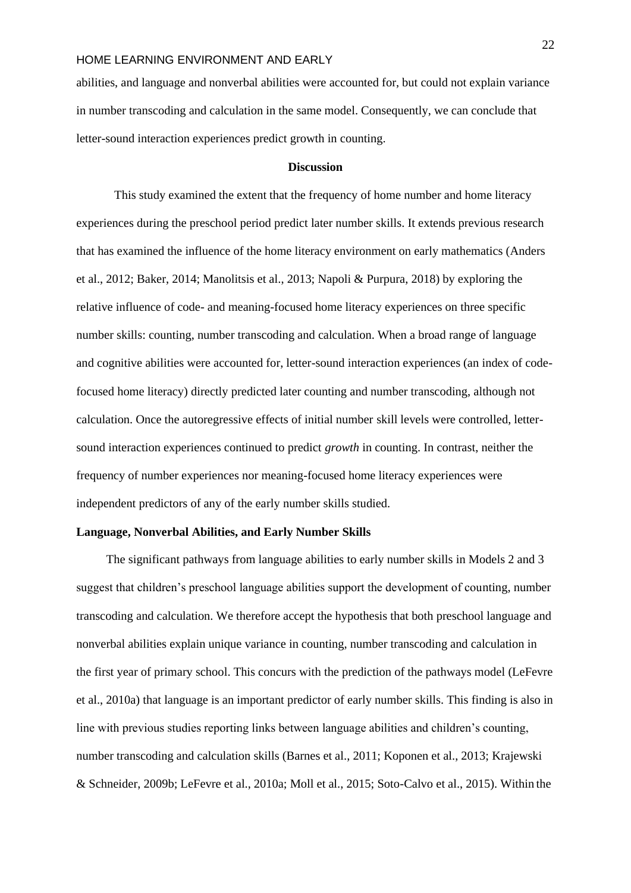abilities, and language and nonverbal abilities were accounted for, but could not explain variance in number transcoding and calculation in the same model. Consequently, we can conclude that letter-sound interaction experiences predict growth in counting.

## Discussion

This study examined the extent that the frequency of home number and home literacy experiences during the preschool period predict later number skills. It extends previous research that has examined the influence of the home literacy environment on early mathematics (Anders et al., 2012; Baker, 2014; Manolitsis et al., 2013; Napoli & Purpura, 2018) by exploring the relative influence of code- and meaning-focused home literacy experiences on three specific number skills: counting, number transcoding and calculation. When a broad range of language and cognitive abilities were accounted for, letter-sound interaction experiences (an index of code-focused home literacy) directly predicted later counting and number transcoding, although not calculation. Once the autoregressive effects of initial number skill levels were controlled, letter-sound interaction experiences continued to predict *growth* in counting. In contrast, neither the frequency of number experiences nor meaning-focused home literacy experiences were independent predictors of any of the early number skills studied.

### Language, Nonverbal Abilities, and Early Number Skills

The significant pathways from language abilities to early number skills in Models 2 and 3 suggest that children's preschool language abilities support the development of counting, number transcoding and calculation. We therefore accept the hypothesis that both preschool language and nonverbal abilities explain unique variance in counting, number transcoding and calculation in the first year of primary school. This concurs with the prediction of the pathways model (LeFevre et al., 2010a) that language is an important predictor of early number skills. This finding is also in line with previous studies reporting links between language abilities and children's counting, number transcoding and calculation skills (Barnes et al., 2011; Koponen et al., 2013; Krajewski & Schneider, 2009b; LeFevre et al., 2010a; Moll et al., 2015; Soto-Calvo et al., 2015). Within the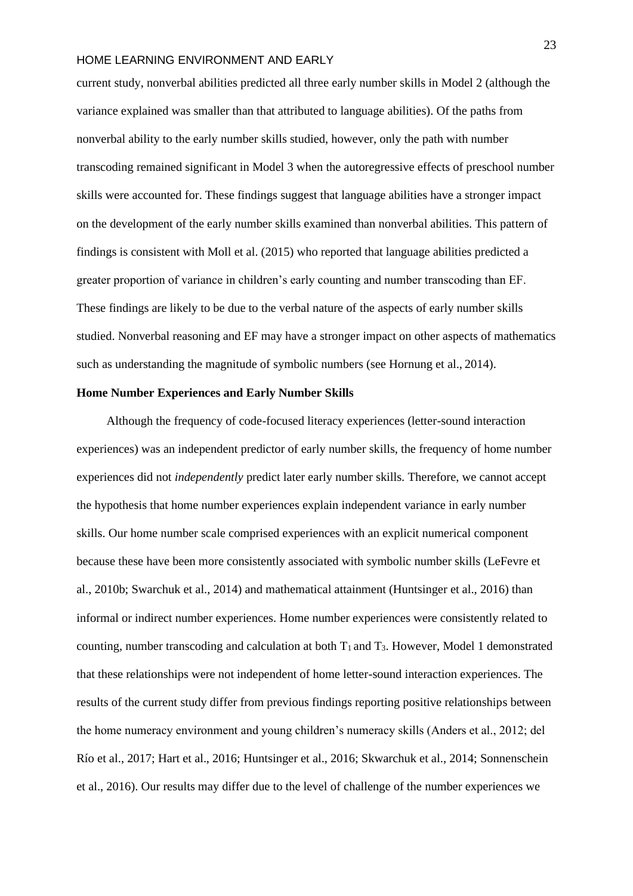current study, nonverbal abilities predicted all three early number skills in Model 2 (although the variance explained was smaller than that attributed to language abilities). Of the paths from nonverbal ability to the early number skills studied, however, only the path with number transcoding remained significant in Model 3 when the autoregressive effects of preschool number skills were accounted for. These findings suggest that language abilities have a stronger impact on the development of the early number skills examined than nonverbal abilities. This pattern of findings is consistent with Moll et al. (2015) who reported that language abilities predicted a greater proportion of variance in children's early counting and number transcoding than EF. These findings are likely to be due to the verbal nature of the aspects of early number skills studied. Nonverbal reasoning and EF may have a stronger impact on other aspects of mathematics such as understanding the magnitude of symbolic numbers (see Hornung et al., 2014).

**Home Number Experiences and Early Number Skills**

Although the frequency of code-focused literacy experiences (letter-sound interaction experiences) was an independent predictor of early number skills, the frequency of home number experiences did not *independently* predict later early number skills. Therefore, we cannot accept the hypothesis that home number experiences explain independent variance in early number skills. Our home number scale comprised experiences with an explicit numerical component because these have been more consistently associated with symbolic number skills (LeFevre et al., 2010b; Swarchuk et al., 2014) and mathematical attainment (Huntsinger et al., 2016) than informal or indirect number experiences. Home number experiences were consistently related to counting, number transcoding and calculation at both $T_1$ and $T_3$. However, Model 1 demonstrated that these relationships were not independent of home letter-sound interaction experiences. The results of the current study differ from previous findings reporting positive relationships between the home numeracy environment and young children's numeracy skills (Anders et al., 2012; del Río et al., 2017; Hart et al., 2016; Huntsinger et al., 2016; Skwarchuk et al., 2014; Sonnenschein et al., 2016). Our results may differ due to the level of challenge of the number experiences we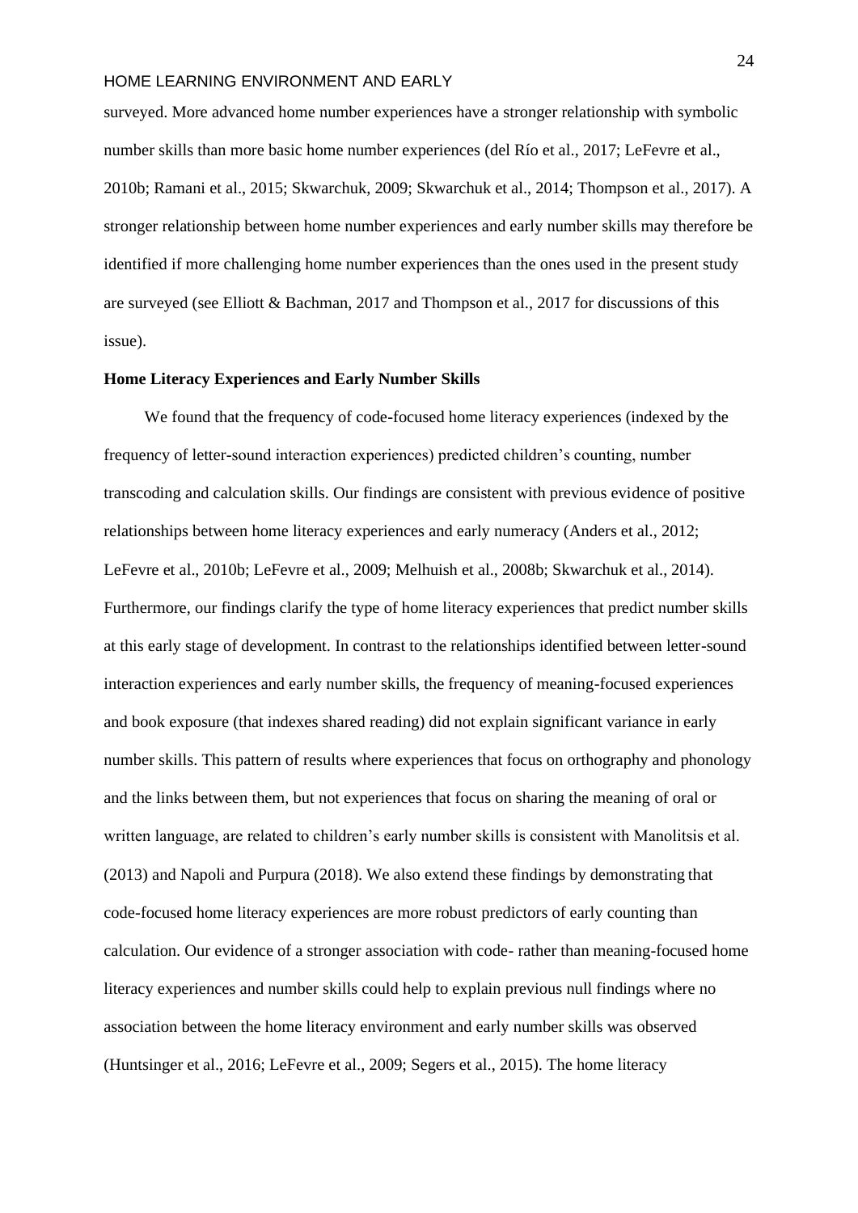surveyed. More advanced home number experiences have a stronger relationship with symbolic number skills than more basic home number experiences (del Río et al., 2017; LeFevre et al., 2010b; Ramani et al., 2015; Skwarchuk, 2009; Skwarchuk et al., 2014; Thompson et al., 2017). A stronger relationship between home number experiences and early number skills may therefore be identified if more challenging home number experiences than the ones used in the present study are surveyed (see Elliott & Bachman, 2017 and Thompson et al., 2017 for discussions of this issue).

**Home Literacy Experiences and Early Number Skills**

We found that the frequency of code-focused home literacy experiences (indexed by the frequency of letter-sound interaction experiences) predicted children's counting, number transcoding and calculation skills. Our findings are consistent with previous evidence of positive relationships between home literacy experiences and early numeracy (Anders et al., 2012; LeFevre et al., 2010b; LeFevre et al., 2009; Melhuish et al., 2008b; Skwarchuk et al., 2014). Furthermore, our findings clarify the type of home literacy experiences that predict number skills at this early stage of development. In contrast to the relationships identified between letter-sound interaction experiences and early number skills, the frequency of meaning-focused experiences and book exposure (that indexes shared reading) did not explain significant variance in early number skills. This pattern of results where experiences that focus on orthography and phonology and the links between them, but not experiences that focus on sharing the meaning of oral or written language, are related to children's early number skills is consistent with Manolitsis et al. (2013) and Napoli and Purpura (2018). We also extend these findings by demonstrating that code-focused home literacy experiences are more robust predictors of early counting than calculation. Our evidence of a stronger association with code- rather than meaning-focused home literacy experiences and number skills could help to explain previous null findings where no association between the home literacy environment and early number skills was observed (Huntsinger et al., 2016; LeFevre et al., 2009; Segers et al., 2015). The home literacy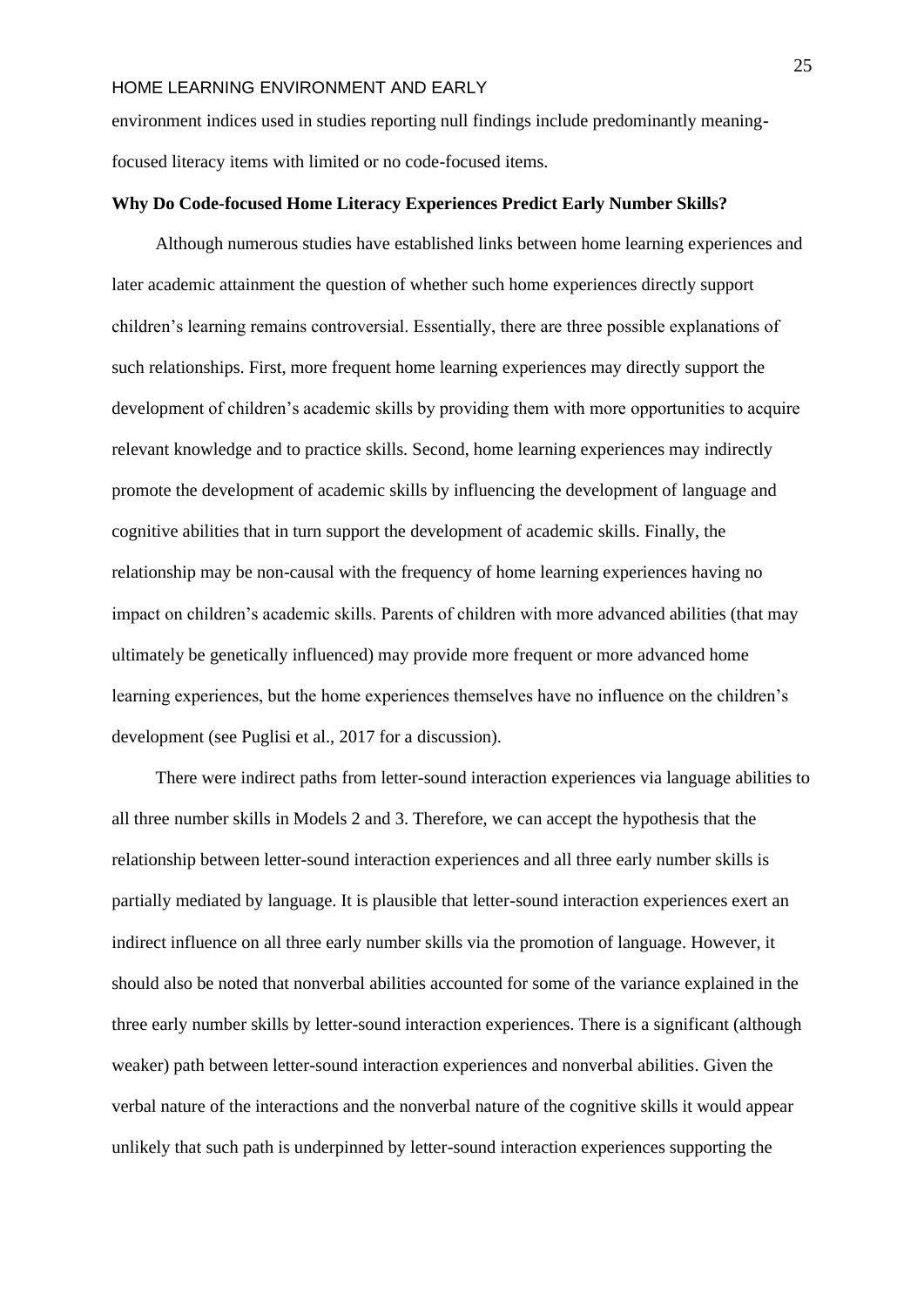environment indices used in studies reporting null findings include predominantly meaning-focused literacy items with limited or no code-focused items.

**Why Do Code-focused Home Literacy Experiences Predict Early Number Skills?**

Although numerous studies have established links between home learning experiences and later academic attainment the question of whether such home experiences directly support children's learning remains controversial. Essentially, there are three possible explanations of such relationships. First, more frequent home learning experiences may directly support the development of children's academic skills by providing them with more opportunities to acquire relevant knowledge and to practice skills. Second, home learning experiences may indirectly promote the development of academic skills by influencing the development of language and cognitive abilities that in turn support the development of academic skills. Finally, the relationship may be non-causal with the frequency of home learning experiences having no impact on children's academic skills. Parents of children with more advanced abilities (that may ultimately be genetically influenced) may provide more frequent or more advanced home learning experiences, but the home experiences themselves have no influence on the children's development (see Puglisi et al., 2017 for a discussion).

There were indirect paths from letter-sound interaction experiences via language abilities to all three number skills in Models 2 and 3. Therefore, we can accept the hypothesis that the relationship between letter-sound interaction experiences and all three early number skills is partially mediated by language. It is plausible that letter-sound interaction experiences exert an indirect influence on all three early number skills via the promotion of language. However, it should also be noted that nonverbal abilities accounted for some of the variance explained in the three early number skills by letter-sound interaction experiences. There is a significant (although weaker) path between letter-sound interaction experiences and nonverbal abilities. Given the verbal nature of the interactions and the nonverbal nature of the cognitive skills it would appear unlikely that such path is underpinned by letter-sound interaction experiences supporting the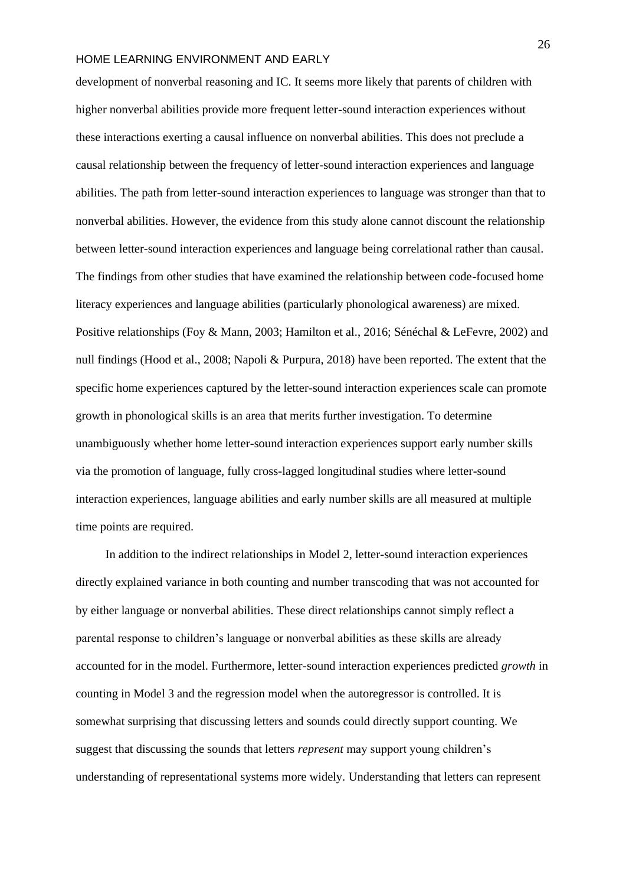development of nonverbal reasoning and IC. It seems more likely that parents of children with higher nonverbal abilities provide more frequent letter-sound interaction experiences without these interactions exerting a causal influence on nonverbal abilities. This does not preclude a causal relationship between the frequency of letter-sound interaction experiences and language abilities. The path from letter-sound interaction experiences to language was stronger than that to nonverbal abilities. However, the evidence from this study alone cannot discount the relationship between letter-sound interaction experiences and language being correlational rather than causal. The findings from other studies that have examined the relationship between code-focused home literacy experiences and language abilities (particularly phonological awareness) are mixed. Positive relationships (Foy & Mann, 2003; Hamilton et al., 2016; Sénéchal & LeFevre, 2002) and null findings (Hood et al., 2008; Napoli & Purpura, 2018) have been reported. The extent that the specific home experiences captured by the letter-sound interaction experiences scale can promote growth in phonological skills is an area that merits further investigation. To determine unambiguously whether home letter-sound interaction experiences support early number skills via the promotion of language, fully cross-lagged longitudinal studies where letter-sound interaction experiences, language abilities and early number skills are all measured at multiple time points are required.

In addition to the indirect relationships in Model 2, letter-sound interaction experiences directly explained variance in both counting and number transcoding that was not accounted for by either language or nonverbal abilities. These direct relationships cannot simply reflect a parental response to children's language or nonverbal abilities as these skills are already accounted for in the model. Furthermore, letter-sound interaction experiences predicted *growth* in counting in Model 3 and the regression model when the autoregressor is controlled. It is somewhat surprising that discussing letters and sounds could directly support counting. We suggest that discussing the sounds that letters *represent* may support young children's understanding of representational systems more widely. Understanding that letters can represent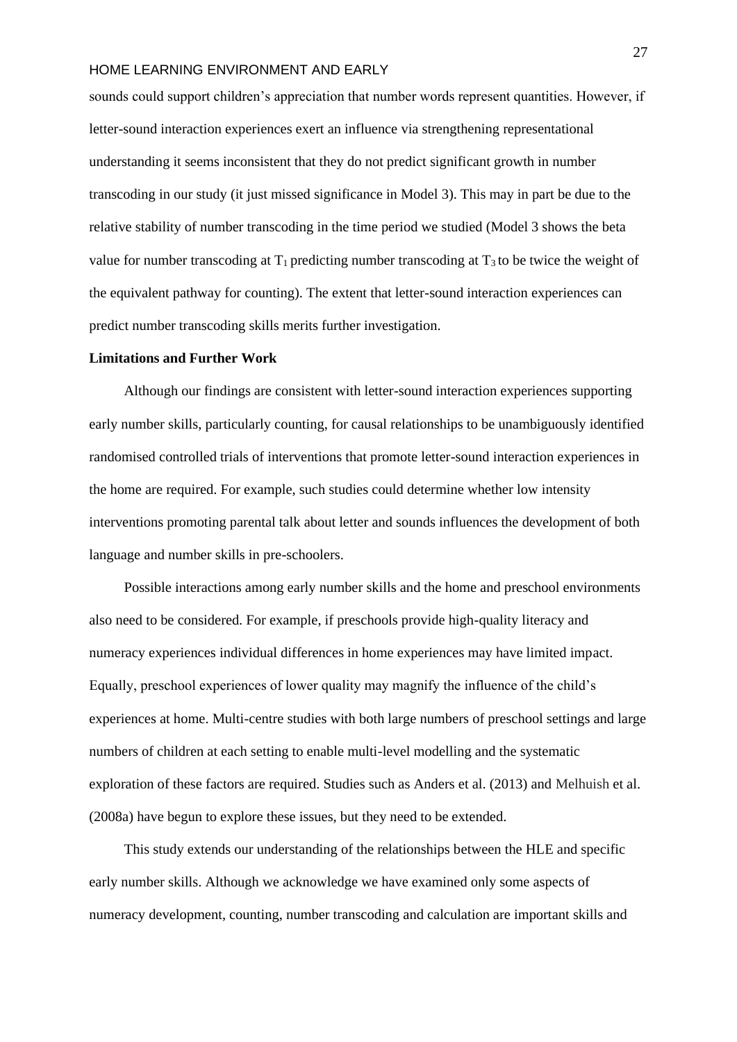sounds could support children's appreciation that number words represent quantities. However, if letter-sound interaction experiences exert an influence via strengthening representational understanding it seems inconsistent that they do not predict significant growth in number transcoding in our study (it just missed significance in Model 3). This may in part be due to the relative stability of number transcoding in the time period we studied (Model 3 shows the beta value for number transcoding at $T_1$ predicting number transcoding at $T_3$ to be twice the weight of the equivalent pathway for counting). The extent that letter-sound interaction experiences can predict number transcoding skills merits further investigation.

**Limitations and Further Work**

Although our findings are consistent with letter-sound interaction experiences supporting early number skills, particularly counting, for causal relationships to be unambiguously identified randomised controlled trials of interventions that promote letter-sound interaction experiences in the home are required. For example, such studies could determine whether low intensity interventions promoting parental talk about letter and sounds influences the development of both language and number skills in pre-schoolers.

Possible interactions among early number skills and the home and preschool environments also need to be considered. For example, if preschools provide high-quality literacy and numeracy experiences individual differences in home experiences may have limited impact. Equally, preschool experiences of lower quality may magnify the influence of the child's experiences at home. Multi-centre studies with both large numbers of preschool settings and large numbers of children at each setting to enable multi-level modelling and the systematic exploration of these factors are required. Studies such as Anders et al. (2013) and Melhuish et al. (2008a) have begun to explore these issues, but they need to be extended.

This study extends our understanding of the relationships between the HLE and specific early number skills. Although we acknowledge we have examined only some aspects of numeracy development, counting, number transcoding and calculation are important skills and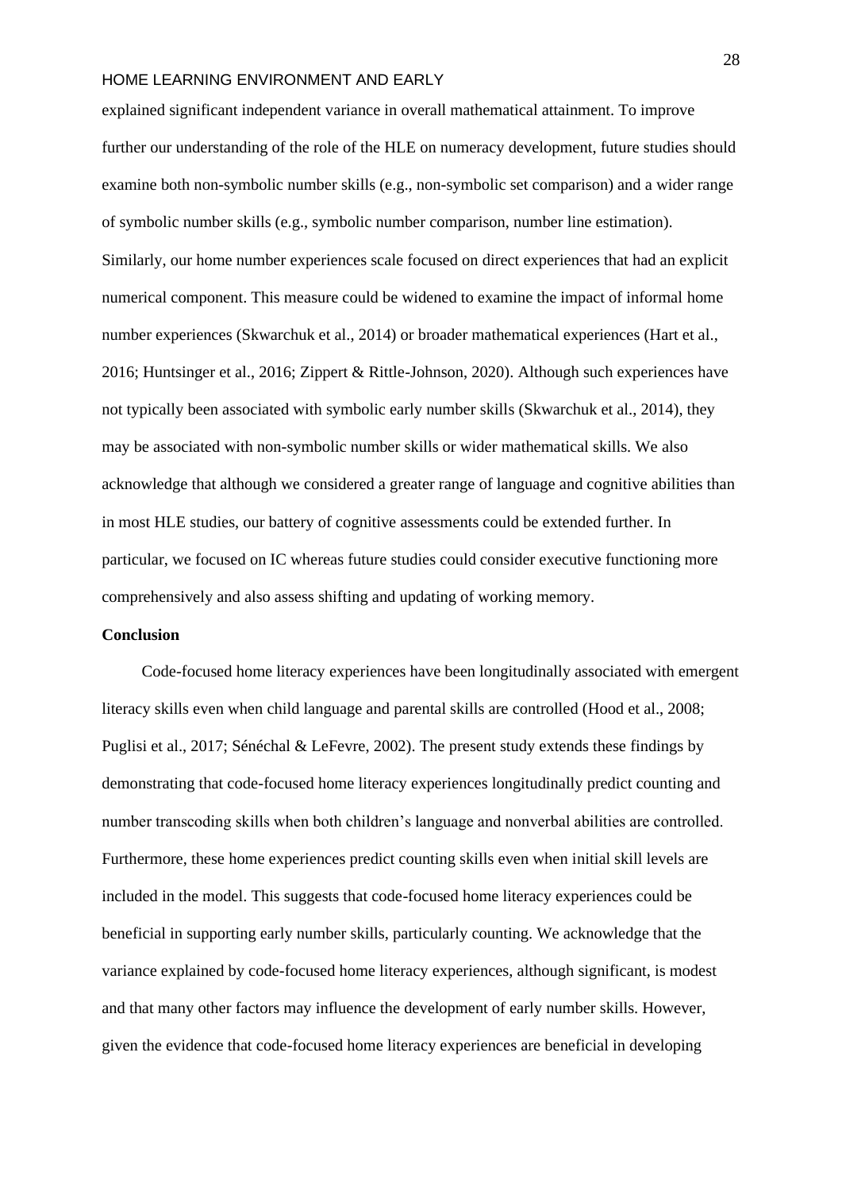explained significant independent variance in overall mathematical attainment. To improve further our understanding of the role of the HLE on numeracy development, future studies should examine both non-symbolic number skills (e.g., non-symbolic set comparison) and a wider range of symbolic number skills (e.g., symbolic number comparison, number line estimation). Similarly, our home number experiences scale focused on direct experiences that had an explicit numerical component. This measure could be widened to examine the impact of informal home number experiences (Skwarchuk et al., 2014) or broader mathematical experiences (Hart et al., 2016; Huntsinger et al., 2016; Zippert & Rittle-Johnson, 2020). Although such experiences have not typically been associated with symbolic early number skills (Skwarchuk et al., 2014), they may be associated with non-symbolic number skills or wider mathematical skills. We also acknowledge that although we considered a greater range of language and cognitive abilities than in most HLE studies, our battery of cognitive assessments could be extended further. In particular, we focused on IC whereas future studies could consider executive functioning more comprehensively and also assess shifting and updating of working memory.

## Conclusion

Code-focused home literacy experiences have been longitudinally associated with emergent literacy skills even when child language and parental skills are controlled (Hood et al., 2008; Puglisi et al., 2017; Sénéchal & LeFevre, 2002). The present study extends these findings by demonstrating that code-focused home literacy experiences longitudinally predict counting and number transcoding skills when both children's language and nonverbal abilities are controlled. Furthermore, these home experiences predict counting skills even when initial skill levels are included in the model. This suggests that code-focused home literacy experiences could be beneficial in supporting early number skills, particularly counting. We acknowledge that the variance explained by code-focused home literacy experiences, although significant, is modest and that many other factors may influence the development of early number skills. However, given the evidence that code-focused home literacy experiences are beneficial in developing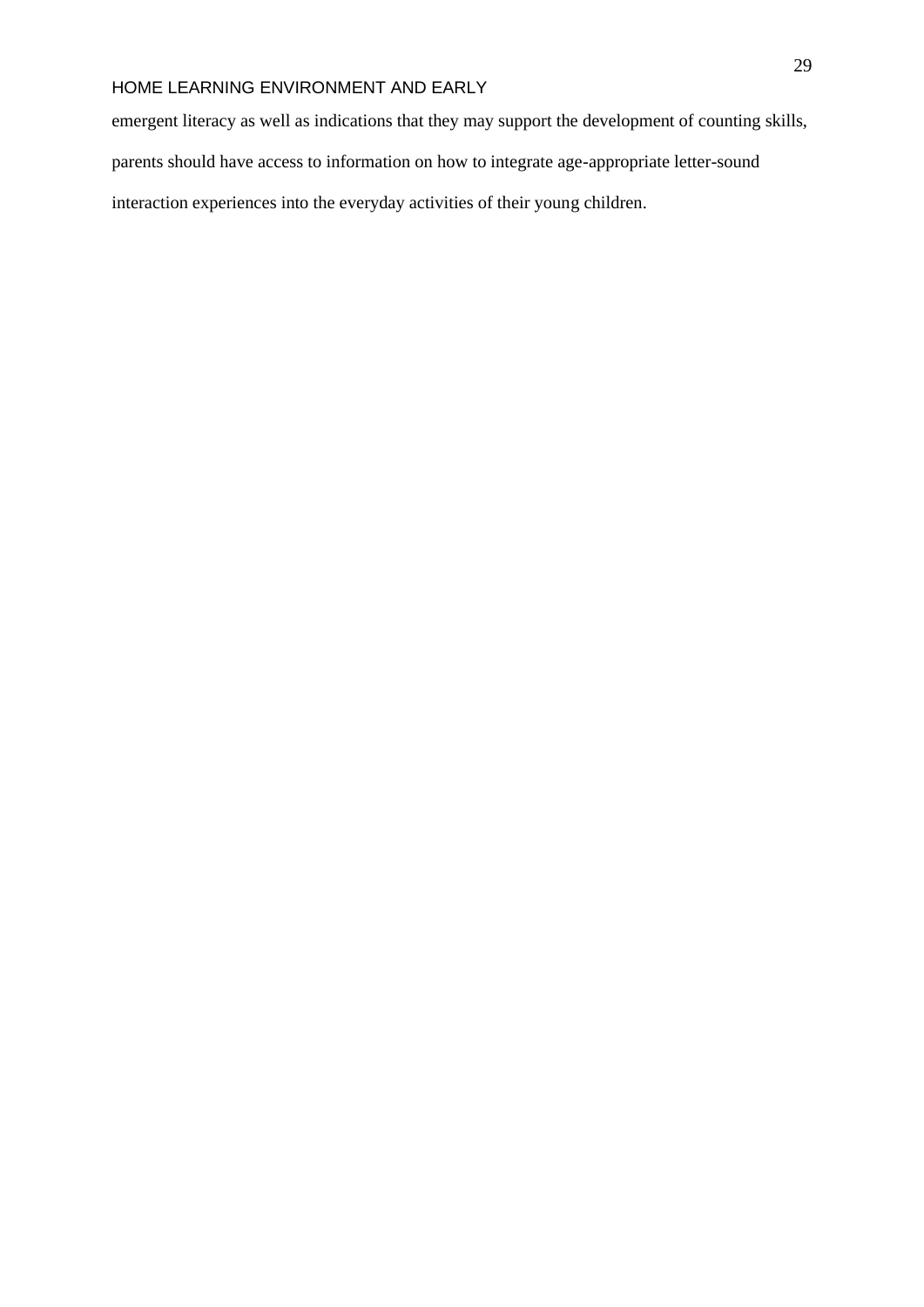emergent literacy as well as indications that they may support the development of counting skills, parents should have access to information on how to integrate age-appropriate letter-sound interaction experiences into the everyday activities of their young children.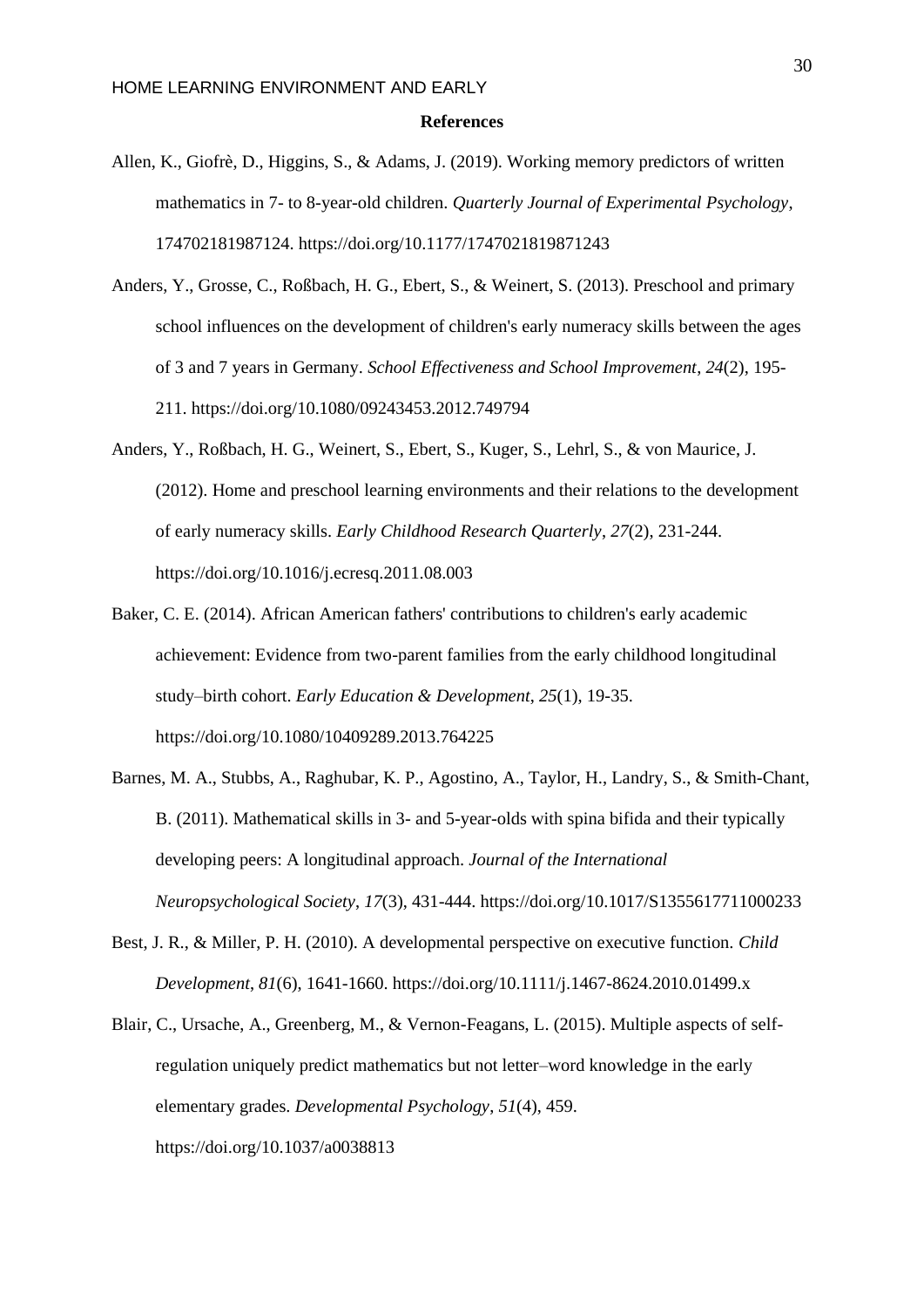**References**

Allen, K., Giofrè, D., Higgins, S., & Adams, J. (2019). Working memory predictors of written mathematics in 7- to 8-year-old children. *Quarterly Journal of Experimental Psychology*, 174702181987124. https://doi.org/10.1177/1747021819871243

Anders, Y., Grosse, C., Roßbach, H. G., Ebert, S., & Weinert, S. (2013). Preschool and primary school influences on the development of children's early numeracy skills between the ages of 3 and 7 years in Germany. *School Effectiveness and School Improvement*, *24*(2), 195-211. https://doi.org/10.1080/09243453.2012.749794

Anders, Y., Roßbach, H. G., Weinert, S., Ebert, S., Kuger, S., Lehrl, S., & von Maurice, J. (2012). Home and preschool learning environments and their relations to the development of early numeracy skills. *Early Childhood Research Quarterly*, *27*(2), 231-244. https://doi.org/10.1016/j.ecresq.2011.08.003

Baker, C. E. (2014). African American fathers' contributions to children's early academic achievement: Evidence from two-parent families from the early childhood longitudinal study–birth cohort. *Early Education & Development*, *25*(1), 19-35. https://doi.org/10.1080/10409289.2013.764225

Barnes, M. A., Stubbs, A., Raghubar, K. P., Agostino, A., Taylor, H., Landry, S., & Smith-Chant, B. (2011). Mathematical skills in 3- and 5-year-olds with spina bifida and their typically developing peers: A longitudinal approach. *Journal of the International Neuropsychological Society*, *17*(3), 431-444. https://doi.org/10.1017/S1355617711000233

Best, J. R., & Miller, P. H. (2010). A developmental perspective on executive function. *Child Development*, *81*(6), 1641-1660. https://doi.org/10.1111/j.1467-8624.2010.01499.x

Blair, C., Ursache, A., Greenberg, M., & Vernon-Feagans, L. (2015). Multiple aspects of self-regulation uniquely predict mathematics but not letter–word knowledge in the early elementary grades. *Developmental Psychology*, *51*(4), 459. https://doi.org/10.1037/a0038813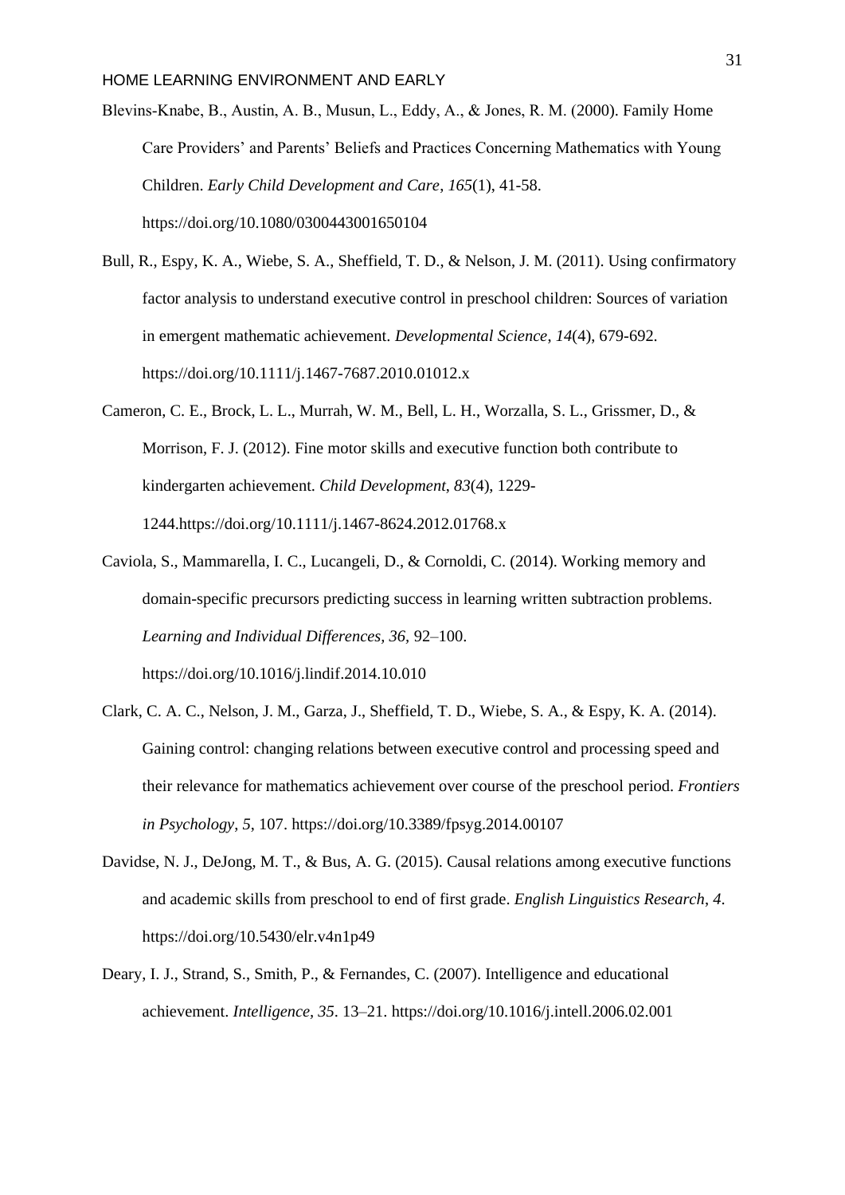Blevins-Knabe, B., Austin, A. B., Musun, L., Eddy, A., & Jones, R. M. (2000). Family Home Care Providers' and Parents' Beliefs and Practices Concerning Mathematics with Young Children. *Early Child Development and Care*, *165*(1), 41-58. https://doi.org/10.1080/0300443001650104

Bull, R., Espy, K. A., Wiebe, S. A., Sheffield, T. D., & Nelson, J. M. (2011). Using confirmatory factor analysis to understand executive control in preschool children: Sources of variation in emergent mathematic achievement. *Developmental Science*, *14*(4), 679-692. https://doi.org/10.1111/j.1467-7687.2010.01012.x

Cameron, C. E., Brock, L. L., Murrah, W. M., Bell, L. H., Worzalla, S. L., Grissmer, D., & Morrison, F. J. (2012). Fine motor skills and executive function both contribute to kindergarten achievement. *Child Development, 83*(4), 1229-1244.https://doi.org/10.1111/j.1467-8624.2012.01768.x

Caviola, S., Mammarella, I. C., Lucangeli, D., & Cornoldi, C. (2014). Working memory and domain-specific precursors predicting success in learning written subtraction problems. *Learning and Individual Differences, 36*, 92–100. https://doi.org/10.1016/j.lindif.2014.10.010

Clark, C. A. C., Nelson, J. M., Garza, J., Sheffield, T. D., Wiebe, S. A., & Espy, K. A. (2014). Gaining control: changing relations between executive control and processing speed and their relevance for mathematics achievement over course of the preschool period. *Frontiers in Psychology*, *5*, 107. https://doi.org/10.3389/fpsyg.2014.00107

Davidse, N. J., DeJong, M. T., & Bus, A. G. (2015). Causal relations among executive functions and academic skills from preschool to end of first grade. *English Linguistics Research*, *4*. https://doi.org/10.5430/elr.v4n1p49

Deary, I. J., Strand, S., Smith, P., & Fernandes, C. (2007). Intelligence and educational achievement. *Intelligence, 35*. 13–21. https://doi.org/10.1016/j.intell.2006.02.001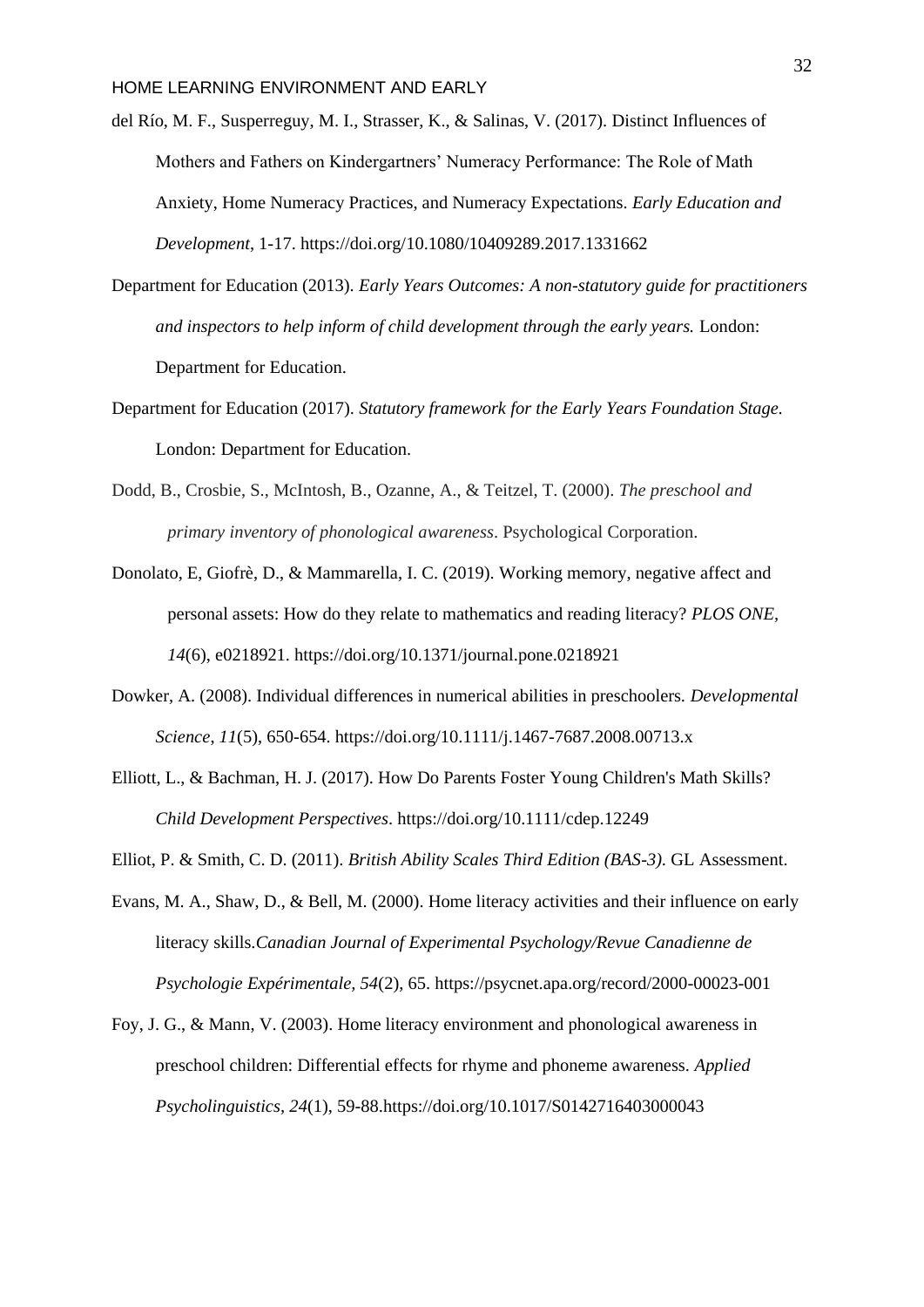del Río, M. F., Susperreguy, M. I., Strasser, K., & Salinas, V. (2017). Distinct Influences of Mothers and Fathers on Kindergartners' Numeracy Performance: The Role of Math Anxiety, Home Numeracy Practices, and Numeracy Expectations. *Early Education and Development*, 1-17. https://doi.org/10.1080/10409289.2017.1331662

Department for Education (2013). *Early Years Outcomes: A non-statutory guide for practitioners and inspectors to help inform of child development through the early years.* London: Department for Education.

Department for Education (2017). *Statutory framework for the Early Years Foundation Stage*. London: Department for Education.

Dodd, B., Crosbie, S., McIntosh, B., Ozanne, A., & Teitzel, T. (2000). *The preschool and primary inventory of phonological awareness*. Psychological Corporation.

Donolato, E, Giofrè, D., & Mammarella, I. C. (2019). Working memory, negative affect and personal assets: How do they relate to mathematics and reading literacy? *PLOS ONE, 14*(6), e0218921. https://doi.org/10.1371/journal.pone.0218921

Dowker, A. (2008). Individual differences in numerical abilities in preschoolers. *Developmental Science*, *11*(5), 650-654. https://doi.org/10.1111/j.1467-7687.2008.00713.x

Elliott, L., & Bachman, H. J. (2017). How Do Parents Foster Young Children's Math Skills? *Child Development Perspectives*. https://doi.org/10.1111/cdep.12249

Elliot, P. & Smith, C. D. (2011). *British Ability Scales Third Edition (BAS-3)*. GL Assessment.

Evans, M. A., Shaw, D., & Bell, M. (2000). Home literacy activities and their influence on early literacy skills.*Canadian Journal of Experimental Psychology/Revue Canadienne de Psychologie Expérimentale*, *54*(2), 65. https://psycnet.apa.org/record/2000-00023-001

Foy, J. G., & Mann, V. (2003). Home literacy environment and phonological awareness in preschool children: Differential effects for rhyme and phoneme awareness. *Applied Psycholinguistics*, *24*(1), 59-88.https://doi.org/10.1017/S0142716403000043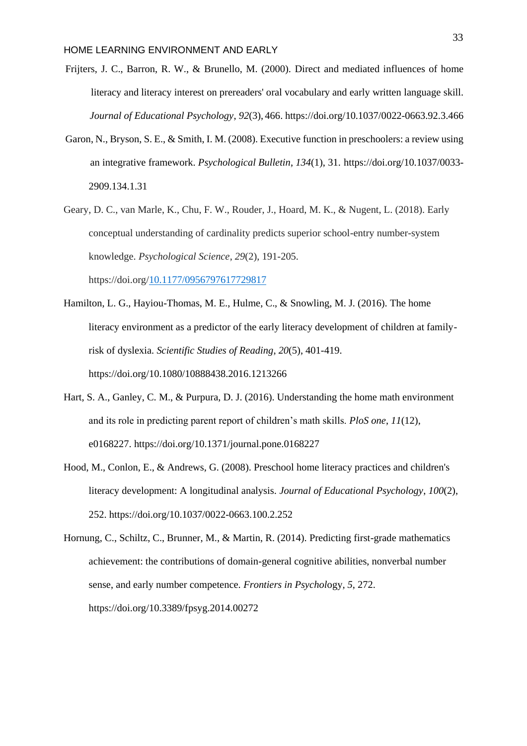Frijters, J. C., Barron, R. W., & Brunello, M. (2000). Direct and mediated influences of home literacy and literacy interest on prereaders' oral vocabulary and early written language skill. *Journal of Educational Psychology*, *92*(3), 466. https://doi.org/10.1037/0022-0663.92.3.466

Garon, N., Bryson, S. E., & Smith, I. M. (2008). Executive function in preschoolers: a review using an integrative framework. *Psychological Bulletin*, *134*(1), 31. https://doi.org/10.1037/0033-2909.134.1.31

Geary, D. C., van Marle, K., Chu, F. W., Rouder, J., Hoard, M. K., & Nugent, L. (2018). Early conceptual understanding of cardinality predicts superior school-entry number-system knowledge. *Psychological Science*, *29*(2), 191-205. https://doi.org/10.1177/0956797617729817

Hamilton, L. G., Hayiou-Thomas, M. E., Hulme, C., & Snowling, M. J. (2016). The home literacy environment as a predictor of the early literacy development of children at family-risk of dyslexia. *Scientific Studies of Reading*, *20*(5), 401-419. https://doi.org/10.1080/10888438.2016.1213266

Hart, S. A., Ganley, C. M., & Purpura, D. J. (2016). Understanding the home math environment and its role in predicting parent report of children's math skills. *PloS one*, *11*(12), e0168227. https://doi.org/10.1371/journal.pone.0168227

Hood, M., Conlon, E., & Andrews, G. (2008). Preschool home literacy practices and children's literacy development: A longitudinal analysis. *Journal of Educational Psychology*, *100*(2), 252. https://doi.org/10.1037/0022-0663.100.2.252

Hornung, C., Schiltz, C., Brunner, M., & Martin, R. (2014). Predicting first-grade mathematics achievement: the contributions of domain-general cognitive abilities, nonverbal number sense, and early number competence. *Frontiers in Psychology*, *5*, 272. https://doi.org/10.3389/fpsyg.2014.00272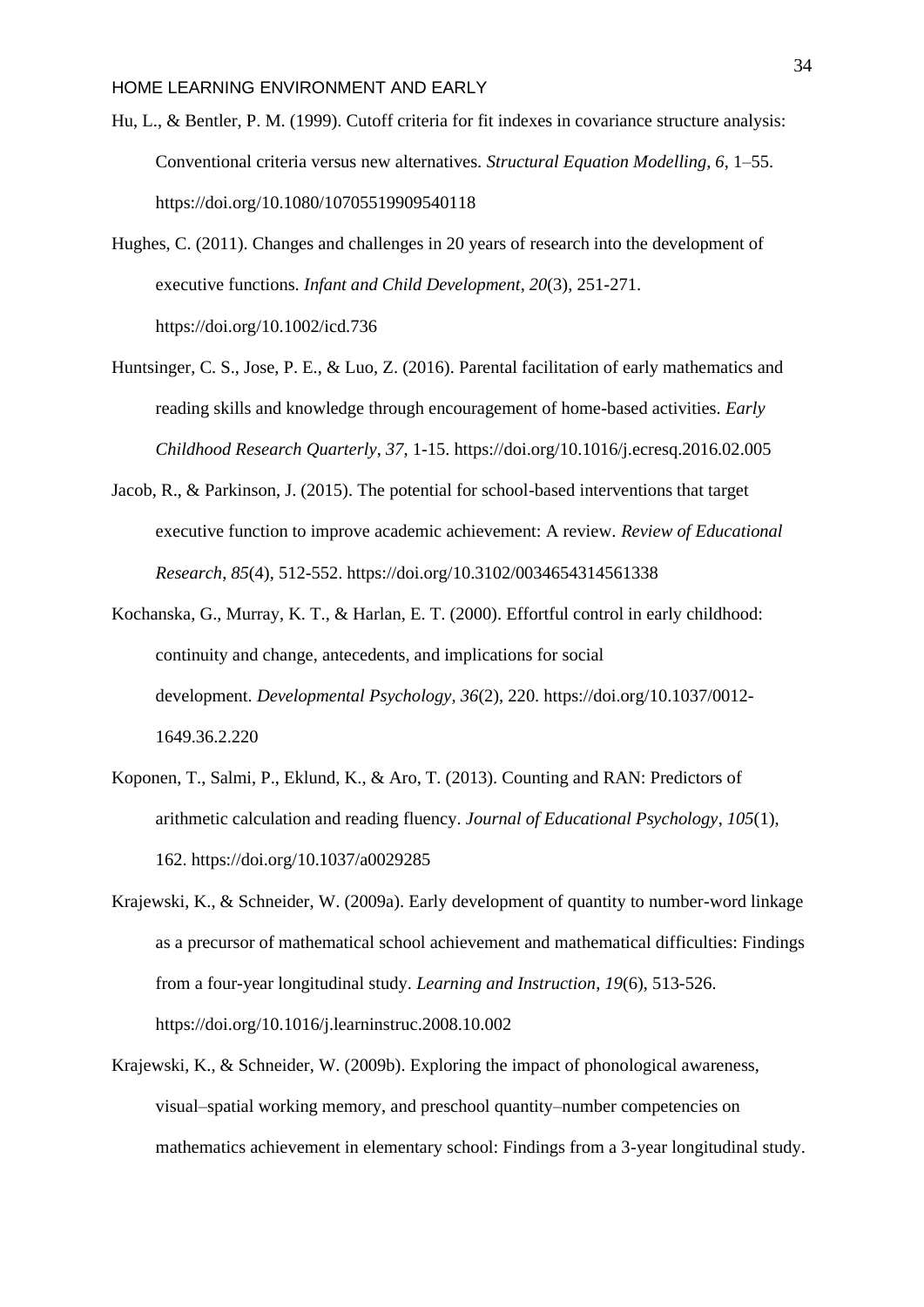Hu, L., & Bentler, P. M. (1999). Cutoff criteria for fit indexes in covariance structure analysis: Conventional criteria versus new alternatives. *Structural Equation Modelling, 6*, 1–55. https://doi.org/10.1080/10705519909540118

Hughes, C. (2011). Changes and challenges in 20 years of research into the development of executive functions. *Infant and Child Development*, *20*(3), 251-271. https://doi.org/10.1002/icd.736

Huntsinger, C. S., Jose, P. E., & Luo, Z. (2016). Parental facilitation of early mathematics and reading skills and knowledge through encouragement of home-based activities. *Early Childhood Research Quarterly*, *37*, 1-15. https://doi.org/10.1016/j.ecresq.2016.02.005

Jacob, R., & Parkinson, J. (2015). The potential for school-based interventions that target executive function to improve academic achievement: A review. *Review of Educational Research*, *85*(4), 512-552. https://doi.org/10.3102/0034654314561338

Kochanska, G., Murray, K. T., & Harlan, E. T. (2000). Effortful control in early childhood: continuity and change, antecedents, and implications for social development. *Developmental Psychology*, *36*(2), 220. https://doi.org/10.1037/0012-1649.36.2.220

Koponen, T., Salmi, P., Eklund, K., & Aro, T. (2013). Counting and RAN: Predictors of arithmetic calculation and reading fluency. *Journal of Educational Psychology*, *105*(1), 162. https://doi.org/10.1037/a0029285

Krajewski, K., & Schneider, W. (2009a). Early development of quantity to number-word linkage as a precursor of mathematical school achievement and mathematical difficulties: Findings from a four-year longitudinal study. *Learning and Instruction*, *19*(6), 513-526. https://doi.org/10.1016/j.learninstruc.2008.10.002

Krajewski, K., & Schneider, W. (2009b). Exploring the impact of phonological awareness, visual–spatial working memory, and preschool quantity–number competencies on mathematics achievement in elementary school: Findings from a 3-year longitudinal study.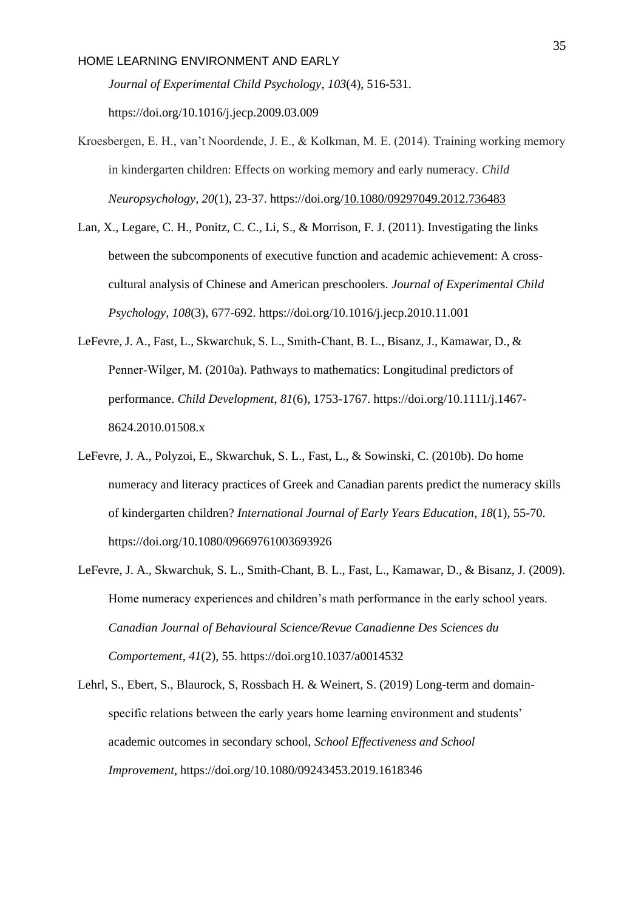*Journal of Experimental Child Psychology*, *103*(4), 516-531. https://doi.org/10.1016/j.jecp.2009.03.009

Kroesbergen, E. H., van't Noordende, J. E., & Kolkman, M. E. (2014). Training working memory in kindergarten children: Effects on working memory and early numeracy. *Child Neuropsychology*, *20*(1), 23-37. https://doi.org/10.1080/09297049.2012.736483

Lan, X., Legare, C. H., Ponitz, C. C., Li, S., & Morrison, F. J. (2011). Investigating the links between the subcomponents of executive function and academic achievement: A cross-cultural analysis of Chinese and American preschoolers. *Journal of Experimental Child Psychology*, *108*(3), 677-692. https://doi.org/10.1016/j.jecp.2010.11.001

LeFevre, J. A., Fast, L., Skwarchuk, S. L., Smith-Chant, B. L., Bisanz, J., Kamawar, D., & Penner-Wilger, M. (2010a). Pathways to mathematics: Longitudinal predictors of performance. *Child Development*, *81*(6), 1753-1767. https://doi.org/10.1111/j.1467-8624.2010.01508.x

LeFevre, J. A., Polyzoi, E., Skwarchuk, S. L., Fast, L., & Sowinski, C. (2010b). Do home numeracy and literacy practices of Greek and Canadian parents predict the numeracy skills of kindergarten children? *International Journal of Early Years Education*, *18*(1), 55-70. https://doi.org/10.1080/09669761003693926

LeFevre, J. A., Skwarchuk, S. L., Smith-Chant, B. L., Fast, L., Kamawar, D., & Bisanz, J. (2009). Home numeracy experiences and children's math performance in the early school years. *Canadian Journal of Behavioural Science/Revue Canadienne Des Sciences du Comportement*, *41*(2), 55. https://doi.org10.1037/a0014532

Lehrl, S., Ebert, S., Blaurock, S, Rossbach H. & Weinert, S. (2019) Long-term and domain-specific relations between the early years home learning environment and students' academic outcomes in secondary school, *School Effectiveness and School Improvement*, https://doi.org/10.1080/09243453.2019.1618346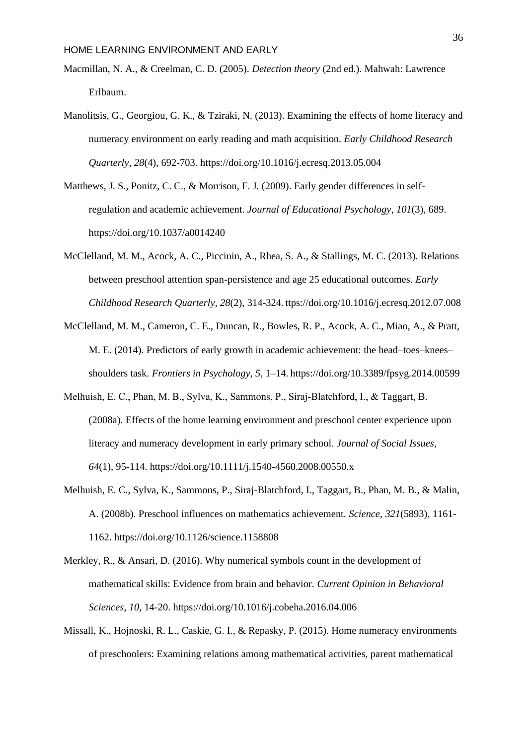Macmillan, N. A., & Creelman, C. D. (2005). *Detection theory* (2nd ed.). Mahwah: Lawrence Erlbaum.

Manolitsis, G., Georgiou, G. K., & Tziraki, N. (2013). Examining the effects of home literacy and numeracy environment on early reading and math acquisition. *Early Childhood Research Quarterly*, *28*(4), 692-703. https://doi.org/10.1016/j.ecresq.2013.05.004

Matthews, J. S., Ponitz, C. C., & Morrison, F. J. (2009). Early gender differences in self-regulation and academic achievement. *Journal of Educational Psychology*, *101*(3), 689. https://doi.org/10.1037/a0014240

McClelland, M. M., Acock, A. C., Piccinin, A., Rhea, S. A., & Stallings, M. C. (2013). Relations between preschool attention span-persistence and age 25 educational outcomes. *Early Childhood Research Quarterly*, *28*(2), 314-324. ttps://doi.org/10.1016/j.ecresq.2012.07.008

McClelland, M. M., Cameron, C. E., Duncan, R., Bowles, R. P., Acock, A. C., Miao, A., & Pratt, M. E. (2014). Predictors of early growth in academic achievement: the head–toes–knees–shoulders task. *Frontiers in Psychology*, *5*, 1–14. https://doi.org/10.3389/fpsyg.2014.00599

Melhuish, E. C., Phan, M. B., Sylva, K., Sammons, P., Siraj-Blatchford, I., & Taggart, B. (2008a). Effects of the home learning environment and preschool center experience upon literacy and numeracy development in early primary school. *Journal of Social Issues*, *64*(1), 95-114. https://doi.org/10.1111/j.1540-4560.2008.00550.x

Melhuish, E. C., Sylva, K., Sammons, P., Siraj-Blatchford, I., Taggart, B., Phan, M. B., & Malin, A. (2008b). Preschool influences on mathematics achievement. *Science*, *321*(5893), 1161-1162. https://doi.org/10.1126/science.1158808

Merkley, R., & Ansari, D. (2016). Why numerical symbols count in the development of mathematical skills: Evidence from brain and behavior. *Current Opinion in Behavioral Sciences*, *10*, 14-20. https://doi.org/10.1016/j.cobeha.2016.04.006

Missall, K., Hojnoski, R. L., Caskie, G. I., & Repasky, P. (2015). Home numeracy environments of preschoolers: Examining relations among mathematical activities, parent mathematical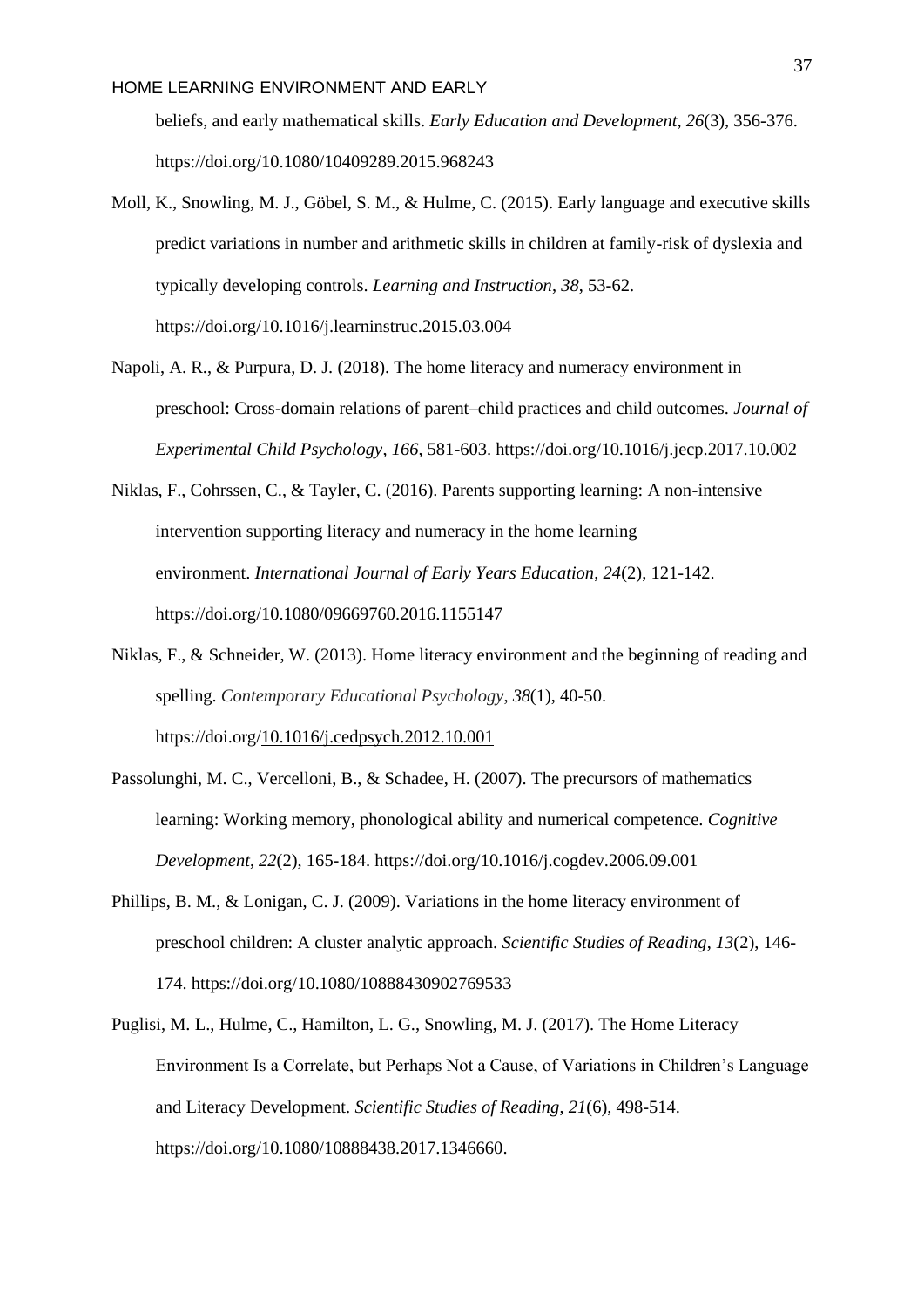beliefs, and early mathematical skills. *Early Education and Development*, *26*(3), 356-376. https://doi.org/10.1080/10409289.2015.968243

Moll, K., Snowling, M. J., Göbel, S. M., & Hulme, C. (2015). Early language and executive skills predict variations in number and arithmetic skills in children at family-risk of dyslexia and typically developing controls. *Learning and Instruction*, *38*, 53-62. https://doi.org/10.1016/j.learninstruc.2015.03.004

Napoli, A. R., & Purpura, D. J. (2018). The home literacy and numeracy environment in preschool: Cross-domain relations of parent–child practices and child outcomes. *Journal of Experimental Child Psychology*, *166*, 581-603. https://doi.org/10.1016/j.jecp.2017.10.002

Niklas, F., Cohrssen, C., & Tayler, C. (2016). Parents supporting learning: A non-intensive intervention supporting literacy and numeracy in the home learning environment. *International Journal of Early Years Education*, *24*(2), 121-142. https://doi.org/10.1080/09669760.2016.1155147

Niklas, F., & Schneider, W. (2013). Home literacy environment and the beginning of reading and spelling. *Contemporary Educational Psychology*, *38*(1), 40-50. https://doi.org/10.1016/j.cedpsych.2012.10.001

Passolunghi, M. C., Vercelloni, B., & Schadee, H. (2007). The precursors of mathematics learning: Working memory, phonological ability and numerical competence. *Cognitive Development*, *22*(2), 165-184. https://doi.org/10.1016/j.cogdev.2006.09.001

Phillips, B. M., & Lonigan, C. J. (2009). Variations in the home literacy environment of preschool children: A cluster analytic approach. *Scientific Studies of Reading*, *13*(2), 146-174. https://doi.org/10.1080/10888430902769533

Puglisi, M. L., Hulme, C., Hamilton, L. G., Snowling, M. J. (2017). The Home Literacy Environment Is a Correlate, but Perhaps Not a Cause, of Variations in Children's Language and Literacy Development. *Scientific Studies of Reading*, *21*(6), 498-514. https://doi.org/10.1080/10888438.2017.1346660.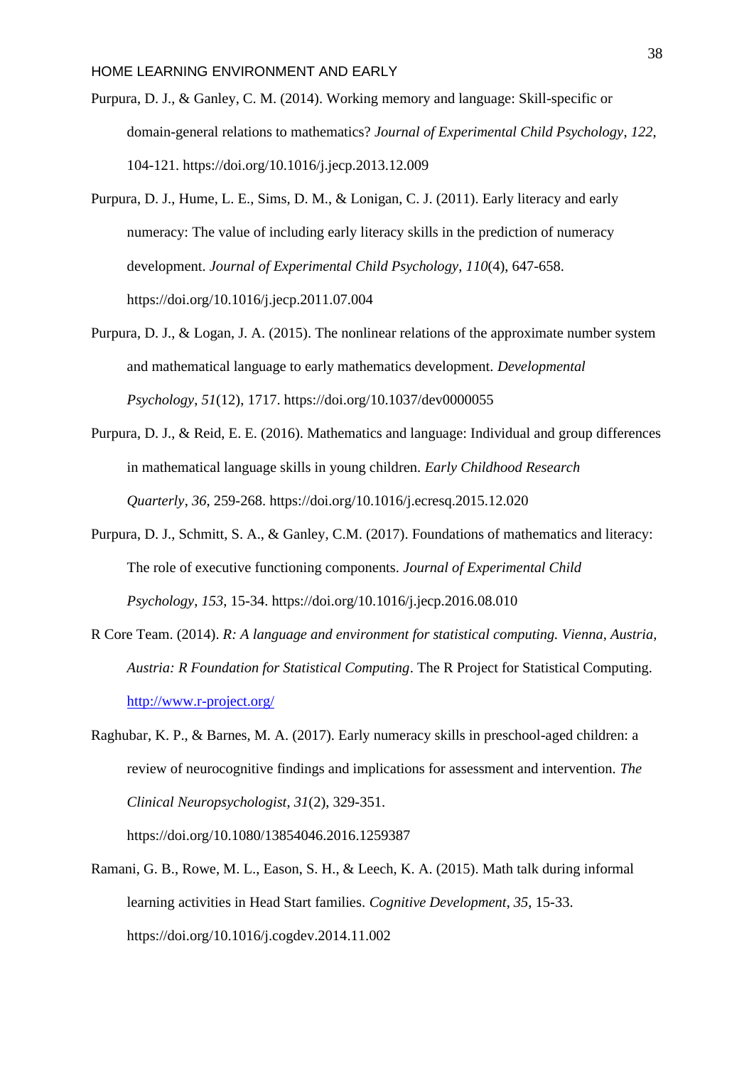Purpura, D. J., & Ganley, C. M. (2014). Working memory and language: Skill-specific or domain-general relations to mathematics? *Journal of Experimental Child Psychology*, *122*, 104-121. https://doi.org/10.1016/j.jecp.2013.12.009

Purpura, D. J., Hume, L. E., Sims, D. M., & Lonigan, C. J. (2011). Early literacy and early numeracy: The value of including early literacy skills in the prediction of numeracy development. *Journal of Experimental Child Psychology*, *110*(4), 647-658. https://doi.org/10.1016/j.jecp.2011.07.004

Purpura, D. J., & Logan, J. A. (2015). The nonlinear relations of the approximate number system and mathematical language to early mathematics development. *Developmental Psychology*, *51*(12), 1717. https://doi.org/10.1037/dev0000055

Purpura, D. J., & Reid, E. E. (2016). Mathematics and language: Individual and group differences in mathematical language skills in young children. *Early Childhood Research Quarterly*, *36*, 259-268. https://doi.org/10.1016/j.ecresq.2015.12.020

Purpura, D. J., Schmitt, S. A., & Ganley, C.M. (2017). Foundations of mathematics and literacy: The role of executive functioning components. *Journal of Experimental Child Psychology*, *153*, 15-34. https://doi.org/10.1016/j.jecp.2016.08.010

R Core Team. (2014). *R: A language and environment for statistical computing. Vienna, Austria, Austria: R Foundation for Statistical Computing*. The R Project for Statistical Computing. http://www.r-project.org/

Raghubar, K. P., & Barnes, M. A. (2017). Early numeracy skills in preschool-aged children: a review of neurocognitive findings and implications for assessment and intervention. *The Clinical Neuropsychologist*, *31*(2), 329-351. https://doi.org/10.1080/13854046.2016.1259387

Ramani, G. B., Rowe, M. L., Eason, S. H., & Leech, K. A. (2015). Math talk during informal learning activities in Head Start families. *Cognitive Development*, *35*, 15-33. https://doi.org/10.1016/j.cogdev.2014.11.002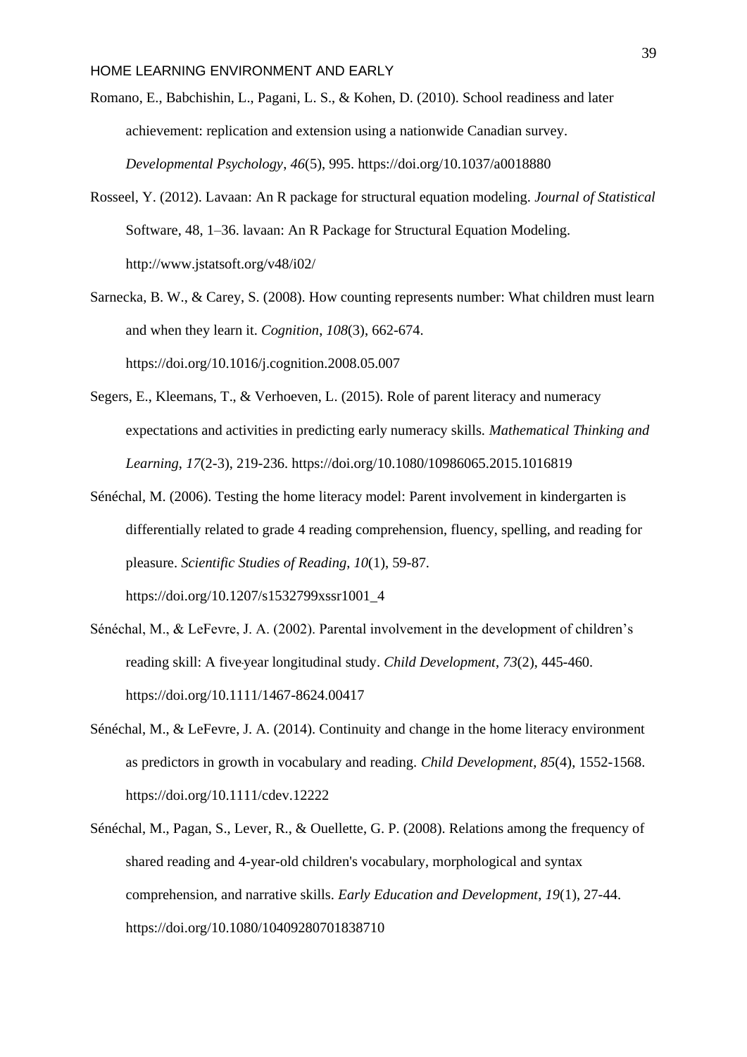Romano, E., Babchishin, L., Pagani, L. S., & Kohen, D. (2010). School readiness and later achievement: replication and extension using a nationwide Canadian survey. *Developmental Psychology*, *46*(5), 995. https://doi.org/10.1037/a0018880

Rosseel, Y. (2012). Lavaan: An R package for structural equation modeling. *Journal of Statistical* Software, 48, 1–36. lavaan: An R Package for Structural Equation Modeling. http://www.jstatsoft.org/v48/i02/

Sarnecka, B. W., & Carey, S. (2008). How counting represents number: What children must learn and when they learn it. *Cognition*, *108*(3), 662-674. https://doi.org/10.1016/j.cognition.2008.05.007

Segers, E., Kleemans, T., & Verhoeven, L. (2015). Role of parent literacy and numeracy expectations and activities in predicting early numeracy skills. *Mathematical Thinking and Learning*, *17*(2-3), 219-236. https://doi.org/10.1080/10986065.2015.1016819

Sénéchal, M. (2006). Testing the home literacy model: Parent involvement in kindergarten is differentially related to grade 4 reading comprehension, fluency, spelling, and reading for pleasure. *Scientific Studies of Reading*, *10*(1), 59-87. https://doi.org/10.1207/s1532799xssr1001_4

Sénéchal, M., & LeFevre, J. A. (2002). Parental involvement in the development of children's reading skill: A five-year longitudinal study. *Child Development*, *73*(2), 445-460. https://doi.org/10.1111/1467-8624.00417

Sénéchal, M., & LeFevre, J. A. (2014). Continuity and change in the home literacy environment as predictors in growth in vocabulary and reading. *Child Development*, *85*(4), 1552-1568. https://doi.org/10.1111/cdev.12222

Sénéchal, M., Pagan, S., Lever, R., & Ouellette, G. P. (2008). Relations among the frequency of shared reading and 4-year-old children's vocabulary, morphological and syntax comprehension, and narrative skills. *Early Education and Development*, *19*(1), 27-44. https://doi.org/10.1080/10409280701838710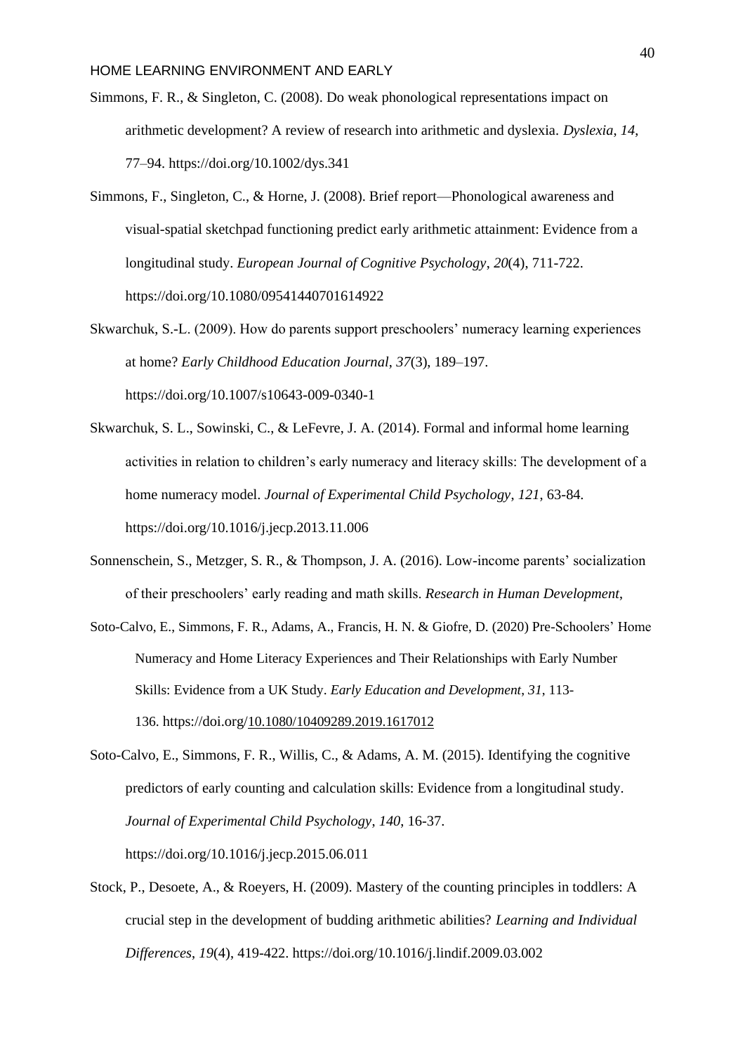Simmons, F. R., & Singleton, C. (2008). Do weak phonological representations impact on arithmetic development? A review of research into arithmetic and dyslexia. *Dyslexia*, *14*, 77–94. https://doi.org/10.1002/dys.341

Simmons, F., Singleton, C., & Horne, J. (2008). Brief report—Phonological awareness and visual-spatial sketchpad functioning predict early arithmetic attainment: Evidence from a longitudinal study. *European Journal of Cognitive Psychology*, *20*(4), 711-722. https://doi.org/10.1080/09541440701614922

Skwarchuk, S.-L. (2009). How do parents support preschoolers' numeracy learning experiences at home? *Early Childhood Education Journal*, *37*(3), 189–197. https://doi.org/10.1007/s10643-009-0340-1

Skwarchuk, S. L., Sowinski, C., & LeFevre, J. A. (2014). Formal and informal home learning activities in relation to children's early numeracy and literacy skills: The development of a home numeracy model. *Journal of Experimental Child Psychology*, *121*, 63-84. https://doi.org/10.1016/j.jecp.2013.11.006

Sonnenschein, S., Metzger, S. R., & Thompson, J. A. (2016). Low-income parents' socialization of their preschoolers' early reading and math skills. *Research in Human Development*,

Soto-Calvo, E., Simmons, F. R., Adams, A., Francis, H. N. & Giofre, D. (2020) Pre-Schoolers' Home Numeracy and Home Literacy Experiences and Their Relationships with Early Number Skills: Evidence from a UK Study. *Early Education and Development*, *31*, 113-136. https://doi.org/10.1080/10409289.2019.1617012

Soto-Calvo, E., Simmons, F. R., Willis, C., & Adams, A. M. (2015). Identifying the cognitive predictors of early counting and calculation skills: Evidence from a longitudinal study. *Journal of Experimental Child Psychology*, *140*, 16-37. https://doi.org/10.1016/j.jecp.2015.06.011

Stock, P., Desoete, A., & Roeyers, H. (2009). Mastery of the counting principles in toddlers: A crucial step in the development of budding arithmetic abilities? *Learning and Individual Differences*, *19*(4), 419-422. https://doi.org/10.1016/j.lindif.2009.03.002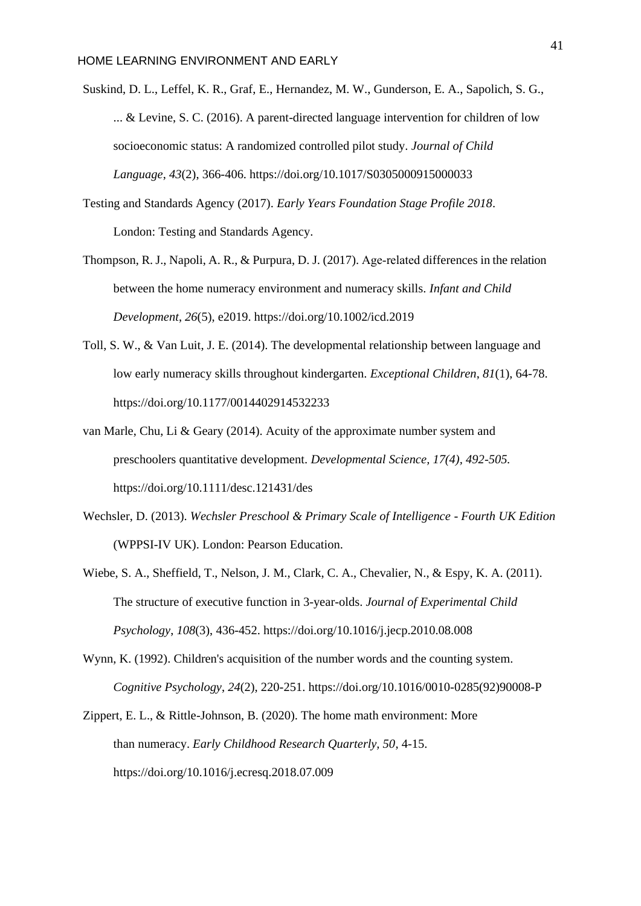Suskind, D. L., Leffel, K. R., Graf, E., Hernandez, M. W., Gunderson, E. A., Sapolich, S. G., ... & Levine, S. C. (2016). A parent-directed language intervention for children of low socioeconomic status: A randomized controlled pilot study. *Journal of Child Language*, *43*(2), 366-406. https://doi.org/10.1017/S0305000915000033

Testing and Standards Agency (2017). *Early Years Foundation Stage Profile 2018*. London: Testing and Standards Agency.

Thompson, R. J., Napoli, A. R., & Purpura, D. J. (2017). Age-related differences in the relation between the home numeracy environment and numeracy skills. *Infant and Child Development*, *26*(5), e2019. https://doi.org/10.1002/icd.2019

Toll, S. W., & Van Luit, J. E. (2014). The developmental relationship between language and low early numeracy skills throughout kindergarten. *Exceptional Children*, *81*(1), 64-78. https://doi.org/10.1177/0014402914532233

van Marle, Chu, Li & Geary (2014). Acuity of the approximate number system and preschoolers quantitative development. *Developmental Science, 17(4), 492-505.* https://doi.org/10.1111/desc.121431/des

Wechsler, D. (2013). *Wechsler Preschool & Primary Scale of Intelligence - Fourth UK Edition* (WPPSI-IV UK). London: Pearson Education.

Wiebe, S. A., Sheffield, T., Nelson, J. M., Clark, C. A., Chevalier, N., & Espy, K. A. (2011). The structure of executive function in 3-year-olds. *Journal of Experimental Child Psychology*, *108*(3), 436-452. https://doi.org/10.1016/j.jecp.2010.08.008

Wynn, K. (1992). Children's acquisition of the number words and the counting system. *Cognitive Psychology*, *24*(2), 220-251. https://doi.org/10.1016/0010-0285(92)90008-P

Zippert, E. L., & Rittle-Johnson, B. (2020). The home math environment: More than numeracy. *Early Childhood Research Quarterly, 50*, 4-15. https://doi.org/10.1016/j.ecresq.2018.07.009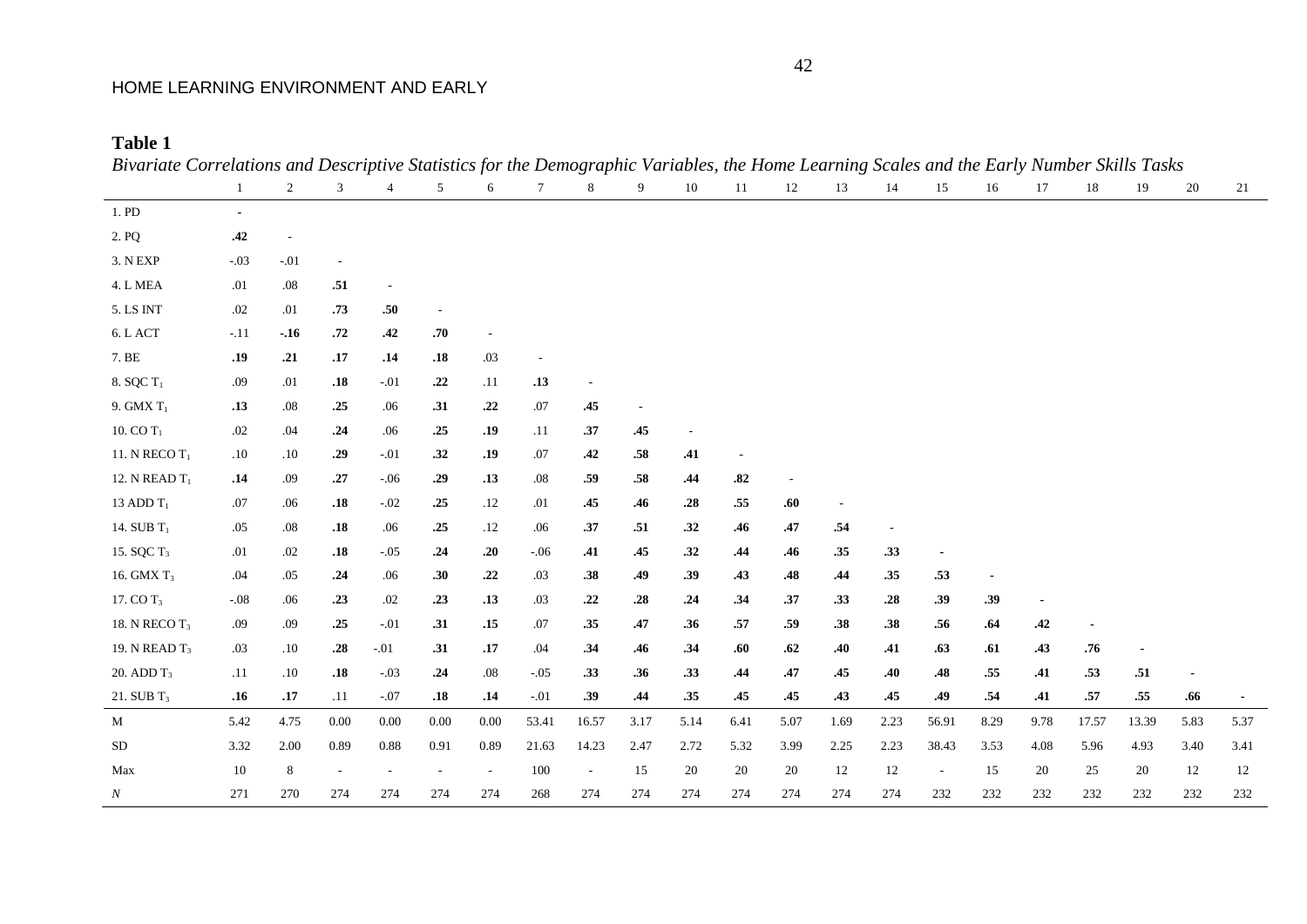**Table 1**

*Bivariate Correlations and Descriptive Statistics for the Demographic Variables, the Home Learning Scales and the Early Number Skills Tasks*

| | 1 | 2 | 3 | 4 | 5 | 6 | 7 | 8 | 9 | 10 | 11 | 12 | 13 | 14 | 15 | 16 | 17 | 18 | 19 | 20 | 21 |
|---|---|---|---|---|---|---|---|---|---|---|---|---|---|---|---|---|---|---|---|---|---|
| 1. PD | - | | | | | | | | | | | | | | | | | | | | |
| 2. PQ | **.42** | - | | | | | | | | | | | | | | | | | | | |
| 3. N EXP | -.03 | -.01 | - | | | | | | | | | | | | | | | | | | |
| 4. L MEA | .01 | .08 | **.51** | - | | | | | | | | | | | | | | | | | |
| 5. LS INT | .02 | .01 | **.73** | **.50** | - | | | | | | | | | | | | | | | | |
| 6. L ACT | -.11 | **-.16** | **.72** | **.42** | **.70** | - | | | | | | | | | | | | | | | |
| 7. BE | **.19** | **.21** | **.17** | **.14** | **.18** | .03 | - | | | | | | | | | | | | | | |
| 8. SQC $T_1$ | .09 | .01 | **.18** | -.01 | **.22** | .11 | **.13** | - | | | | | | | | | | | | | |
| 9. GMX $T_1$ | **.13** | .08 | **.25** | .06 | **.31** | **.22** | .07 | **.45** | - | | | | | | | | | | | | |
| 10. CO $T_1$ | .02 | .04 | **.24** | .06 | **.25** | **.19** | .11 | **.37** | **.45** | - | | | | | | | | | | | |
| 11. N RECO $T_1$ | .10 | .10 | **.29** | -.01 | **.32** | **.19** | .07 | **.42** | **.58** | **.41** | - | | | | | | | | | | |
| 12. N READ $T_1$ | **.14** | .09 | **.27** | -.06 | **.29** | **.13** | .08 | **.59** | **.58** | **.44** | **.82** | - | | | | | | | | | |
| 13 ADD $T_1$ | .07 | .06 | **.18** | -.02 | **.25** | .12 | .01 | **.45** | **.46** | **.28** | **.55** | **.60** | - | | | | | | | | |
| 14. SUB $T_1$ | .05 | .08 | **.18** | .06 | **.25** | .12 | .06 | **.37** | **.51** | **.32** | **.46** | **.47** | **.54** | - | | | | | | | |
| 15. SQC $T_3$ | .01 | .02 | **.18** | -.05 | **.24** | **.20** | -.06 | **.41** | **.45** | **.32** | **.44** | **.46** | **.35** | **.33** | - | | | | | | |
| 16. GMX $T_3$ | .04 | .05 | **.24** | .06 | **.30** | **.22** | .03 | **.38** | **.49** | **.39** | **.43** | **.48** | **.44** | **.35** | **.53** | - | | | | | |
| 17. CO $T_3$ | -.08 | .06 | **.23** | .02 | **.23** | **.13** | .03 | **.22** | **.28** | **.24** | **.34** | **.37** | **.33** | **.28** | **.39** | **.39** | - | | | | |
| 18. N RECO $T_3$ | .09 | .09 | **.25** | -.01 | **.31** | **.15** | .07 | **.35** | **.47** | **.36** | **.57** | **.59** | **.38** | **.38** | **.56** | **.64** | **.42** | - | | | |
| 19. N READ $T_3$ | .03 | .10 | **.28** | -.01 | **.31** | **.17** | .04 | **.34** | **.46** | **.34** | **.60** | **.62** | **.40** | **.41** | **.63** | **.61** | **.43** | **.76** | - | | |
| 20. ADD $T_3$ | .11 | .10 | **.18** | -.03 | **.24** | .08 | -.05 | **.33** | **.36** | **.33** | **.44** | **.47** | **.45** | **.40** | **.48** | **.55** | **.41** | **.53** | **.51** | - | |
| 21. SUB $T_3$ | **.16** | **.17** | .11 | -.07 | **.18** | **.14** | -.01 | **.39** | **.44** | **.35** | **.45** | **.45** | **.43** | **.45** | **.49** | **.54** | **.41** | **.57** | **.55** | **.66** | - |
| M | 5.42 | 4.75 | 0.00 | 0.00 | 0.00 | 0.00 | 53.41 | 16.57 | 3.17 | 5.14 | 6.41 | 5.07 | 1.69 | 2.23 | 56.91 | 8.29 | 9.78 | 17.57 | 13.39 | 5.83 | 5.37 |
| SD | 3.32 | 2.00 | 0.89 | 0.88 | 0.91 | 0.89 | 21.63 | 14.23 | 2.47 | 2.72 | 5.32 | 3.99 | 2.25 | 2.23 | 38.43 | 3.53 | 4.08 | 5.96 | 4.93 | 3.40 | 3.41 |
| Max | 10 | 8 | - | - | - | - | 100 | - | 15 | 20 | 20 | 20 | 12 | 12 | - | 15 | 20 | 25 | 20 | 12 | 12 |
| *N* | 271 | 270 | 274 | 274 | 274 | 274 | 268 | 274 | 274 | 274 | 274 | 274 | 274 | 274 | 232 | 232 | 232 | 232 | 232 | 232 | 232 |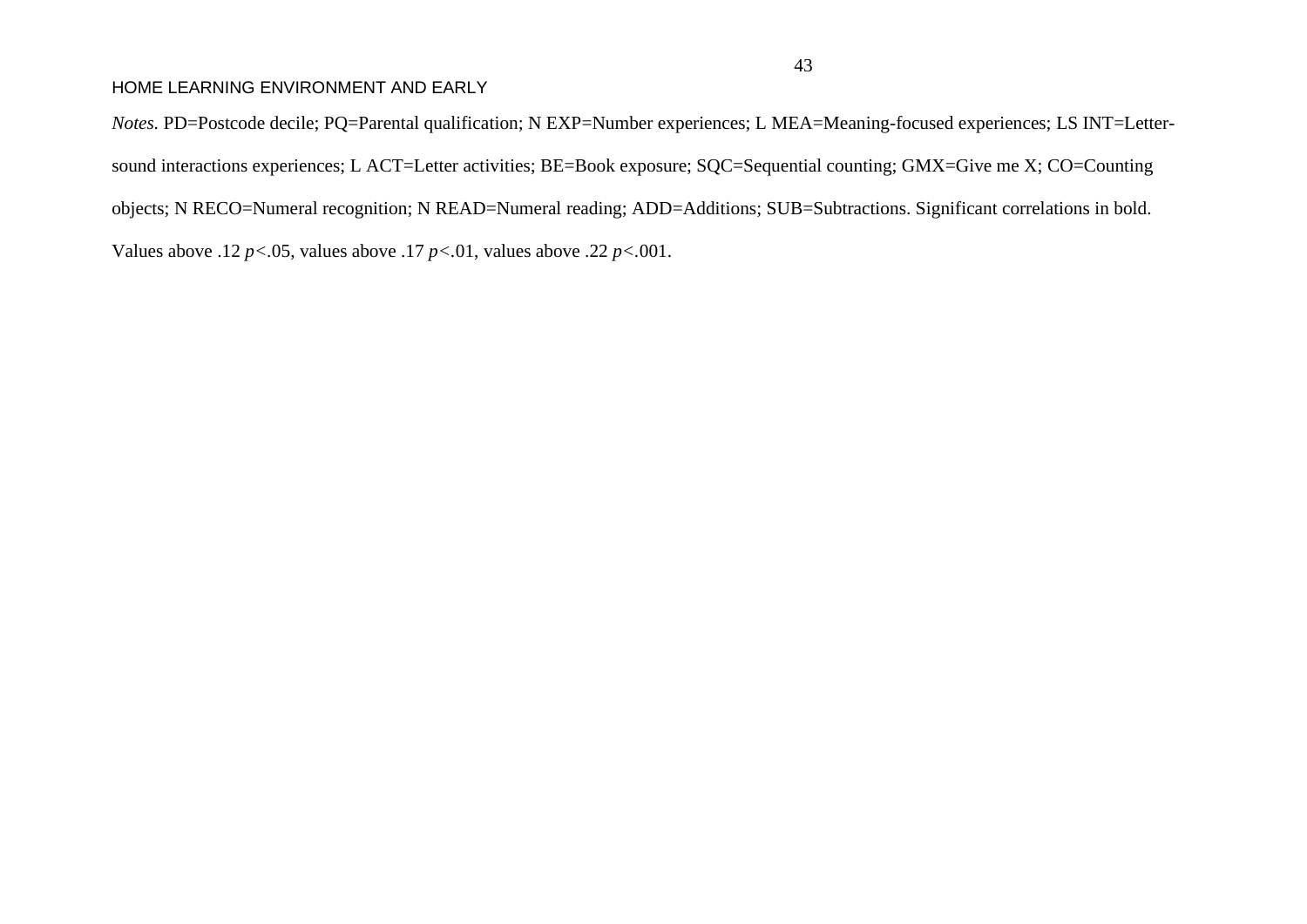*Notes.* PD=Postcode decile; PQ=Parental qualification; N EXP=Number experiences; L MEA=Meaning-focused experiences; LS INT=Letter-sound interactions experiences; L ACT=Letter activities; BE=Book exposure; SQC=Sequential counting; GMX=Give me X; CO=Counting objects; N RECO=Numeral recognition; N READ=Numeral reading; ADD=Additions; SUB=Subtractions. Significant correlations in bold. Values above .12 $p<.05$, values above .17 $p<.01$, values above .22 $p<.001$.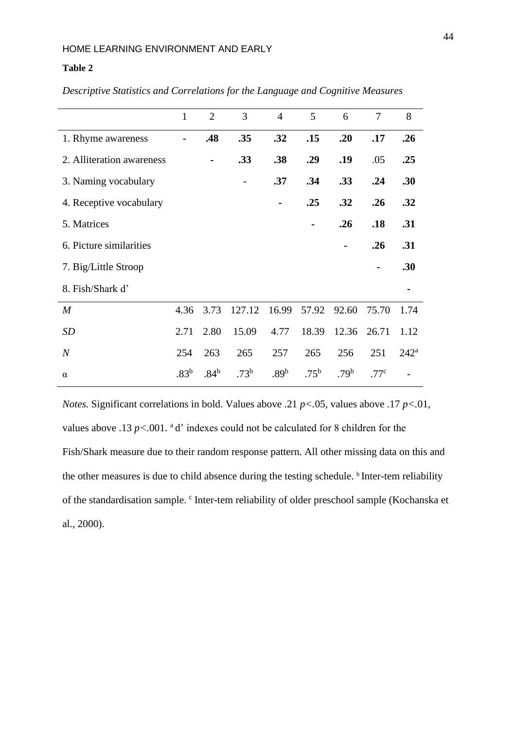**Table 2**

*Descriptive Statistics and Correlations for the Language and Cognitive Measures*

| | 1 | 2 | 3 | 4 | 5 | 6 | 7 | 8 |
|---|---|---|---|---|---|---|---|---|
| 1. Rhyme awareness | - | **.48** | **.35** | **.32** | **.15** | **.20** | **.17** | **.26** |
| 2. Alliteration awareness | | - | **.33** | **.38** | **.29** | **.19** | .05 | **.25** |
| 3. Naming vocabulary | | | - | **.37** | **.34** | **.33** | **.24** | **.30** |
| 4. Receptive vocabulary | | | | - | **.25** | **.32** | **.26** | **.32** |
| 5. Matrices | | | | | - | **.26** | **.18** | **.31** |
| 6. Picture similarities | | | | | | - | **.26** | **.31** |
| 7. Big/Little Stroop | | | | | | | - | **.30** |
| 8. Fish/Shark d' | | | | | | | | - |
| *M* | 4.36 | 3.73 | 127.12 | 16.99 | 57.92 | 92.60 | 75.70 | 1.74 |
| *SD* | 2.71 | 2.80 | 15.09 | 4.77 | 18.39 | 12.36 | 26.71 | 1.12 |
| *N* | 254 | 263 | 265 | 257 | 265 | 256 | 251 | 242[a] |
| α | .83[b] | .84[b] | .73[b] | .89[b] | .75[b] | .79[b] | .77[c] | - |

*Notes.* Significant correlations in bold. Values above .21 $p<.05$, values above .17 $p<.01$, values above .13 $p<.001$. [a] d' indexes could not be calculated for 8 children for the Fish/Shark measure due to their random response pattern. All other missing data on this and the other measures is due to child absence during the testing schedule. [b] Inter-tem reliability of the standardisation sample. [c] Inter-tem reliability of older preschool sample (Kochanska et al., 2000).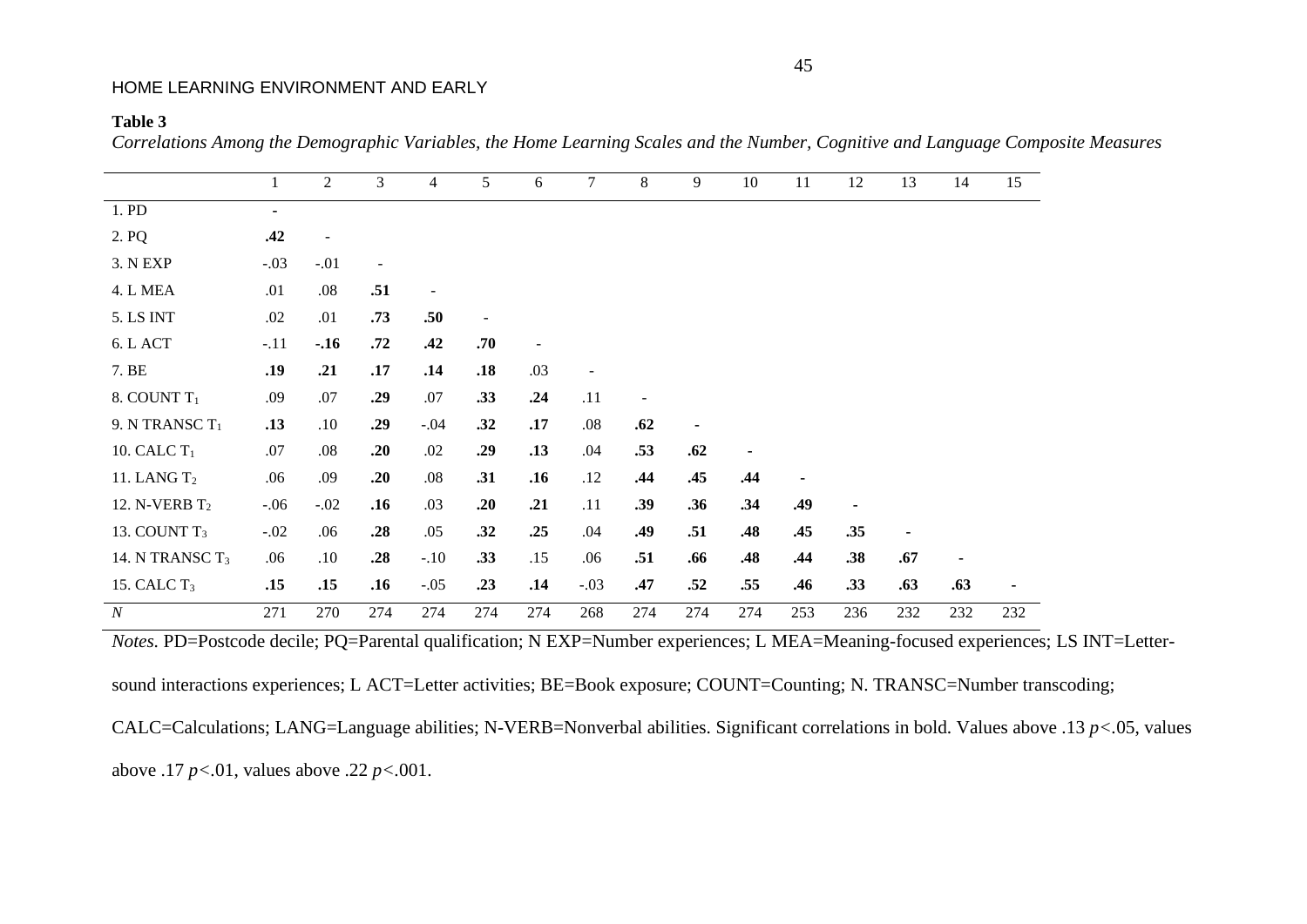**Table 3**

*Correlations Among the Demographic Variables, the Home Learning Scales and the Number, Cognitive and Language Composite Measures*

| | 1 | 2 | 3 | 4 | 5 | 6 | 7 | 8 | 9 | 10 | 11 | 12 | 13 | 14 | 15 |
|---|---|---|---|---|---|---|---|---|---|---|---|---|---|---|---|
| 1. PD | - | | | | | | | | | | | | | | |
| 2. PQ | **.42** | - | | | | | | | | | | | | | |
| 3. N EXP | -.03 | -.01 | - | | | | | | | | | | | | |
| 4. L MEA | .01 | .08 | **.51** | - | | | | | | | | | | | |
| 5. LS INT | .02 | .01 | **.73** | **.50** | - | | | | | | | | | | |
| 6. L ACT | -.11 | **-.16** | **.72** | **.42** | **.70** | - | | | | | | | | | |
| 7. BE | **.19** | **.21** | **.17** | **.14** | **.18** | .03 | - | | | | | | | | |
| 8. COUNT $T_1$ | .09 | .07 | **.29** | .07 | **.33** | **.24** | .11 | - | | | | | | | |
| 9. N TRANSC $T_1$ | **.13** | .10 | **.29** | -.04 | **.32** | **.17** | .08 | **.62** | - | | | | | | |
| 10. CALC $T_1$ | .07 | .08 | **.20** | .02 | **.29** | **.13** | .04 | **.53** | **.62** | - | | | | | |
| 11. LANG $T_2$ | .06 | .09 | **.20** | .08 | **.31** | **.16** | .12 | **.44** | **.45** | **.44** | - | | | | |
| 12. N-VERB $T_2$ | -.06 | -.02 | **.16** | .03 | **.20** | **.21** | .11 | **.39** | **.36** | **.34** | **.49** | - | | | |
| 13. COUNT $T_3$ | -.02 | .06 | **.28** | .05 | **.32** | **.25** | .04 | **.49** | **.51** | **.48** | **.45** | **.35** | - | | |
| 14. N TRANSC $T_3$ | .06 | .10 | **.28** | -.10 | **.33** | .15 | .06 | **.51** | **.66** | **.48** | **.44** | **.38** | **.67** | - | |
| 15. CALC $T_3$ | **.15** | **.15** | **.16** | -.05 | **.23** | **.14** | -.03 | **.47** | **.52** | **.55** | **.46** | **.33** | **.63** | **.63** | - |
| *N* | 271 | 270 | 274 | 274 | 274 | 274 | 268 | 274 | 274 | 274 | 253 | 236 | 232 | 232 | 232 |

*Notes.* PD=Postcode decile; PQ=Parental qualification; N EXP=Number experiences; L MEA=Meaning-focused experiences; LS INT=Letter-sound interactions experiences; L ACT=Letter activities; BE=Book exposure; COUNT=Counting; N. TRANSC=Number transcoding; CALC=Calculations; LANG=Language abilities; N-VERB=Nonverbal abilities. Significant correlations in bold. Values above .13 $p<.05$, values above .17 $p<.01$, values above .22 $p<.001$.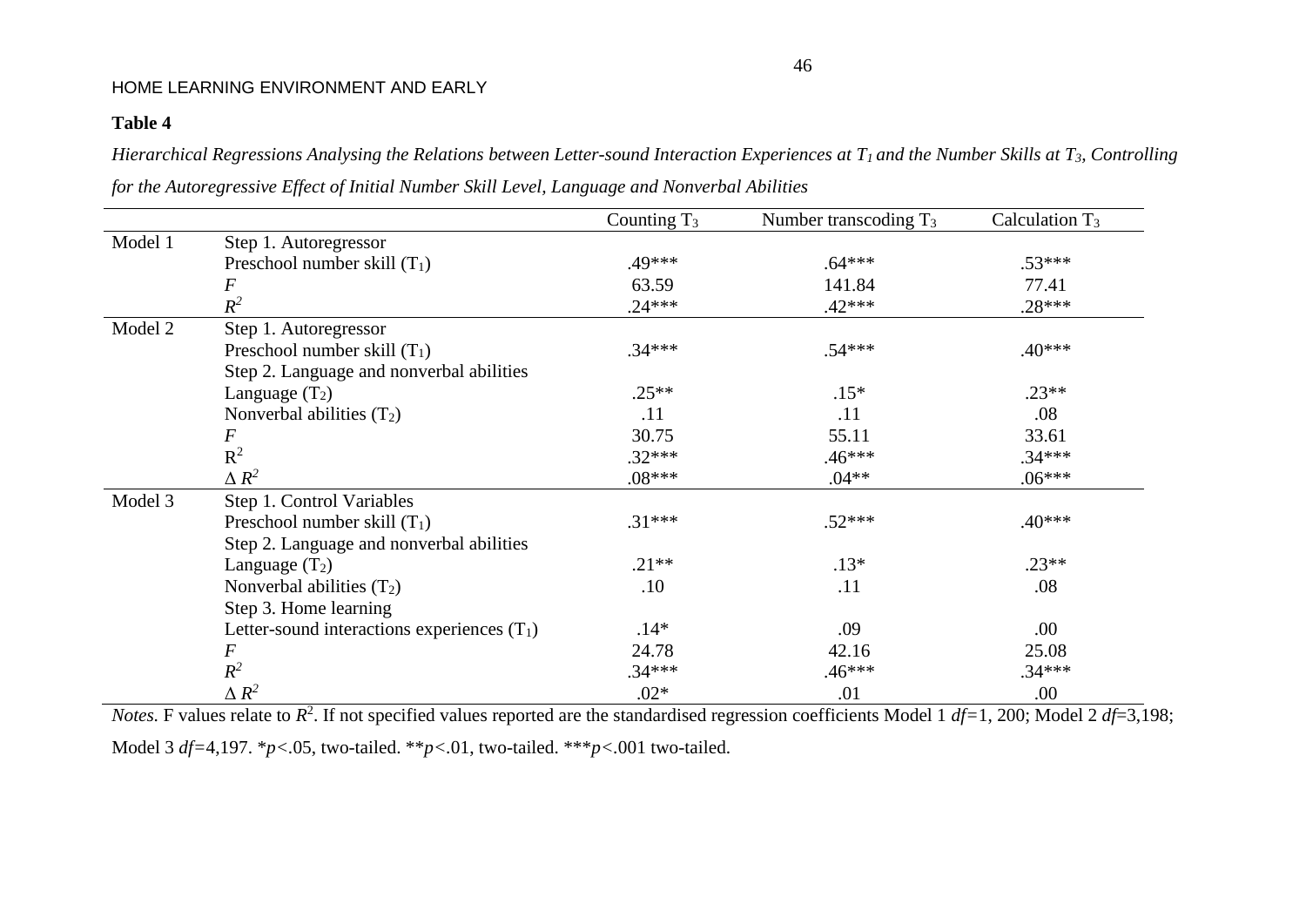**Table 4**

*Hierarchical Regressions Analysing the Relations between Letter-sound Interaction Experiences at $T_1$ and the Number Skills at $T_3$, Controlling for the Autoregressive Effect of Initial Number Skill Level, Language and Nonverbal Abilities*

| | | Counting $T_3$ | Number transcoding $T_3$ | Calculation $T_3$ |
|---|---|---|---|---|
| Model 1 | Step 1. Autoregressor | | | |
| | Preschool number skill ($T_1$) | .49*** | .64*** | .53*** |
| | $F$ | 63.59 | 141.84 | 77.41 |
| | $R^2$ | .24*** | .42*** | .28*** |
| Model 2 | Step 1. Autoregressor | | | |
| | Preschool number skill ($T_1$) | .34*** | .54*** | .40*** |
| | Step 2. Language and nonverbal abilities | | | |
| | Language ($T_2$) | .25** | .15* | .23** |
| | Nonverbal abilities ($T_2$) | .11 | .11 | .08 |
| | $F$ | 30.75 | 55.11 | 33.61 |
| | $R^2$ | .32*** | .46*** | .34*** |
| | $\Delta R^2$ | .08*** | .04** | .06*** |
| Model 3 | Step 1. Control Variables | | | |
| | Preschool number skill ($T_1$) | .31*** | .52*** | .40*** |
| | Step 2. Language and nonverbal abilities | | | |
| | Language ($T_2$) | .21** | .13* | .23** |
| | Nonverbal abilities ($T_2$) | .10 | .11 | .08 |
| | Step 3. Home learning | | | |
| | Letter-sound interactions experiences ($T_1$) | .14* | .09 | .00 |
| | $F$ | 24.78 | 42.16 | 25.08 |
| | $R^2$ | .34*** | .46*** | .34*** |
| | $\Delta R^2$ | .02* | .01 | .00 |

*Notes.* F values relate to $R^2$. If not specified values reported are the standardised regression coefficients Model 1 $df$=1, 200; Model 2 $df$=3,198; Model 3 $df$=4,197. *$p$<.05, two-tailed. **$p$<.01, two-tailed. ***$p$<.001 two-tailed.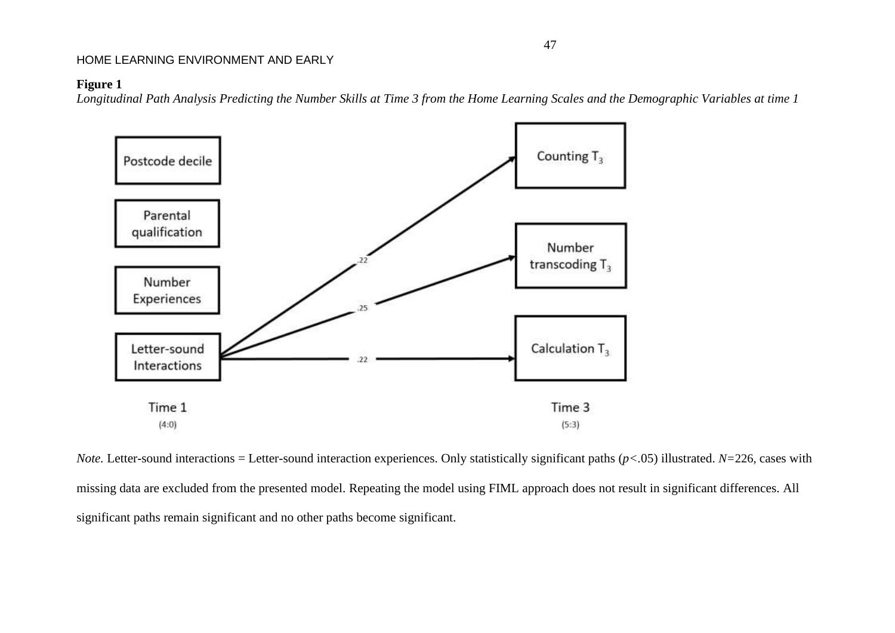**Figure 1**

*Longitudinal Path Analysis Predicting the Number Skills at Time 3 from the Home Learning Scales and the Demographic Variables at time 1*

Postcode decile

Parental qualification

Number Experiences

Letter-sound Interactions

Counting $T_3$

Number transcoding $T_3$

Calculation $T_3$

.22

.25

.22

Time 1 (4:0)

Time 3 (5:3)

*Note.* Letter-sound interactions = Letter-sound interaction experiences. Only statistically significant paths ($p<.05$) illustrated. $N=226$, cases with missing data are excluded from the presented model. Repeating the model using FIML approach does not result in significant differences. All significant paths remain significant and no other paths become significant.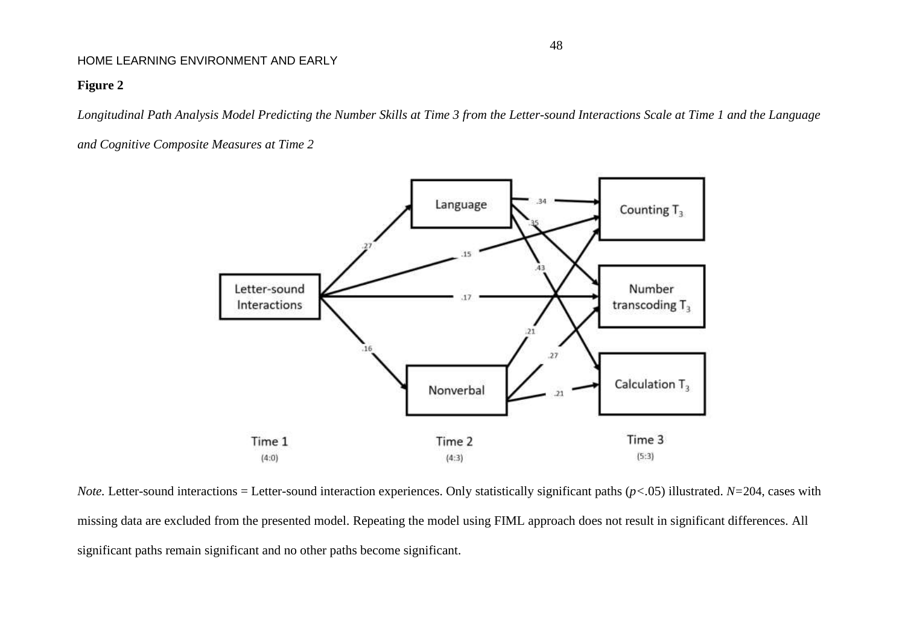**Figure 2**

*Longitudinal Path Analysis Model Predicting the Number Skills at Time 3 from the Letter-sound Interactions Scale at Time 1 and the Language and Cognitive Composite Measures at Time 2*

*Note.* Letter-sound interactions = Letter-sound interaction experiences. Only statistically significant paths ($p<.05$) illustrated. $N=204$, cases with missing data are excluded from the presented model. Repeating the model using FIML approach does not result in significant differences. All significant paths remain significant and no other paths become significant.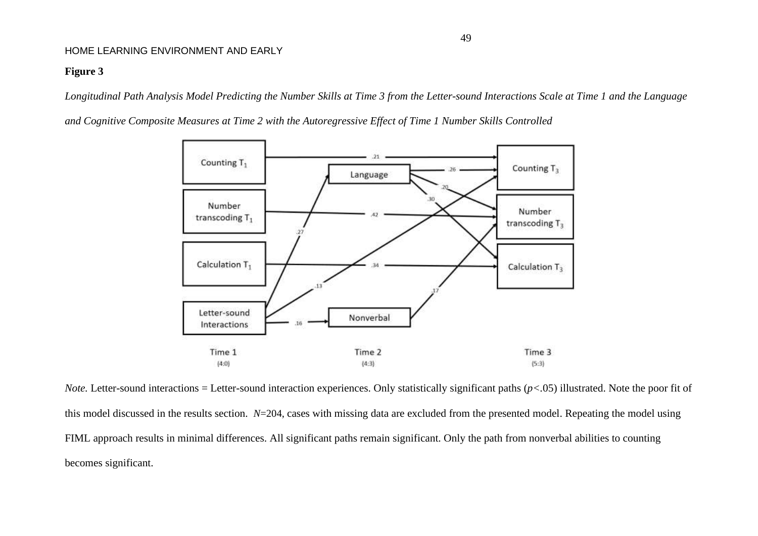**Figure 3**

*Longitudinal Path Analysis Model Predicting the Number Skills at Time 3 from the Letter-sound Interactions Scale at Time 1 and the Language and Cognitive Composite Measures at Time 2 with the Autoregressive Effect of Time 1 Number Skills Controlled*

*Note.* Letter-sound interactions = Letter-sound interaction experiences. Only statistically significant paths ($p<.05$) illustrated. Note the poor fit of this model discussed in the results section. $N$=204, cases with missing data are excluded from the presented model. Repeating the model using FIML approach results in minimal differences. All significant paths remain significant. Only the path from nonverbal abilities to counting becomes significant.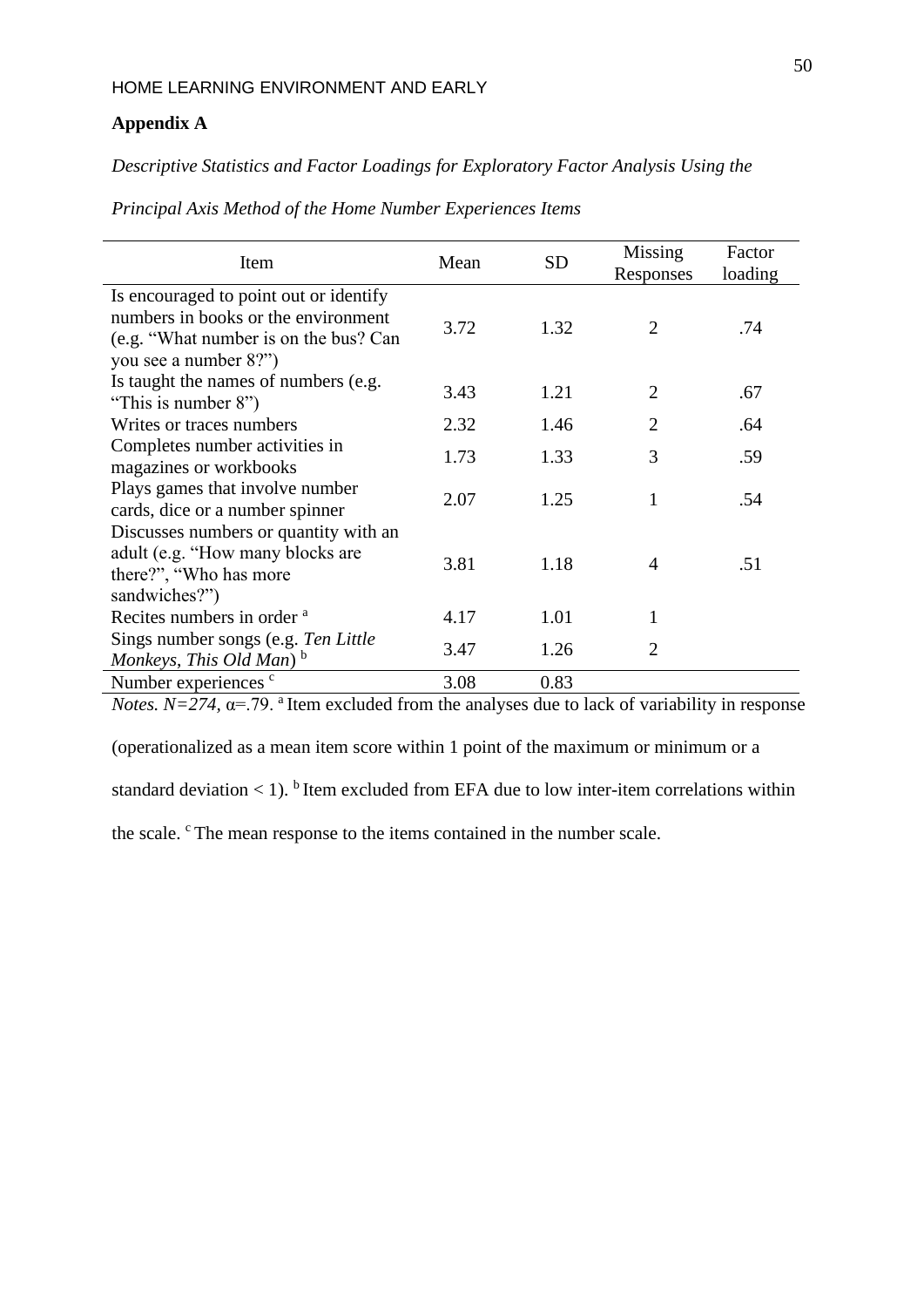## Appendix A

*Descriptive Statistics and Factor Loadings for Exploratory Factor Analysis Using the Principal Axis Method of the Home Number Experiences Items*

| Item | Mean | SD | Missing Responses | Factor loading |
|---|---|---|---|---|
| Is encouraged to point out or identify numbers in books or the environment (e.g. "What number is on the bus? Can you see a number 8?") | 3.72 | 1.32 | 2 | .74 |
| Is taught the names of numbers (e.g. "This is number 8") | 3.43 | 1.21 | 2 | .67 |
| Writes or traces numbers | 2.32 | 1.46 | 2 | .64 |
| Completes number activities in magazines or workbooks | 1.73 | 1.33 | 3 | .59 |
| Plays games that involve number cards, dice or a number spinner | 2.07 | 1.25 | 1 | .54 |
| Discusses numbers or quantity with an adult (e.g. "How many blocks are there?", "Who has more sandwiches?") | 3.81 | 1.18 | 4 | .51 |
| Recites numbers in order [a] | 4.17 | 1.01 | 1 | |
| Sings number songs (e.g. *Ten Little Monkeys*, *This Old Man*) [b] | 3.47 | 1.26 | 2 | |
| Number experiences [c] | 3.08 | 0.83 | | |

*Notes. N=274,* α=.79. [a] Item excluded from the analyses due to lack of variability in response (operationalized as a mean item score within 1 point of the maximum or minimum or a standard deviation < 1). [b] Item excluded from EFA due to low inter-item correlations within the scale. [c] The mean response to the items contained in the number scale.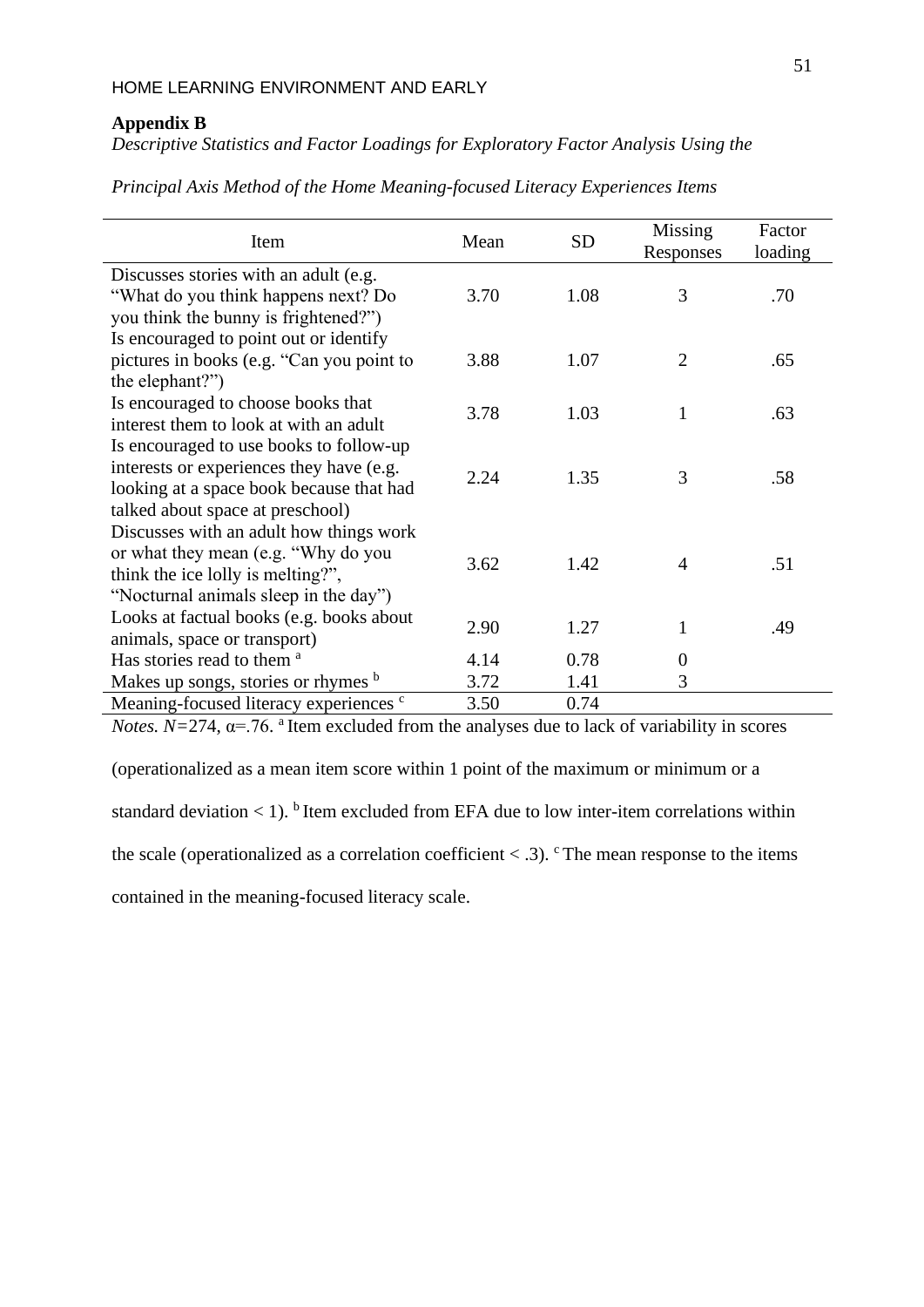**Appendix B**

*Descriptive Statistics and Factor Loadings for Exploratory Factor Analysis Using the Principal Axis Method of the Home Meaning-focused Literacy Experiences Items*

| Item | Mean | SD | Missing Responses | Factor loading |
|---|---|---|---|---|
| Discusses stories with an adult (e.g. "What do you think happens next? Do you think the bunny is frightened?") | 3.70 | 1.08 | 3 | .70 |
| Is encouraged to point out or identify pictures in books (e.g. "Can you point to the elephant?") | 3.88 | 1.07 | 2 | .65 |
| Is encouraged to choose books that interest them to look at with an adult | 3.78 | 1.03 | 1 | .63 |
| Is encouraged to use books to follow-up interests or experiences they have (e.g. looking at a space book because that had talked about space at preschool) | 2.24 | 1.35 | 3 | .58 |
| Discusses with an adult how things work or what they mean (e.g. "Why do you think the ice lolly is melting?", "Nocturnal animals sleep in the day") | 3.62 | 1.42 | 4 | .51 |
| Looks at factual books (e.g. books about animals, space or transport) | 2.90 | 1.27 | 1 | .49 |
| Has stories read to them [a] | 4.14 | 0.78 | 0 | |
| Makes up songs, stories or rhymes [b] | 3.72 | 1.41 | 3 | |
| Meaning-focused literacy experiences [c] | 3.50 | 0.74 | | |

*Notes. N*=274, α=.76. [a] Item excluded from the analyses due to lack of variability in scores (operationalized as a mean item score within 1 point of the maximum or minimum or a standard deviation < 1). [b] Item excluded from EFA due to low inter-item correlations within the scale (operationalized as a correlation coefficient < .3). [c] The mean response to the items contained in the meaning-focused literacy scale.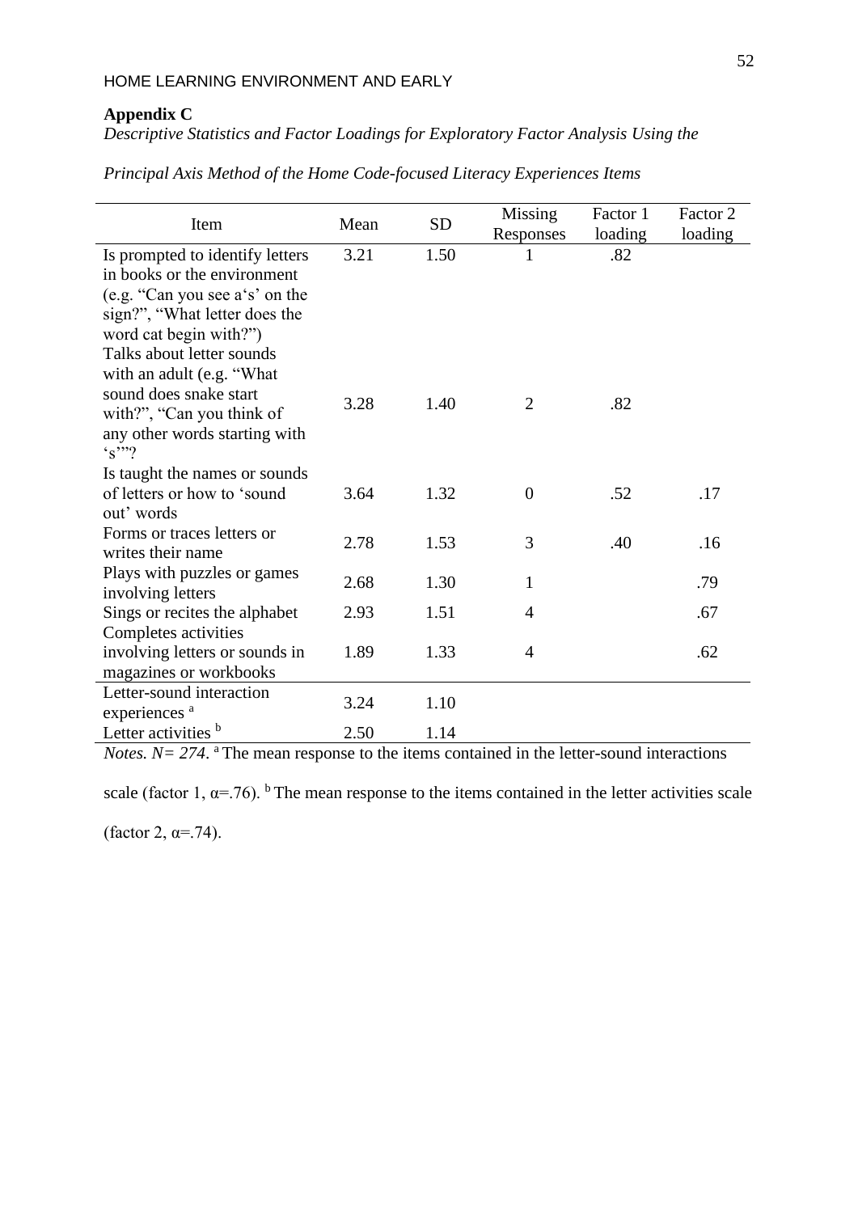**Appendix C**

*Descriptive Statistics and Factor Loadings for Exploratory Factor Analysis Using the Principal Axis Method of the Home Code-focused Literacy Experiences Items*

| Item | Mean | SD | Missing Responses | Factor 1 loading | Factor 2 loading |
|---|---|---|---|---|---|
| Is prompted to identify letters in books or the environment (e.g. "Can you see a's' on the sign?", "What letter does the word cat begin with?") | 3.21 | 1.50 | 1 | .82 | |
| Talks about letter sounds with an adult (e.g. "What sound does snake start with?", "Can you think of any other words starting with 's'"? | 3.28 | 1.40 | 2 | .82 | |
| Is taught the names or sounds of letters or how to 'sound out' words | 3.64 | 1.32 | 0 | .52 | .17 |
| Forms or traces letters or writes their name | 2.78 | 1.53 | 3 | .40 | .16 |
| Plays with puzzles or games involving letters | 2.68 | 1.30 | 1 | | .79 |
| Sings or recites the alphabet | 2.93 | 1.51 | 4 | | .67 |
| Completes activities involving letters or sounds in magazines or workbooks | 1.89 | 1.33 | 4 | | .62 |
| Letter-sound interaction experiences [a] | 3.24 | 1.10 | | | |
| Letter activities [b] | 2.50 | 1.14 | | | |

*Notes. N= 274.* [a] The mean response to the items contained in the letter-sound interactions scale (factor 1, α=.76). [b] The mean response to the items contained in the letter activities scale (factor 2, α=.74).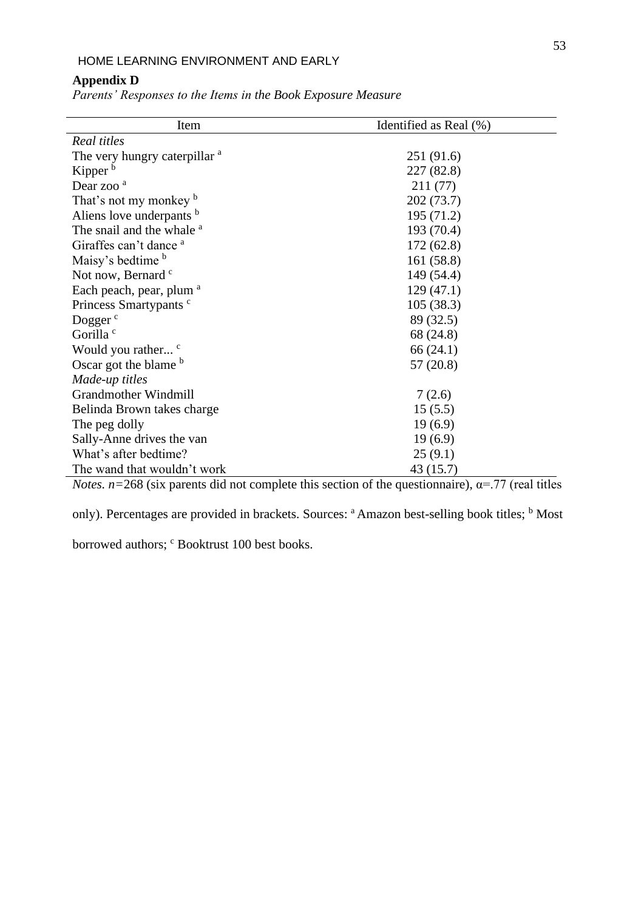**Appendix D**

*Parents' Responses to the Items in the Book Exposure Measure*

| Item | Identified as Real (%) |
|---|---|
| *Real titles* | |
| The very hungry caterpillar [a] | 251 (91.6) |
| Kipper [b] | 227 (82.8) |
| Dear zoo [a] | 211 (77) |
| That's not my monkey [b] | 202 (73.7) |
| Aliens love underpants [b] | 195 (71.2) |
| The snail and the whale [a] | 193 (70.4) |
| Giraffes can't dance [a] | 172 (62.8) |
| Maisy's bedtime [b] | 161 (58.8) |
| Not now, Bernard [c] | 149 (54.4) |
| Each peach, pear, plum [a] | 129 (47.1) |
| Princess Smartypants [c] | 105 (38.3) |
| Dogger [c] | 89 (32.5) |
| Gorilla [c] | 68 (24.8) |
| Would you rather... [c] | 66 (24.1) |
| Oscar got the blame [b] | 57 (20.8) |
| *Made-up titles* | |
| Grandmother Windmill | 7 (2.6) |
| Belinda Brown takes charge | 15 (5.5) |
| The peg dolly | 19 (6.9) |
| Sally-Anne drives the van | 19 (6.9) |
| What's after bedtime? | 25 (9.1) |
| The wand that wouldn't work | 43 (15.7) |

*Notes.* $n$=268 (six parents did not complete this section of the questionnaire), $\alpha$=.77 (real titles only). Percentages are provided in brackets. Sources: [a] Amazon best-selling book titles; [b] Most borrowed authors; [c] Booktrust 100 best books.